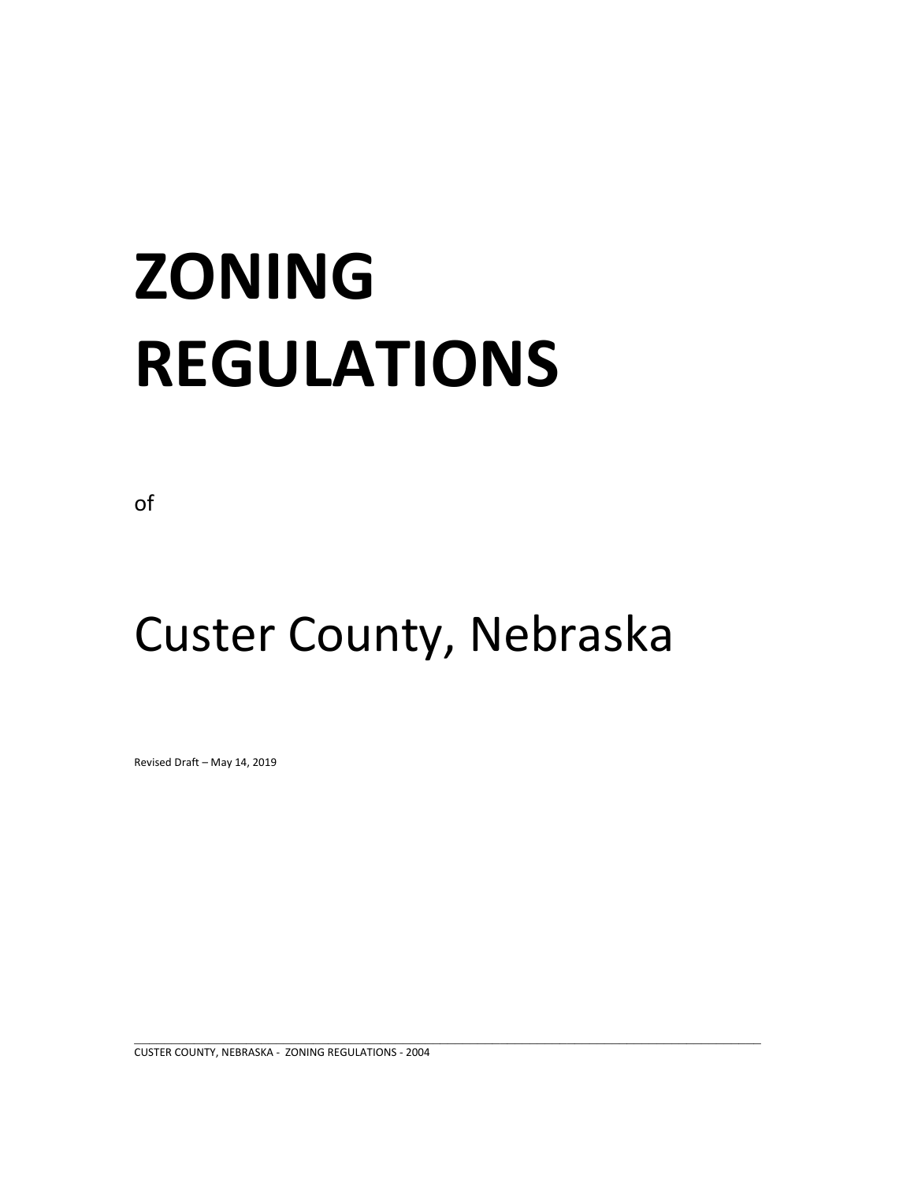# ZONING REGULATIONS

of

# Custer County, Nebraska

Revised Draft – May 14, 2019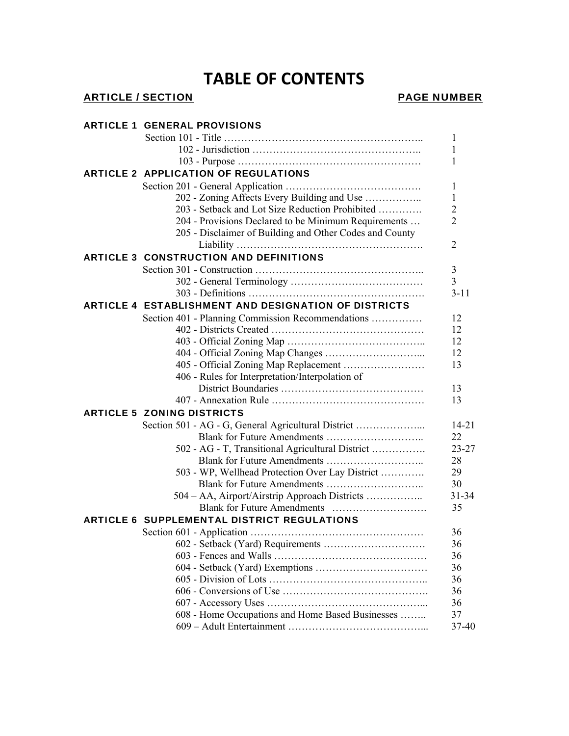# TABLE OF CONTENTS

| ARTICLE / SECTION | PAGE NUMBER |
|---|---|
| **ARTICLE 1 GENERAL PROVISIONS** | |
| Section 101 - Title | 1 |
| 102 - Jurisdiction | 1 |
| 103 - Purpose | 1 |
| **ARTICLE 2 APPLICATION OF REGULATIONS** | |
| Section 201 - General Application | 1 |
| 202 - Zoning Affects Every Building and Use | 1 |
| 203 - Setback and Lot Size Reduction Prohibited | 2 |
| 204 - Provisions Declared to be Minimum Requirements | 2 |
| 205 - Disclaimer of Building and Other Codes and County Liability | 2 |
| **ARTICLE 3 CONSTRUCTION AND DEFINITIONS** | |
| Section 301 - Construction | 3 |
| 302 - General Terminology | 3 |
| 303 - Definitions | 3-11 |
| **ARTICLE 4 ESTABLISHMENT AND DESIGNATION OF DISTRICTS** | |
| Section 401 - Planning Commission Recommendations | 12 |
| 402 - Districts Created | 12 |
| 403 - Official Zoning Map | 12 |
| 404 - Official Zoning Map Changes | 12 |
| 405 - Official Zoning Map Replacement | 13 |
| 406 - Rules for Interpretation/Interpolation of District Boundaries | 13 |
| 407 - Annexation Rule | 13 |
| **ARTICLE 5 ZONING DISTRICTS** | |
| Section 501 - AG - G, General Agricultural District | 14-21 |
| Blank for Future Amendments | 22 |
| 502 - AG - T, Transitional Agricultural District | 23-27 |
| Blank for Future Amendments | 28 |
| 503 - WP, Wellhead Protection Over Lay District | 29 |
| Blank for Future Amendments | 30 |
| 504 – AA, Airport/Airstrip Approach Districts | 31-34 |
| Blank for Future Amendments | 35 |
| **ARTICLE 6 SUPPLEMENTAL DISTRICT REGULATIONS** | |
| Section 601 - Application | 36 |
| 602 - Setback (Yard) Requirements | 36 |
| 603 - Fences and Walls | 36 |
| 604 - Setback (Yard) Exemptions | 36 |
| 605 - Division of Lots | 36 |
| 606 - Conversions of Use | 36 |
| 607 - Accessory Uses | 36 |
| 608 - Home Occupations and Home Based Businesses | 37 |
| 609 – Adult Entertainment | 37-40 |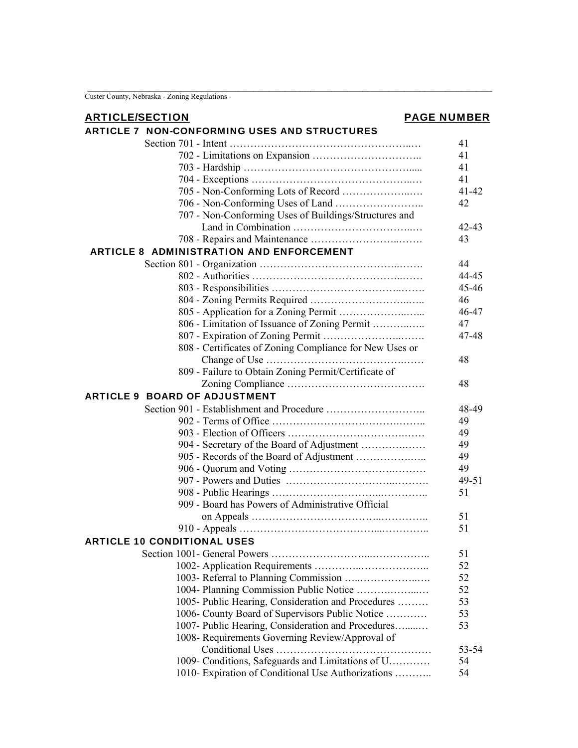| ARTICLE/SECTION | PAGE NUMBER |
|---|---|
| **ARTICLE 7 NON-CONFORMING USES AND STRUCTURES** | |
| Section 701 - Intent | 41 |
| 702 - Limitations on Expansion | 41 |
| 703 - Hardship | 41 |
| 704 - Exceptions | 41 |
| 705 - Non-Conforming Lots of Record | 41-42 |
| 706 - Non-Conforming Uses of Land | 42 |
| 707 - Non-Conforming Uses of Buildings/Structures and Land in Combination | 42-43 |
| 708 - Repairs and Maintenance | 43 |
| **ARTICLE 8 ADMINISTRATION AND ENFORCEMENT** | |
| Section 801 - Organization | 44 |
| 802 - Authorities | 44-45 |
| 803 - Responsibilities | 45-46 |
| 804 - Zoning Permits Required | 46 |
| 805 - Application for a Zoning Permit | 46-47 |
| 806 - Limitation of Issuance of Zoning Permit | 47 |
| 807 - Expiration of Zoning Permit | 47-48 |
| 808 - Certificates of Zoning Compliance for New Uses or Change of Use | 48 |
| 809 - Failure to Obtain Zoning Permit/Certificate of Zoning Compliance | 48 |
| **ARTICLE 9 BOARD OF ADJUSTMENT** | |
| Section 901 - Establishment and Procedure | 48-49 |
| 902 - Terms of Office | 49 |
| 903 - Election of Officers | 49 |
| 904 - Secretary of the Board of Adjustment | 49 |
| 905 - Records of the Board of Adjustment | 49 |
| 906 - Quorum and Voting | 49 |
| 907 - Powers and Duties | 49-51 |
| 908 - Public Hearings | 51 |
| 909 - Board has Powers of Administrative Official on Appeals | 51 |
| 910 - Appeals | 51 |
| **ARTICLE 10 CONDITIONAL USES** | |
| Section 1001- General Powers | 51 |
| 1002- Application Requirements | 52 |
| 1003- Referral to Planning Commission | 52 |
| 1004- Planning Commission Public Notice | 52 |
| 1005- Public Hearing, Consideration and Procedures | 53 |
| 1006- County Board of Supervisors Public Notice | 53 |
| 1007- Public Hearing, Consideration and Procedures | 53 |
| 1008- Requirements Governing Review/Approval of Conditional Uses | 53-54 |
| 1009- Conditions, Safeguards and Limitations of U | 54 |
| 1010- Expiration of Conditional Use Authorizations | 54 |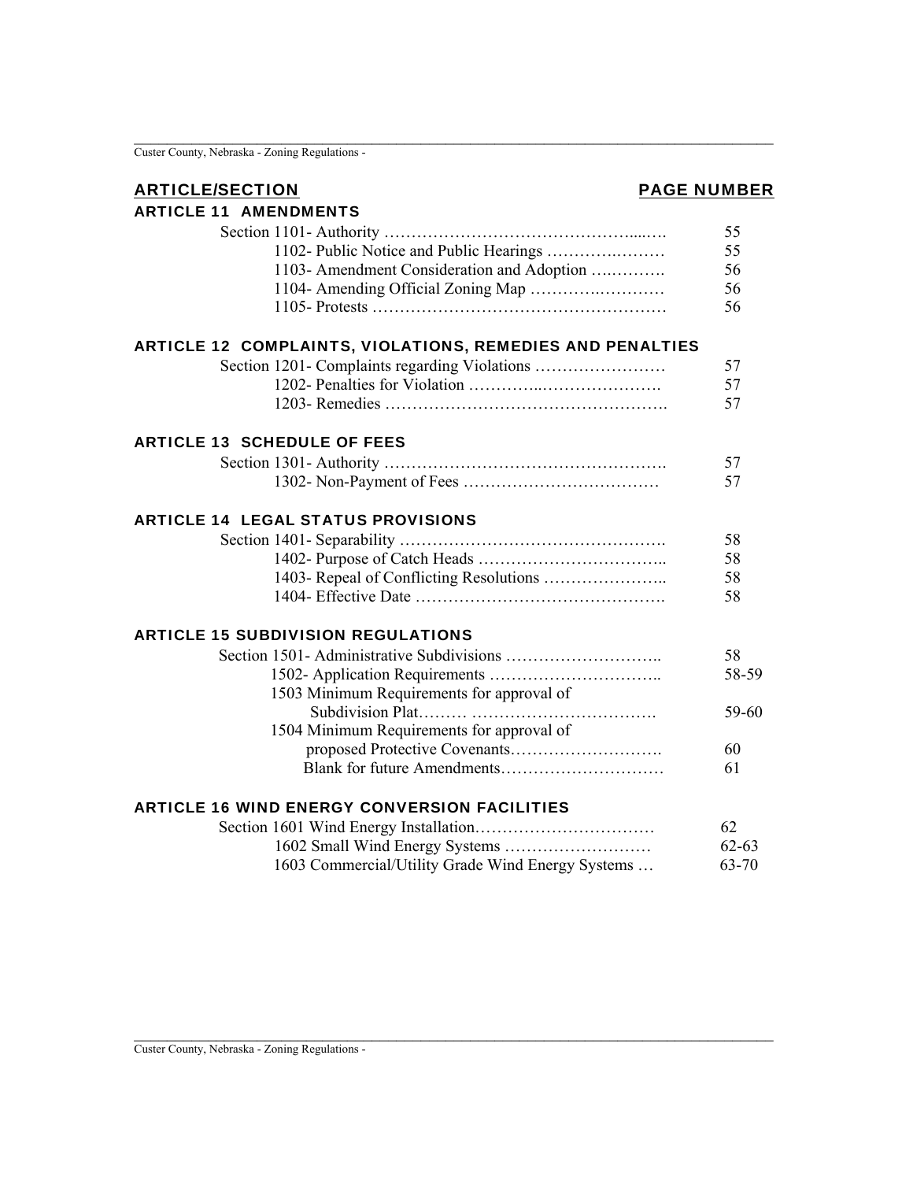| ARTICLE/SECTION | PAGE NUMBER |
|---|---|
| **ARTICLE 11 AMENDMENTS** | |
| Section 1101- Authority | 55 |
| 1102- Public Notice and Public Hearings | 55 |
| 1103- Amendment Consideration and Adoption | 56 |
| 1104- Amending Official Zoning Map | 56 |
| 1105- Protests | 56 |
| **ARTICLE 12 COMPLAINTS, VIOLATIONS, REMEDIES AND PENALTIES** | |
| Section 1201- Complaints regarding Violations | 57 |
| 1202- Penalties for Violation | 57 |
| 1203- Remedies | 57 |
| **ARTICLE 13 SCHEDULE OF FEES** | |
| Section 1301- Authority | 57 |
| 1302- Non-Payment of Fees | 57 |
| **ARTICLE 14 LEGAL STATUS PROVISIONS** | |
| Section 1401- Separability | 58 |
| 1402- Purpose of Catch Heads | 58 |
| 1403- Repeal of Conflicting Resolutions | 58 |
| 1404- Effective Date | 58 |
| **ARTICLE 15 SUBDIVISION REGULATIONS** | |
| Section 1501- Administrative Subdivisions | 58 |
| 1502- Application Requirements | 58-59 |
| 1503 Minimum Requirements for approval of Subdivision Plat | 59-60 |
| 1504 Minimum Requirements for approval of proposed Protective Covenants | 60 |
| Blank for future Amendments | 61 |
| **ARTICLE 16 WIND ENERGY CONVERSION FACILITIES** | |
| Section 1601 Wind Energy Installation | 62 |
| 1602 Small Wind Energy Systems | 62-63 |
| 1603 Commercial/Utility Grade Wind Energy Systems | 63-70 |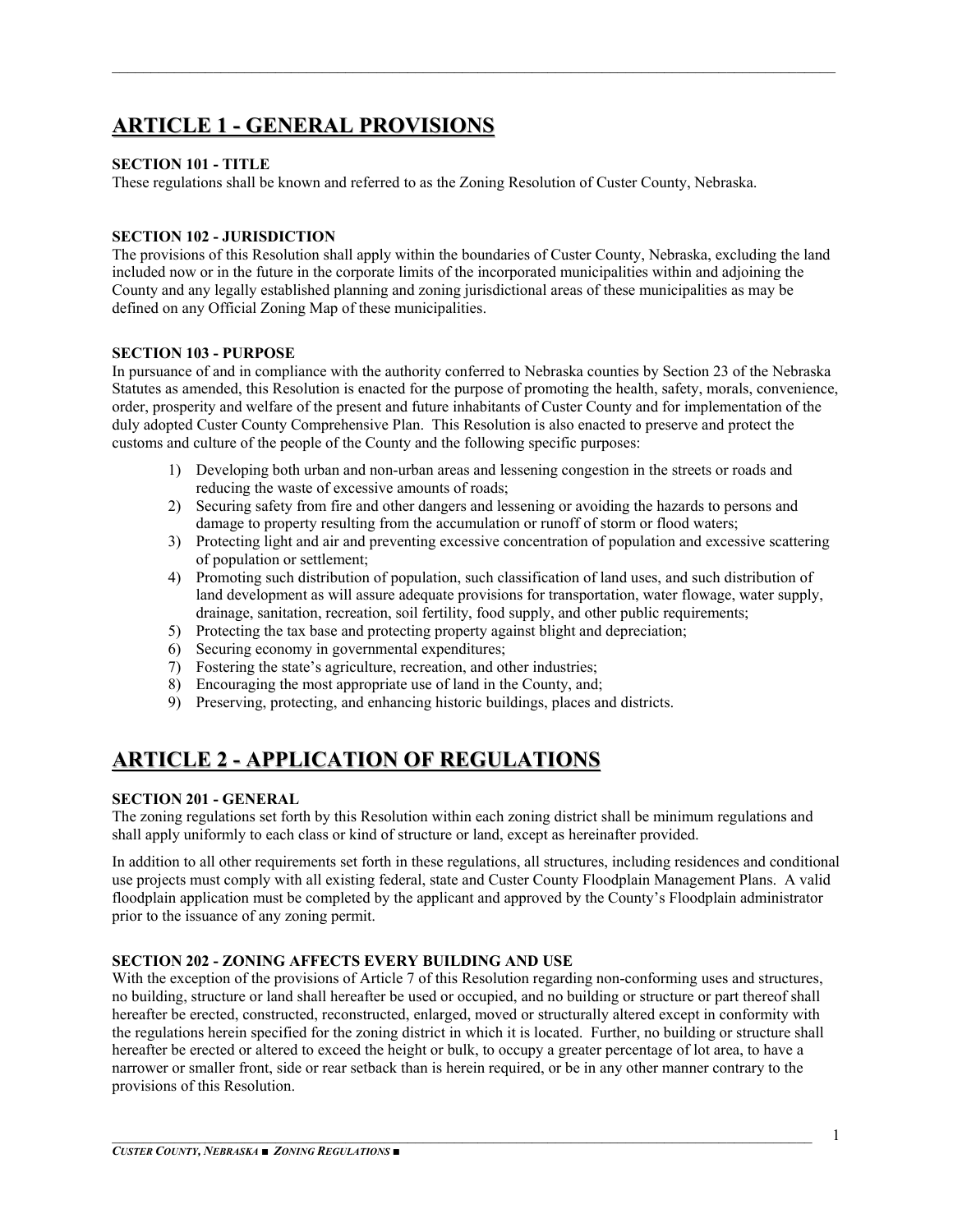# ARTICLE 1 - GENERAL PROVISIONS

**SECTION 101 - TITLE**
These regulations shall be known and referred to as the Zoning Resolution of Custer County, Nebraska.

**SECTION 102 - JURISDICTION**
The provisions of this Resolution shall apply within the boundaries of Custer County, Nebraska, excluding the land included now or in the future in the corporate limits of the incorporated municipalities within and adjoining the County and any legally established planning and zoning jurisdictional areas of these municipalities as may be defined on any Official Zoning Map of these municipalities.

**SECTION 103 - PURPOSE**
In pursuance of and in compliance with the authority conferred to Nebraska counties by Section 23 of the Nebraska Statutes as amended, this Resolution is enacted for the purpose of promoting the health, safety, morals, convenience, order, prosperity and welfare of the present and future inhabitants of Custer County and for implementation of the duly adopted Custer County Comprehensive Plan. This Resolution is also enacted to preserve and protect the customs and culture of the people of the County and the following specific purposes:

1) Developing both urban and non-urban areas and lessening congestion in the streets or roads and reducing the waste of excessive amounts of roads;
2) Securing safety from fire and other dangers and lessening or avoiding the hazards to persons and damage to property resulting from the accumulation or runoff of storm or flood waters;
3) Protecting light and air and preventing excessive concentration of population and excessive scattering of population or settlement;
4) Promoting such distribution of population, such classification of land uses, and such distribution of land development as will assure adequate provisions for transportation, water flowage, water supply, drainage, sanitation, recreation, soil fertility, food supply, and other public requirements;
5) Protecting the tax base and protecting property against blight and depreciation;
6) Securing economy in governmental expenditures;
7) Fostering the state's agriculture, recreation, and other industries;
8) Encouraging the most appropriate use of land in the County, and;
9) Preserving, protecting, and enhancing historic buildings, places and districts.

# ARTICLE 2 - APPLICATION OF REGULATIONS

**SECTION 201 - GENERAL**
The zoning regulations set forth by this Resolution within each zoning district shall be minimum regulations and shall apply uniformly to each class or kind of structure or land, except as hereinafter provided.

In addition to all other requirements set forth in these regulations, all structures, including residences and conditional use projects must comply with all existing federal, state and Custer County Floodplain Management Plans. A valid floodplain application must be completed by the applicant and approved by the County's Floodplain administrator prior to the issuance of any zoning permit.

**SECTION 202 - ZONING AFFECTS EVERY BUILDING AND USE**
With the exception of the provisions of Article 7 of this Resolution regarding non-conforming uses and structures, no building, structure or land shall hereafter be used or occupied, and no building or structure or part thereof shall hereafter be erected, constructed, reconstructed, enlarged, moved or structurally altered except in conformity with the regulations herein specified for the zoning district in which it is located. Further, no building or structure shall hereafter be erected or altered to exceed the height or bulk, to occupy a greater percentage of lot area, to have a narrower or smaller front, side or rear setback than is herein required, or be in any other manner contrary to the provisions of this Resolution.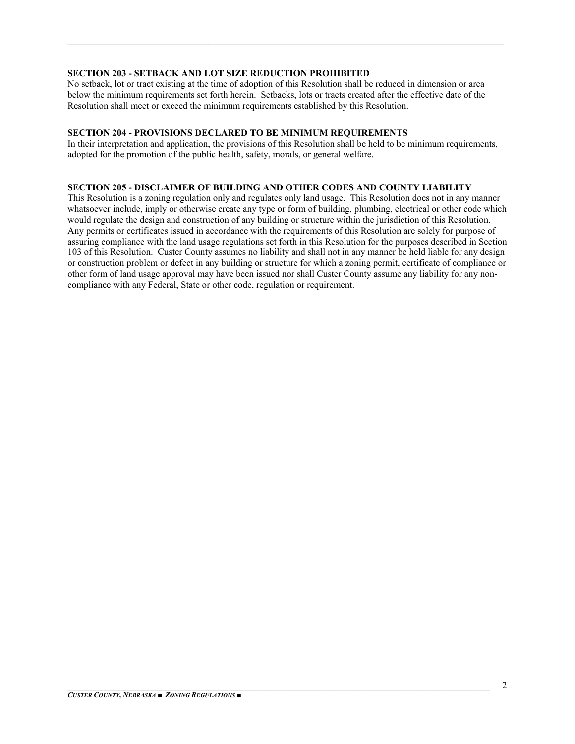### SECTION 203 - SETBACK AND LOT SIZE REDUCTION PROHIBITED

No setback, lot or tract existing at the time of adoption of this Resolution shall be reduced in dimension or area below the minimum requirements set forth herein. Setbacks, lots or tracts created after the effective date of the Resolution shall meet or exceed the minimum requirements established by this Resolution.

### SECTION 204 - PROVISIONS DECLARED TO BE MINIMUM REQUIREMENTS

In their interpretation and application, the provisions of this Resolution shall be held to be minimum requirements, adopted for the promotion of the public health, safety, morals, or general welfare.

### SECTION 205 - DISCLAIMER OF BUILDING AND OTHER CODES AND COUNTY LIABILITY

This Resolution is a zoning regulation only and regulates only land usage. This Resolution does not in any manner whatsoever include, imply or otherwise create any type or form of building, plumbing, electrical or other code which would regulate the design and construction of any building or structure within the jurisdiction of this Resolution. Any permits or certificates issued in accordance with the requirements of this Resolution are solely for purpose of assuring compliance with the land usage regulations set forth in this Resolution for the purposes described in Section 103 of this Resolution. Custer County assumes no liability and shall not in any manner be held liable for any design or construction problem or defect in any building or structure for which a zoning permit, certificate of compliance or other form of land usage approval may have been issued nor shall Custer County assume any liability for any non-compliance with any Federal, State or other code, regulation or requirement.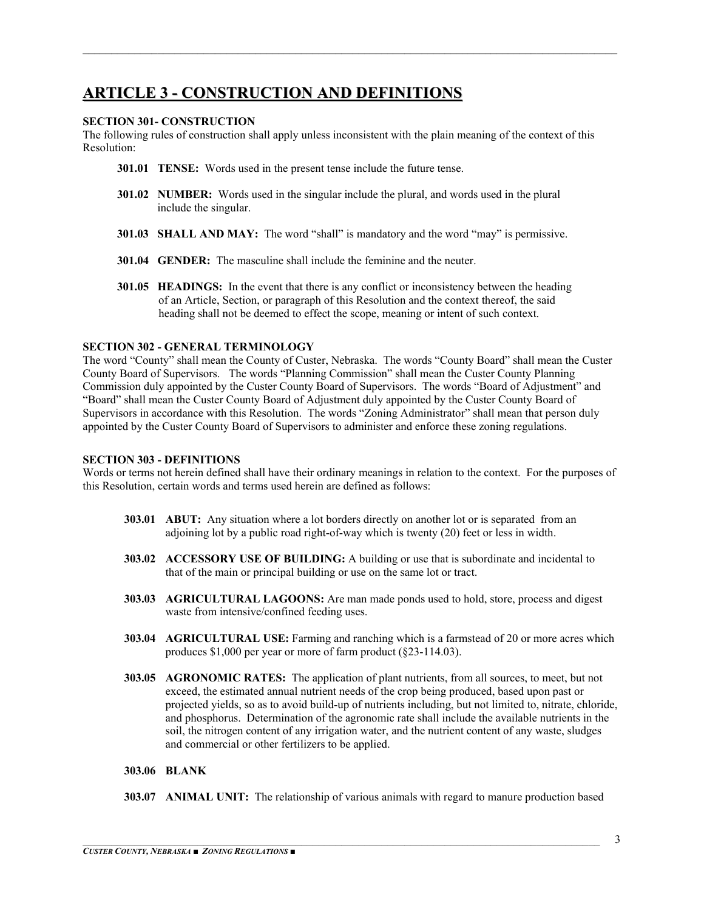# ARTICLE 3 - CONSTRUCTION AND DEFINITIONS

**SECTION 301- CONSTRUCTION**

The following rules of construction shall apply unless inconsistent with the plain meaning of the context of this Resolution:

**301.01 TENSE:** Words used in the present tense include the future tense.

**301.02 NUMBER:** Words used in the singular include the plural, and words used in the plural include the singular.

**301.03 SHALL AND MAY:** The word "shall" is mandatory and the word "may" is permissive.

**301.04 GENDER:** The masculine shall include the feminine and the neuter.

**301.05 HEADINGS:** In the event that there is any conflict or inconsistency between the heading of an Article, Section, or paragraph of this Resolution and the context thereof, the said heading shall not be deemed to effect the scope, meaning or intent of such context.

**SECTION 302 - GENERAL TERMINOLOGY**

The word "County" shall mean the County of Custer, Nebraska. The words "County Board" shall mean the Custer County Board of Supervisors. The words "Planning Commission" shall mean the Custer County Planning Commission duly appointed by the Custer County Board of Supervisors. The words "Board of Adjustment" and "Board" shall mean the Custer County Board of Adjustment duly appointed by the Custer County Board of Supervisors in accordance with this Resolution. The words "Zoning Administrator" shall mean that person duly appointed by the Custer County Board of Supervisors to administer and enforce these zoning regulations.

**SECTION 303 - DEFINITIONS**

Words or terms not herein defined shall have their ordinary meanings in relation to the context. For the purposes of this Resolution, certain words and terms used herein are defined as follows:

**303.01 ABUT:** Any situation where a lot borders directly on another lot or is separated from an adjoining lot by a public road right-of-way which is twenty (20) feet or less in width.

**303.02 ACCESSORY USE OF BUILDING:** A building or use that is subordinate and incidental to that of the main or principal building or use on the same lot or tract.

**303.03 AGRICULTURAL LAGOONS:** Are man made ponds used to hold, store, process and digest waste from intensive/confined feeding uses.

**303.04 AGRICULTURAL USE:** Farming and ranching which is a farmstead of 20 or more acres which produces $1,000 per year or more of farm product (§23-114.03).

**303.05 AGRONOMIC RATES:** The application of plant nutrients, from all sources, to meet, but not exceed, the estimated annual nutrient needs of the crop being produced, based upon past or projected yields, so as to avoid build-up of nutrients including, but not limited to, nitrate, chloride, and phosphorus. Determination of the agronomic rate shall include the available nutrients in the soil, the nitrogen content of any irrigation water, and the nutrient content of any waste, sludges and commercial or other fertilizers to be applied.

**303.06 BLANK**

**303.07 ANIMAL UNIT:** The relationship of various animals with regard to manure production based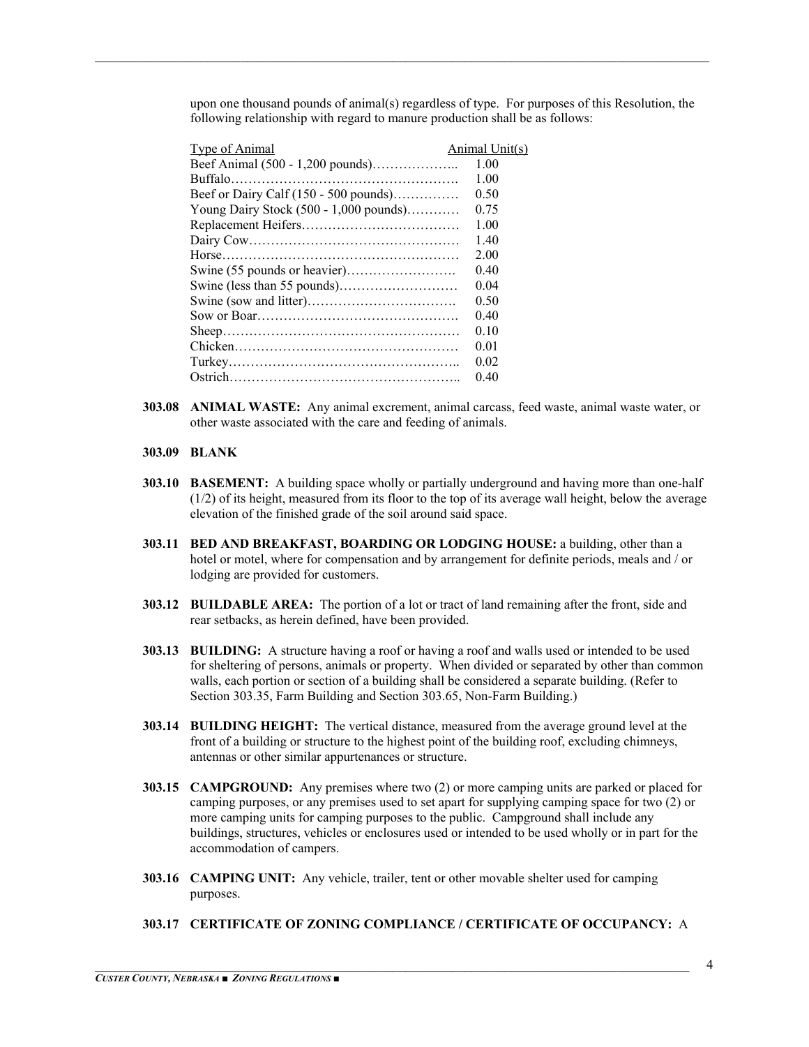upon one thousand pounds of animal(s) regardless of type. For purposes of this Resolution, the following relationship with regard to manure production shall be as follows:

| Type of Animal | Animal Unit(s) |
|---|---|
| Beef Animal (500 - 1,200 pounds) | 1.00 |
| Buffalo | 1.00 |
| Beef or Dairy Calf (150 - 500 pounds) | 0.50 |
| Young Dairy Stock (500 - 1,000 pounds) | 0.75 |
| Replacement Heifers | 1.00 |
| Dairy Cow | 1.40 |
| Horse | 2.00 |
| Swine (55 pounds or heavier) | 0.40 |
| Swine (less than 55 pounds) | 0.04 |
| Swine (sow and litter) | 0.50 |
| Sow or Boar | 0.40 |
| Sheep | 0.10 |
| Chicken | 0.01 |
| Turkey | 0.02 |
| Ostrich | 0.40 |

**303.08 ANIMAL WASTE:** Any animal excrement, animal carcass, feed waste, animal waste water, or other waste associated with the care and feeding of animals.

**303.09 BLANK**

**303.10 BASEMENT:** A building space wholly or partially underground and having more than one-half (1/2) of its height, measured from its floor to the top of its average wall height, below the average elevation of the finished grade of the soil around said space.

**303.11 BED AND BREAKFAST, BOARDING OR LODGING HOUSE:** a building, other than a hotel or motel, where for compensation and by arrangement for definite periods, meals and / or lodging are provided for customers.

**303.12 BUILDABLE AREA:** The portion of a lot or tract of land remaining after the front, side and rear setbacks, as herein defined, have been provided.

**303.13 BUILDING:** A structure having a roof or having a roof and walls used or intended to be used for sheltering of persons, animals or property. When divided or separated by other than common walls, each portion or section of a building shall be considered a separate building. (Refer to Section 303.35, Farm Building and Section 303.65, Non-Farm Building.)

**303.14 BUILDING HEIGHT:** The vertical distance, measured from the average ground level at the front of a building or structure to the highest point of the building roof, excluding chimneys, antennas or other similar appurtenances or structure.

**303.15 CAMPGROUND:** Any premises where two (2) or more camping units are parked or placed for camping purposes, or any premises used to set apart for supplying camping space for two (2) or more camping units for camping purposes to the public. Campground shall include any buildings, structures, vehicles or enclosures used or intended to be used wholly or in part for the accommodation of campers.

**303.16 CAMPING UNIT:** Any vehicle, trailer, tent or other movable shelter used for camping purposes.

**303.17 CERTIFICATE OF ZONING COMPLIANCE / CERTIFICATE OF OCCUPANCY:** A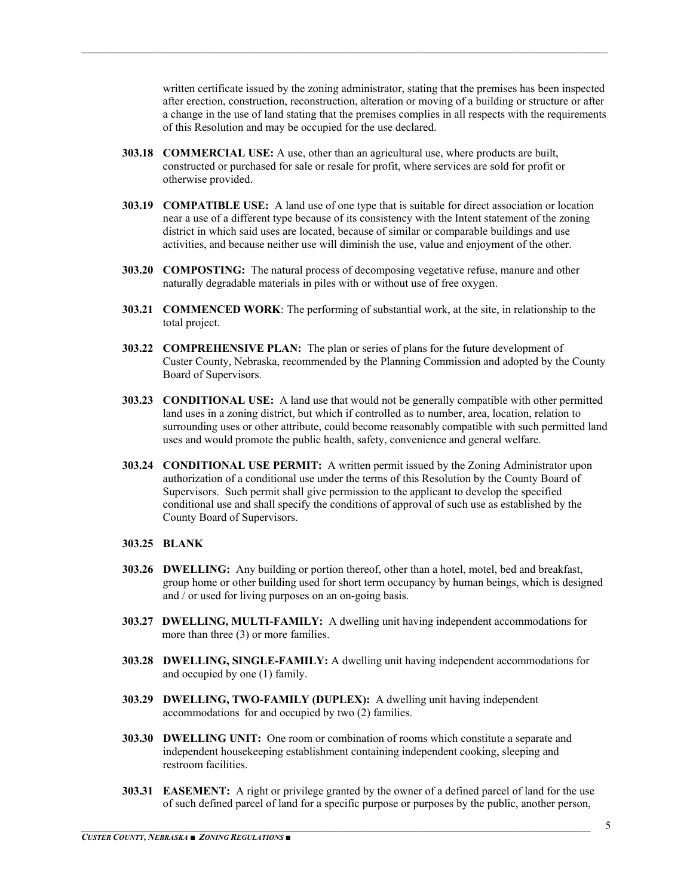written certificate issued by the zoning administrator, stating that the premises has been inspected after erection, construction, reconstruction, alteration or moving of a building or structure or after a change in the use of land stating that the premises complies in all respects with the requirements of this Resolution and may be occupied for the use declared.

**303.18 COMMERCIAL USE:** A use, other than an agricultural use, where products are built, constructed or purchased for sale or resale for profit, where services are sold for profit or otherwise provided.

**303.19 COMPATIBLE USE:** A land use of one type that is suitable for direct association or location near a use of a different type because of its consistency with the Intent statement of the zoning district in which said uses are located, because of similar or comparable buildings and use activities, and because neither use will diminish the use, value and enjoyment of the other.

**303.20 COMPOSTING:** The natural process of decomposing vegetative refuse, manure and other naturally degradable materials in piles with or without use of free oxygen.

**303.21 COMMENCED WORK**: The performing of substantial work, at the site, in relationship to the total project.

**303.22 COMPREHENSIVE PLAN:** The plan or series of plans for the future development of Custer County, Nebraska, recommended by the Planning Commission and adopted by the County Board of Supervisors.

**303.23 CONDITIONAL USE:** A land use that would not be generally compatible with other permitted land uses in a zoning district, but which if controlled as to number, area, location, relation to surrounding uses or other attribute, could become reasonably compatible with such permitted land uses and would promote the public health, safety, convenience and general welfare.

**303.24 CONDITIONAL USE PERMIT:** A written permit issued by the Zoning Administrator upon authorization of a conditional use under the terms of this Resolution by the County Board of Supervisors. Such permit shall give permission to the applicant to develop the specified conditional use and shall specify the conditions of approval of such use as established by the County Board of Supervisors.

**303.25 BLANK**

**303.26 DWELLING:** Any building or portion thereof, other than a hotel, motel, bed and breakfast, group home or other building used for short term occupancy by human beings, which is designed and / or used for living purposes on an on-going basis.

**303.27 DWELLING, MULTI-FAMILY:** A dwelling unit having independent accommodations for more than three (3) or more families.

**303.28 DWELLING, SINGLE-FAMILY:** A dwelling unit having independent accommodations for and occupied by one (1) family.

**303.29 DWELLING, TWO-FAMILY (DUPLEX):** A dwelling unit having independent accommodations for and occupied by two (2) families.

**303.30 DWELLING UNIT:** One room or combination of rooms which constitute a separate and independent housekeeping establishment containing independent cooking, sleeping and restroom facilities.

**303.31 EASEMENT:** A right or privilege granted by the owner of a defined parcel of land for the use of such defined parcel of land for a specific purpose or purposes by the public, another person,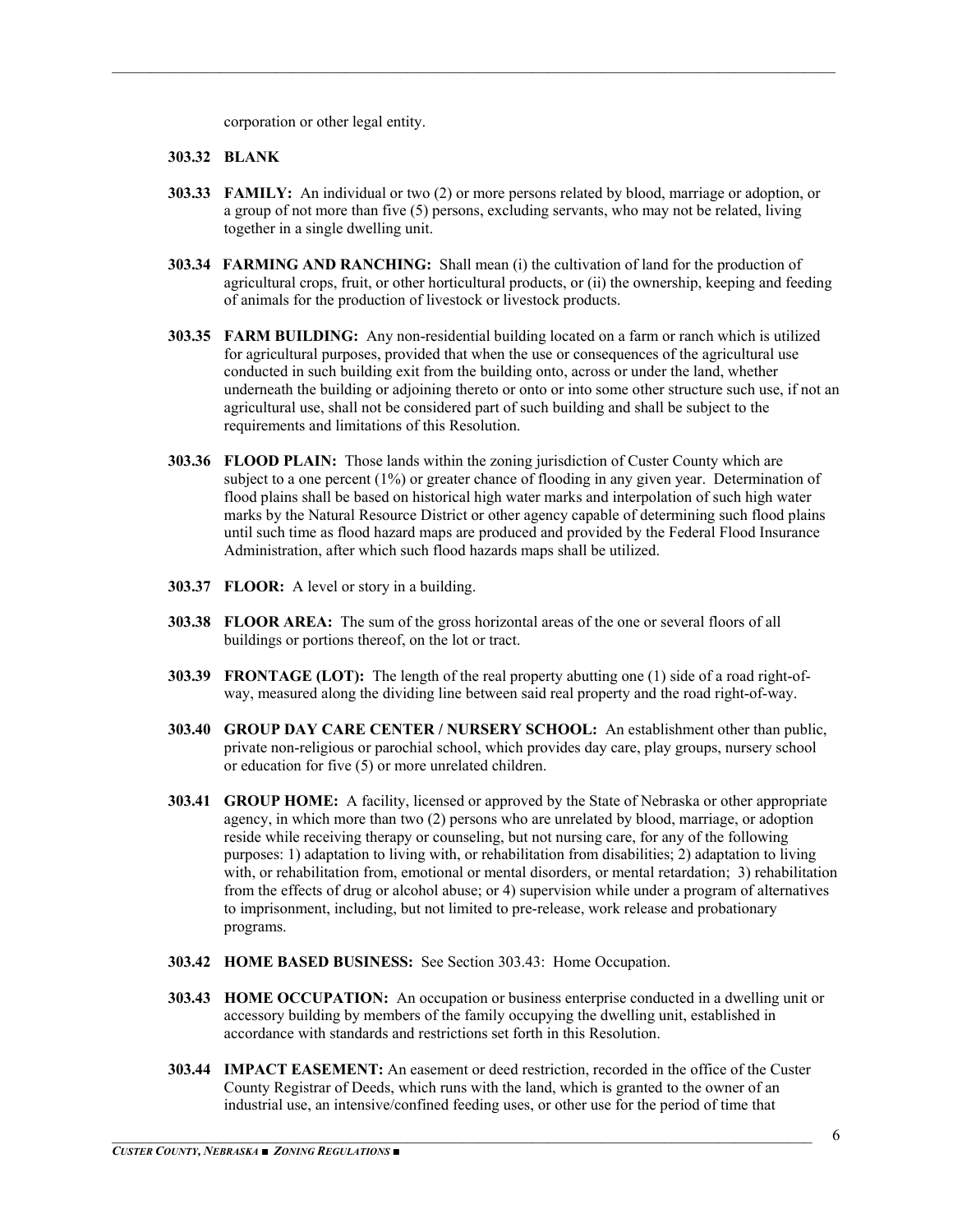corporation or other legal entity.

**303.32 BLANK**

**303.33 FAMILY:** An individual or two (2) or more persons related by blood, marriage or adoption, or a group of not more than five (5) persons, excluding servants, who may not be related, living together in a single dwelling unit.

**303.34 FARMING AND RANCHING:** Shall mean (i) the cultivation of land for the production of agricultural crops, fruit, or other horticultural products, or (ii) the ownership, keeping and feeding of animals for the production of livestock or livestock products.

**303.35 FARM BUILDING:** Any non-residential building located on a farm or ranch which is utilized for agricultural purposes, provided that when the use or consequences of the agricultural use conducted in such building exit from the building onto, across or under the land, whether underneath the building or adjoining thereto or onto or into some other structure such use, if not an agricultural use, shall not be considered part of such building and shall be subject to the requirements and limitations of this Resolution.

**303.36 FLOOD PLAIN:** Those lands within the zoning jurisdiction of Custer County which are subject to a one percent (1%) or greater chance of flooding in any given year. Determination of flood plains shall be based on historical high water marks and interpolation of such high water marks by the Natural Resource District or other agency capable of determining such flood plains until such time as flood hazard maps are produced and provided by the Federal Flood Insurance Administration, after which such flood hazards maps shall be utilized.

**303.37 FLOOR:** A level or story in a building.

**303.38 FLOOR AREA:** The sum of the gross horizontal areas of the one or several floors of all buildings or portions thereof, on the lot or tract.

**303.39 FRONTAGE (LOT):** The length of the real property abutting one (1) side of a road right-of-way, measured along the dividing line between said real property and the road right-of-way.

**303.40 GROUP DAY CARE CENTER / NURSERY SCHOOL:** An establishment other than public, private non-religious or parochial school, which provides day care, play groups, nursery school or education for five (5) or more unrelated children.

**303.41 GROUP HOME:** A facility, licensed or approved by the State of Nebraska or other appropriate agency, in which more than two (2) persons who are unrelated by blood, marriage, or adoption reside while receiving therapy or counseling, but not nursing care, for any of the following purposes: 1) adaptation to living with, or rehabilitation from disabilities; 2) adaptation to living with, or rehabilitation from, emotional or mental disorders, or mental retardation; 3) rehabilitation from the effects of drug or alcohol abuse; or 4) supervision while under a program of alternatives to imprisonment, including, but not limited to pre-release, work release and probationary programs.

**303.42 HOME BASED BUSINESS:** See Section 303.43: Home Occupation.

**303.43 HOME OCCUPATION:** An occupation or business enterprise conducted in a dwelling unit or accessory building by members of the family occupying the dwelling unit, established in accordance with standards and restrictions set forth in this Resolution.

**303.44 IMPACT EASEMENT:** An easement or deed restriction, recorded in the office of the Custer County Registrar of Deeds, which runs with the land, which is granted to the owner of an industrial use, an intensive/confined feeding uses, or other use for the period of time that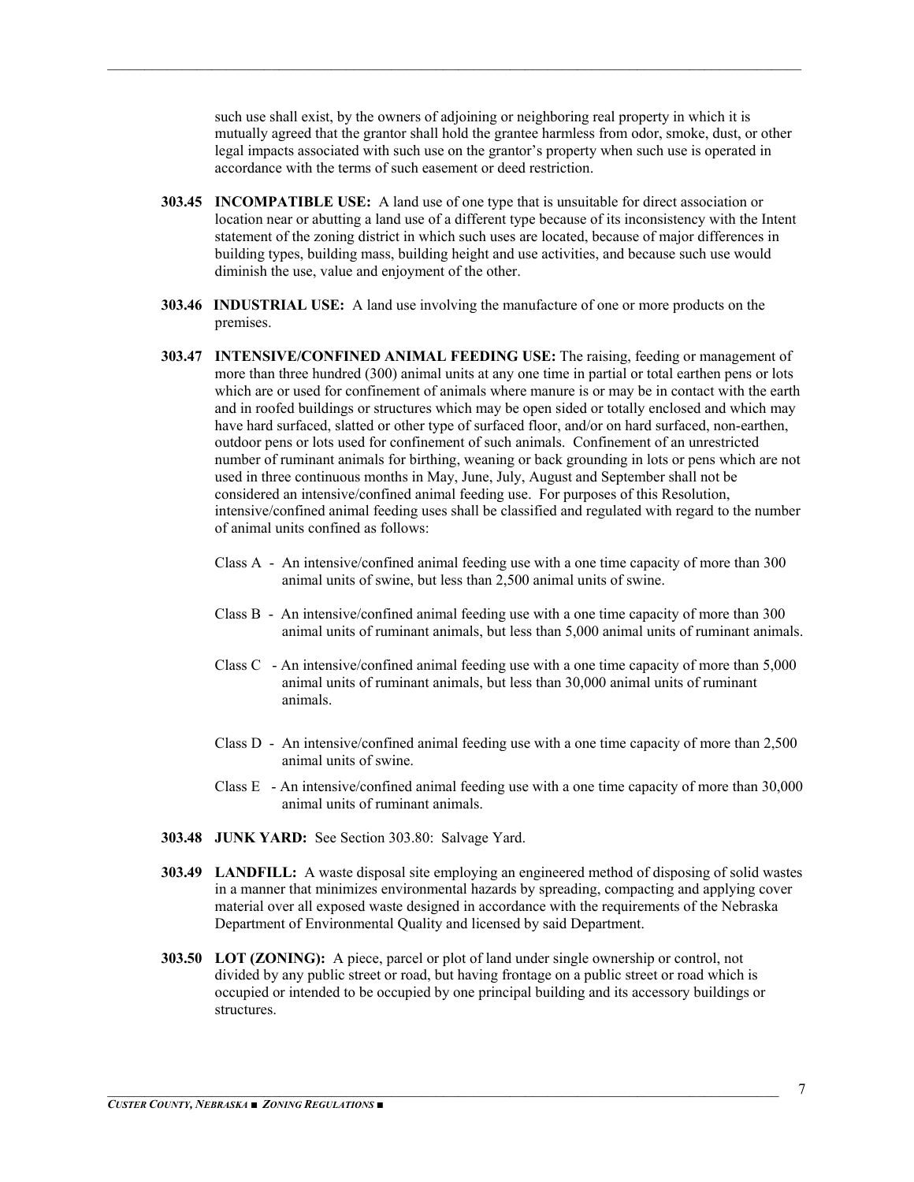such use shall exist, by the owners of adjoining or neighboring real property in which it is mutually agreed that the grantor shall hold the grantee harmless from odor, smoke, dust, or other legal impacts associated with such use on the grantor's property when such use is operated in accordance with the terms of such easement or deed restriction.

**303.45 INCOMPATIBLE USE:** A land use of one type that is unsuitable for direct association or location near or abutting a land use of a different type because of its inconsistency with the Intent statement of the zoning district in which such uses are located, because of major differences in building types, building mass, building height and use activities, and because such use would diminish the use, value and enjoyment of the other.

**303.46 INDUSTRIAL USE:** A land use involving the manufacture of one or more products on the premises.

**303.47 INTENSIVE/CONFINED ANIMAL FEEDING USE:** The raising, feeding or management of more than three hundred (300) animal units at any one time in partial or total earthen pens or lots which are or used for confinement of animals where manure is or may be in contact with the earth and in roofed buildings or structures which may be open sided or totally enclosed and which may have hard surfaced, slatted or other type of surfaced floor, and/or on hard surfaced, non-earthen, outdoor pens or lots used for confinement of such animals. Confinement of an unrestricted number of ruminant animals for birthing, weaning or back grounding in lots or pens which are not used in three continuous months in May, June, July, August and September shall not be considered an intensive/confined animal feeding use. For purposes of this Resolution, intensive/confined animal feeding uses shall be classified and regulated with regard to the number of animal units confined as follows:

Class A - An intensive/confined animal feeding use with a one time capacity of more than 300 animal units of swine, but less than 2,500 animal units of swine.

Class B - An intensive/confined animal feeding use with a one time capacity of more than 300 animal units of ruminant animals, but less than 5,000 animal units of ruminant animals.

Class C - An intensive/confined animal feeding use with a one time capacity of more than 5,000 animal units of ruminant animals, but less than 30,000 animal units of ruminant animals.

Class D - An intensive/confined animal feeding use with a one time capacity of more than 2,500 animal units of swine.

Class E - An intensive/confined animal feeding use with a one time capacity of more than 30,000 animal units of ruminant animals.

**303.48 JUNK YARD:** See Section 303.80: Salvage Yard.

**303.49 LANDFILL:** A waste disposal site employing an engineered method of disposing of solid wastes in a manner that minimizes environmental hazards by spreading, compacting and applying cover material over all exposed waste designed in accordance with the requirements of the Nebraska Department of Environmental Quality and licensed by said Department.

**303.50 LOT (ZONING):** A piece, parcel or plot of land under single ownership or control, not divided by any public street or road, but having frontage on a public street or road which is occupied or intended to be occupied by one principal building and its accessory buildings or structures.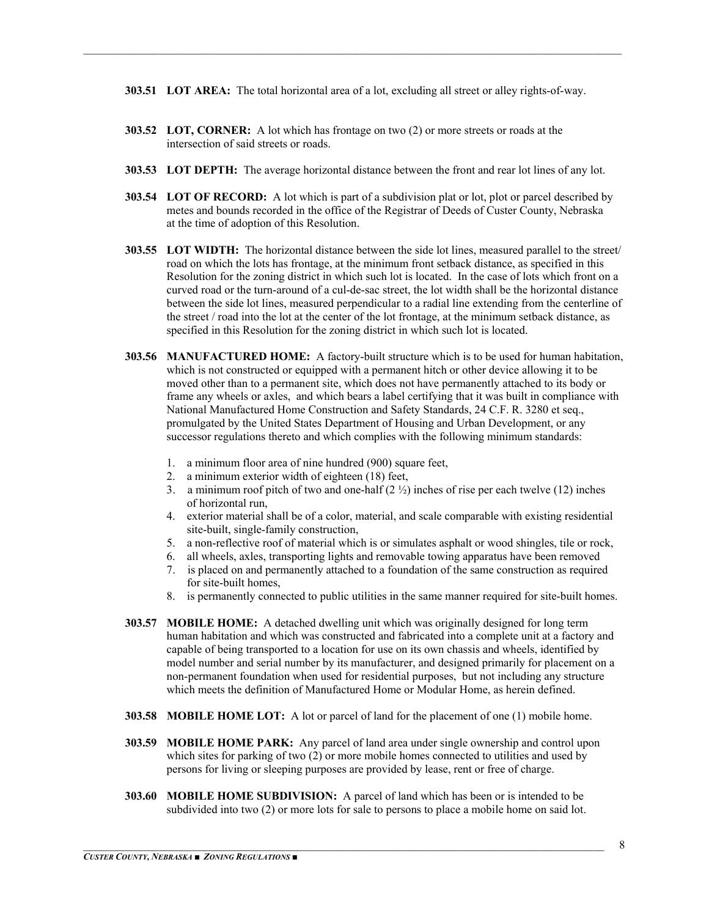**303.51 LOT AREA:** The total horizontal area of a lot, excluding all street or alley rights-of-way.

**303.52 LOT, CORNER:** A lot which has frontage on two (2) or more streets or roads at the intersection of said streets or roads.

**303.53 LOT DEPTH:** The average horizontal distance between the front and rear lot lines of any lot.

**303.54 LOT OF RECORD:** A lot which is part of a subdivision plat or lot, plot or parcel described by metes and bounds recorded in the office of the Registrar of Deeds of Custer County, Nebraska at the time of adoption of this Resolution.

**303.55 LOT WIDTH:** The horizontal distance between the side lot lines, measured parallel to the street/ road on which the lots has frontage, at the minimum front setback distance, as specified in this Resolution for the zoning district in which such lot is located. In the case of lots which front on a curved road or the turn-around of a cul-de-sac street, the lot width shall be the horizontal distance between the side lot lines, measured perpendicular to a radial line extending from the centerline of the street / road into the lot at the center of the lot frontage, at the minimum setback distance, as specified in this Resolution for the zoning district in which such lot is located.

**303.56 MANUFACTURED HOME:** A factory-built structure which is to be used for human habitation, which is not constructed or equipped with a permanent hitch or other device allowing it to be moved other than to a permanent site, which does not have permanently attached to its body or frame any wheels or axles, and which bears a label certifying that it was built in compliance with National Manufactured Home Construction and Safety Standards, 24 C.F. R. 3280 et seq., promulgated by the United States Department of Housing and Urban Development, or any successor regulations thereto and which complies with the following minimum standards:

1. a minimum floor area of nine hundred (900) square feet,
2. a minimum exterior width of eighteen (18) feet,
3. a minimum roof pitch of two and one-half (2 ½) inches of rise per each twelve (12) inches of horizontal run,
4. exterior material shall be of a color, material, and scale comparable with existing residential site-built, single-family construction,
5. a non-reflective roof of material which is or simulates asphalt or wood shingles, tile or rock,
6. all wheels, axles, transporting lights and removable towing apparatus have been removed
7. is placed on and permanently attached to a foundation of the same construction as required for site-built homes,
8. is permanently connected to public utilities in the same manner required for site-built homes.

**303.57 MOBILE HOME:** A detached dwelling unit which was originally designed for long term human habitation and which was constructed and fabricated into a complete unit at a factory and capable of being transported to a location for use on its own chassis and wheels, identified by model number and serial number by its manufacturer, and designed primarily for placement on a non-permanent foundation when used for residential purposes, but not including any structure which meets the definition of Manufactured Home or Modular Home, as herein defined.

**303.58 MOBILE HOME LOT:** A lot or parcel of land for the placement of one (1) mobile home.

**303.59 MOBILE HOME PARK:** Any parcel of land area under single ownership and control upon which sites for parking of two (2) or more mobile homes connected to utilities and used by persons for living or sleeping purposes are provided by lease, rent or free of charge.

**303.60 MOBILE HOME SUBDIVISION:** A parcel of land which has been or is intended to be subdivided into two (2) or more lots for sale to persons to place a mobile home on said lot.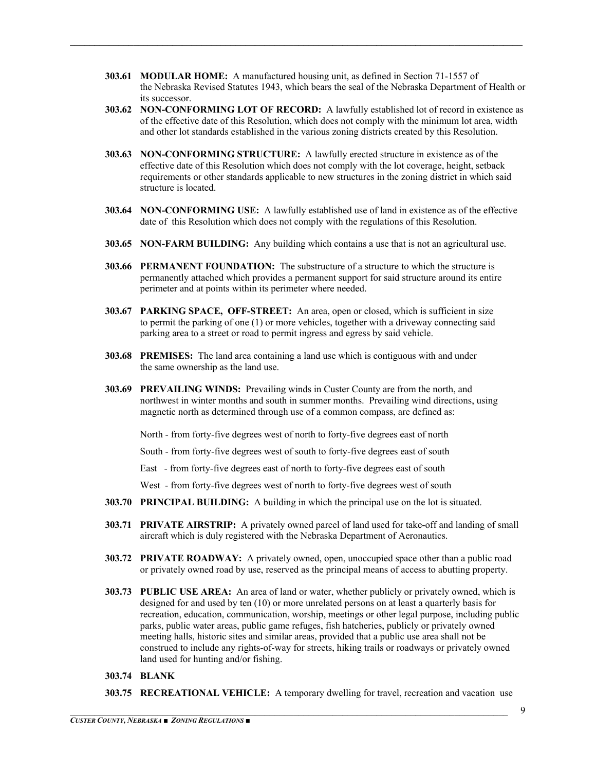**303.61 MODULAR HOME:** A manufactured housing unit, as defined in Section 71-1557 of the Nebraska Revised Statutes 1943, which bears the seal of the Nebraska Department of Health or its successor.

**303.62 NON-CONFORMING LOT OF RECORD:** A lawfully established lot of record in existence as of the effective date of this Resolution, which does not comply with the minimum lot area, width and other lot standards established in the various zoning districts created by this Resolution.

**303.63 NON-CONFORMING STRUCTURE:** A lawfully erected structure in existence as of the effective date of this Resolution which does not comply with the lot coverage, height, setback requirements or other standards applicable to new structures in the zoning district in which said structure is located.

**303.64 NON-CONFORMING USE:** A lawfully established use of land in existence as of the effective date of this Resolution which does not comply with the regulations of this Resolution.

**303.65 NON-FARM BUILDING:** Any building which contains a use that is not an agricultural use.

**303.66 PERMANENT FOUNDATION:** The substructure of a structure to which the structure is permanently attached which provides a permanent support for said structure around its entire perimeter and at points within its perimeter where needed.

**303.67 PARKING SPACE, OFF-STREET:** An area, open or closed, which is sufficient in size to permit the parking of one (1) or more vehicles, together with a driveway connecting said parking area to a street or road to permit ingress and egress by said vehicle.

**303.68 PREMISES:** The land area containing a land use which is contiguous with and under the same ownership as the land use.

**303.69 PREVAILING WINDS:** Prevailing winds in Custer County are from the north, and northwest in winter months and south in summer months. Prevailing wind directions, using magnetic north as determined through use of a common compass, are defined as:

North - from forty-five degrees west of north to forty-five degrees east of north

South - from forty-five degrees west of south to forty-five degrees east of south

East - from forty-five degrees east of north to forty-five degrees east of south

West - from forty-five degrees west of north to forty-five degrees west of south

**303.70 PRINCIPAL BUILDING:** A building in which the principal use on the lot is situated.

**303.71 PRIVATE AIRSTRIP:** A privately owned parcel of land used for take-off and landing of small aircraft which is duly registered with the Nebraska Department of Aeronautics.

**303.72 PRIVATE ROADWAY:** A privately owned, open, unoccupied space other than a public road or privately owned road by use, reserved as the principal means of access to abutting property.

**303.73 PUBLIC USE AREA:** An area of land or water, whether publicly or privately owned, which is designed for and used by ten (10) or more unrelated persons on at least a quarterly basis for recreation, education, communication, worship, meetings or other legal purpose, including public parks, public water areas, public game refuges, fish hatcheries, publicly or privately owned meeting halls, historic sites and similar areas, provided that a public use area shall not be construed to include any rights-of-way for streets, hiking trails or roadways or privately owned land used for hunting and/or fishing.

**303.74 BLANK**

**303.75 RECREATIONAL VEHICLE:** A temporary dwelling for travel, recreation and vacation use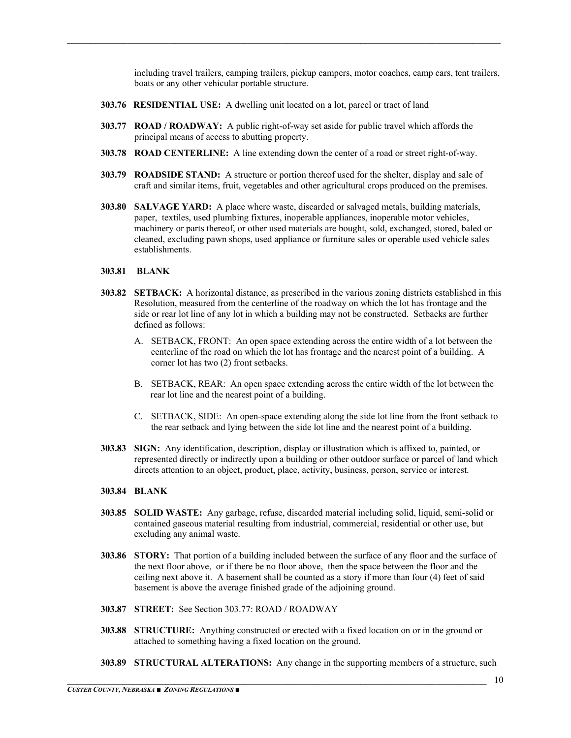including travel trailers, camping trailers, pickup campers, motor coaches, camp cars, tent trailers, boats or any other vehicular portable structure.

**303.76 RESIDENTIAL USE:** A dwelling unit located on a lot, parcel or tract of land

**303.77 ROAD / ROADWAY:** A public right-of-way set aside for public travel which affords the principal means of access to abutting property.

**303.78 ROAD CENTERLINE:** A line extending down the center of a road or street right-of-way.

**303.79 ROADSIDE STAND:** A structure or portion thereof used for the shelter, display and sale of craft and similar items, fruit, vegetables and other agricultural crops produced on the premises.

**303.80 SALVAGE YARD:** A place where waste, discarded or salvaged metals, building materials, paper, textiles, used plumbing fixtures, inoperable appliances, inoperable motor vehicles, machinery or parts thereof, or other used materials are bought, sold, exchanged, stored, baled or cleaned, excluding pawn shops, used appliance or furniture sales or operable used vehicle sales establishments.

**303.81 BLANK**

**303.82 SETBACK:** A horizontal distance, as prescribed in the various zoning districts established in this Resolution, measured from the centerline of the roadway on which the lot has frontage and the side or rear lot line of any lot in which a building may not be constructed. Setbacks are further defined as follows:

A. SETBACK, FRONT: An open space extending across the entire width of a lot between the centerline of the road on which the lot has frontage and the nearest point of a building. A corner lot has two (2) front setbacks.

B. SETBACK, REAR: An open space extending across the entire width of the lot between the rear lot line and the nearest point of a building.

C. SETBACK, SIDE: An open-space extending along the side lot line from the front setback to the rear setback and lying between the side lot line and the nearest point of a building.

**303.83 SIGN:** Any identification, description, display or illustration which is affixed to, painted, or represented directly or indirectly upon a building or other outdoor surface or parcel of land which directs attention to an object, product, place, activity, business, person, service or interest.

**303.84 BLANK**

**303.85 SOLID WASTE:** Any garbage, refuse, discarded material including solid, liquid, semi-solid or contained gaseous material resulting from industrial, commercial, residential or other use, but excluding any animal waste.

**303.86 STORY:** That portion of a building included between the surface of any floor and the surface of the next floor above, or if there be no floor above, then the space between the floor and the ceiling next above it. A basement shall be counted as a story if more than four (4) feet of said basement is above the average finished grade of the adjoining ground.

**303.87 STREET:** See Section 303.77: ROAD / ROADWAY

**303.88 STRUCTURE:** Anything constructed or erected with a fixed location on or in the ground or attached to something having a fixed location on the ground.

**303.89 STRUCTURAL ALTERATIONS:** Any change in the supporting members of a structure, such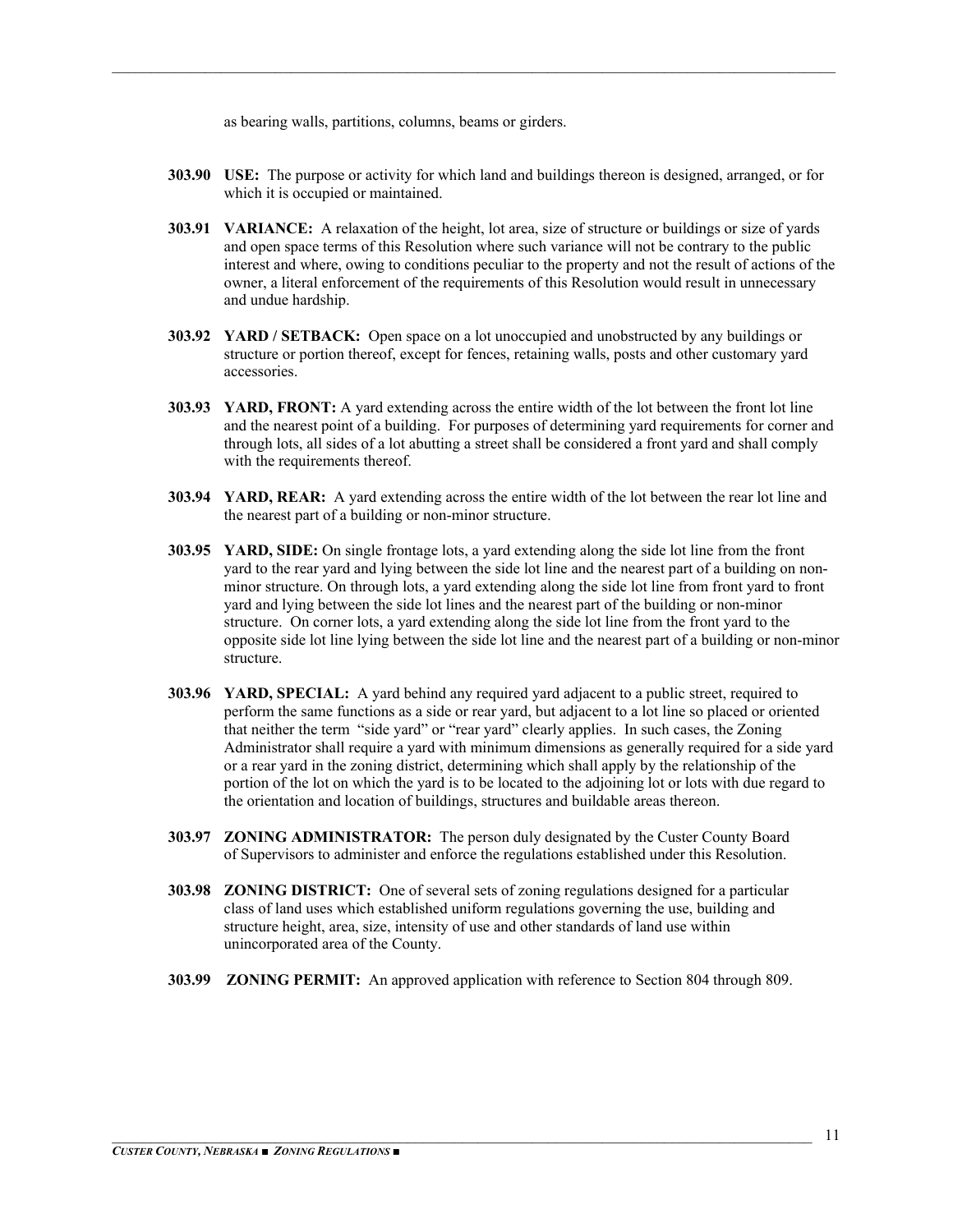as bearing walls, partitions, columns, beams or girders.

**303.90 USE:** The purpose or activity for which land and buildings thereon is designed, arranged, or for which it is occupied or maintained.

**303.91 VARIANCE:** A relaxation of the height, lot area, size of structure or buildings or size of yards and open space terms of this Resolution where such variance will not be contrary to the public interest and where, owing to conditions peculiar to the property and not the result of actions of the owner, a literal enforcement of the requirements of this Resolution would result in unnecessary and undue hardship.

**303.92 YARD / SETBACK:** Open space on a lot unoccupied and unobstructed by any buildings or structure or portion thereof, except for fences, retaining walls, posts and other customary yard accessories.

**303.93 YARD, FRONT:** A yard extending across the entire width of the lot between the front lot line and the nearest point of a building. For purposes of determining yard requirements for corner and through lots, all sides of a lot abutting a street shall be considered a front yard and shall comply with the requirements thereof.

**303.94 YARD, REAR:** A yard extending across the entire width of the lot between the rear lot line and the nearest part of a building or non-minor structure.

**303.95 YARD, SIDE:** On single frontage lots, a yard extending along the side lot line from the front yard to the rear yard and lying between the side lot line and the nearest part of a building on non-minor structure. On through lots, a yard extending along the side lot line from front yard to front yard and lying between the side lot lines and the nearest part of the building or non-minor structure. On corner lots, a yard extending along the side lot line from the front yard to the opposite side lot line lying between the side lot line and the nearest part of a building or non-minor structure.

**303.96 YARD, SPECIAL:** A yard behind any required yard adjacent to a public street, required to perform the same functions as a side or rear yard, but adjacent to a lot line so placed or oriented that neither the term "side yard" or "rear yard" clearly applies. In such cases, the Zoning Administrator shall require a yard with minimum dimensions as generally required for a side yard or a rear yard in the zoning district, determining which shall apply by the relationship of the portion of the lot on which the yard is to be located to the adjoining lot or lots with due regard to the orientation and location of buildings, structures and buildable areas thereon.

**303.97 ZONING ADMINISTRATOR:** The person duly designated by the Custer County Board of Supervisors to administer and enforce the regulations established under this Resolution.

**303.98 ZONING DISTRICT:** One of several sets of zoning regulations designed for a particular class of land uses which established uniform regulations governing the use, building and structure height, area, size, intensity of use and other standards of land use within unincorporated area of the County.

**303.99 ZONING PERMIT:** An approved application with reference to Section 804 through 809.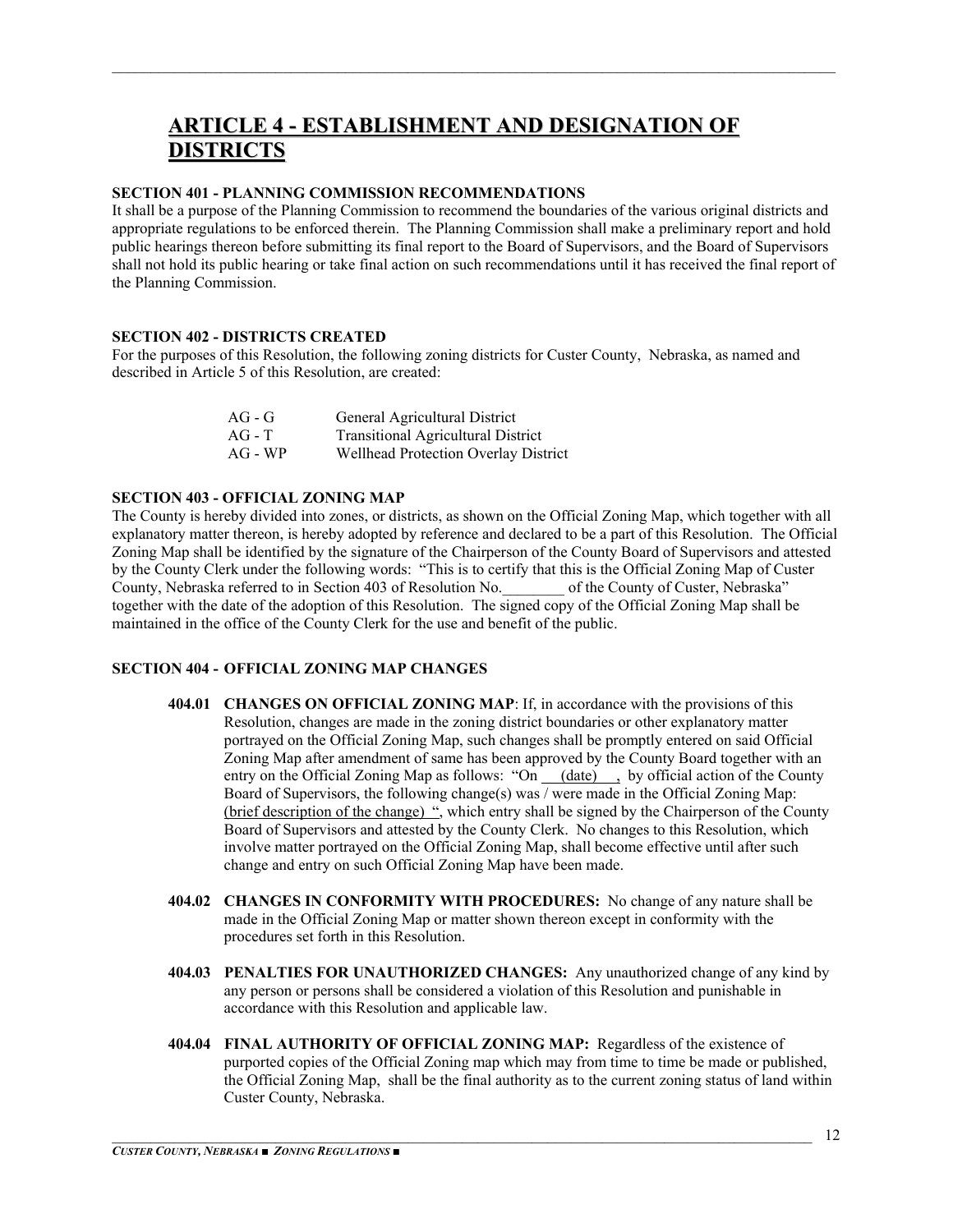# ARTICLE 4 - ESTABLISHMENT AND DESIGNATION OF DISTRICTS

**SECTION 401 - PLANNING COMMISSION RECOMMENDATIONS**

It shall be a purpose of the Planning Commission to recommend the boundaries of the various original districts and appropriate regulations to be enforced therein. The Planning Commission shall make a preliminary report and hold public hearings thereon before submitting its final report to the Board of Supervisors, and the Board of Supervisors shall not hold its public hearing or take final action on such recommendations until it has received the final report of the Planning Commission.

**SECTION 402 - DISTRICTS CREATED**

For the purposes of this Resolution, the following zoning districts for Custer County, Nebraska, as named and described in Article 5 of this Resolution, are created:

| | |
|---|---|
| AG - G | General Agricultural District |
| AG - T | Transitional Agricultural District |
| AG - WP | Wellhead Protection Overlay District |

**SECTION 403 - OFFICIAL ZONING MAP**

The County is hereby divided into zones, or districts, as shown on the Official Zoning Map, which together with all explanatory matter thereon, is hereby adopted by reference and declared to be a part of this Resolution. The Official Zoning Map shall be identified by the signature of the Chairperson of the County Board of Supervisors and attested by the County Clerk under the following words: "This is to certify that this is the Official Zoning Map of Custer County, Nebraska referred to in Section 403 of Resolution No.________ of the County of Custer, Nebraska" together with the date of the adoption of this Resolution. The signed copy of the Official Zoning Map shall be maintained in the office of the County Clerk for the use and benefit of the public.

**SECTION 404 - OFFICIAL ZONING MAP CHANGES**

**404.01 CHANGES ON OFFICIAL ZONING MAP**: If, in accordance with the provisions of this Resolution, changes are made in the zoning district boundaries or other explanatory matter portrayed on the Official Zoning Map, such changes shall be promptly entered on said Official Zoning Map after amendment of same has been approved by the County Board together with an entry on the Official Zoning Map as follows: "On ___(date)___, by official action of the County Board of Supervisors, the following change(s) was / were made in the Official Zoning Map: (brief description of the change) ", which entry shall be signed by the Chairperson of the County Board of Supervisors and attested by the County Clerk. No changes to this Resolution, which involve matter portrayed on the Official Zoning Map, shall become effective until after such change and entry on such Official Zoning Map have been made.

**404.02 CHANGES IN CONFORMITY WITH PROCEDURES:** No change of any nature shall be made in the Official Zoning Map or matter shown thereon except in conformity with the procedures set forth in this Resolution.

**404.03 PENALTIES FOR UNAUTHORIZED CHANGES:** Any unauthorized change of any kind by any person or persons shall be considered a violation of this Resolution and punishable in accordance with this Resolution and applicable law.

**404.04 FINAL AUTHORITY OF OFFICIAL ZONING MAP:** Regardless of the existence of purported copies of the Official Zoning map which may from time to time be made or published, the Official Zoning Map, shall be the final authority as to the current zoning status of land within Custer County, Nebraska.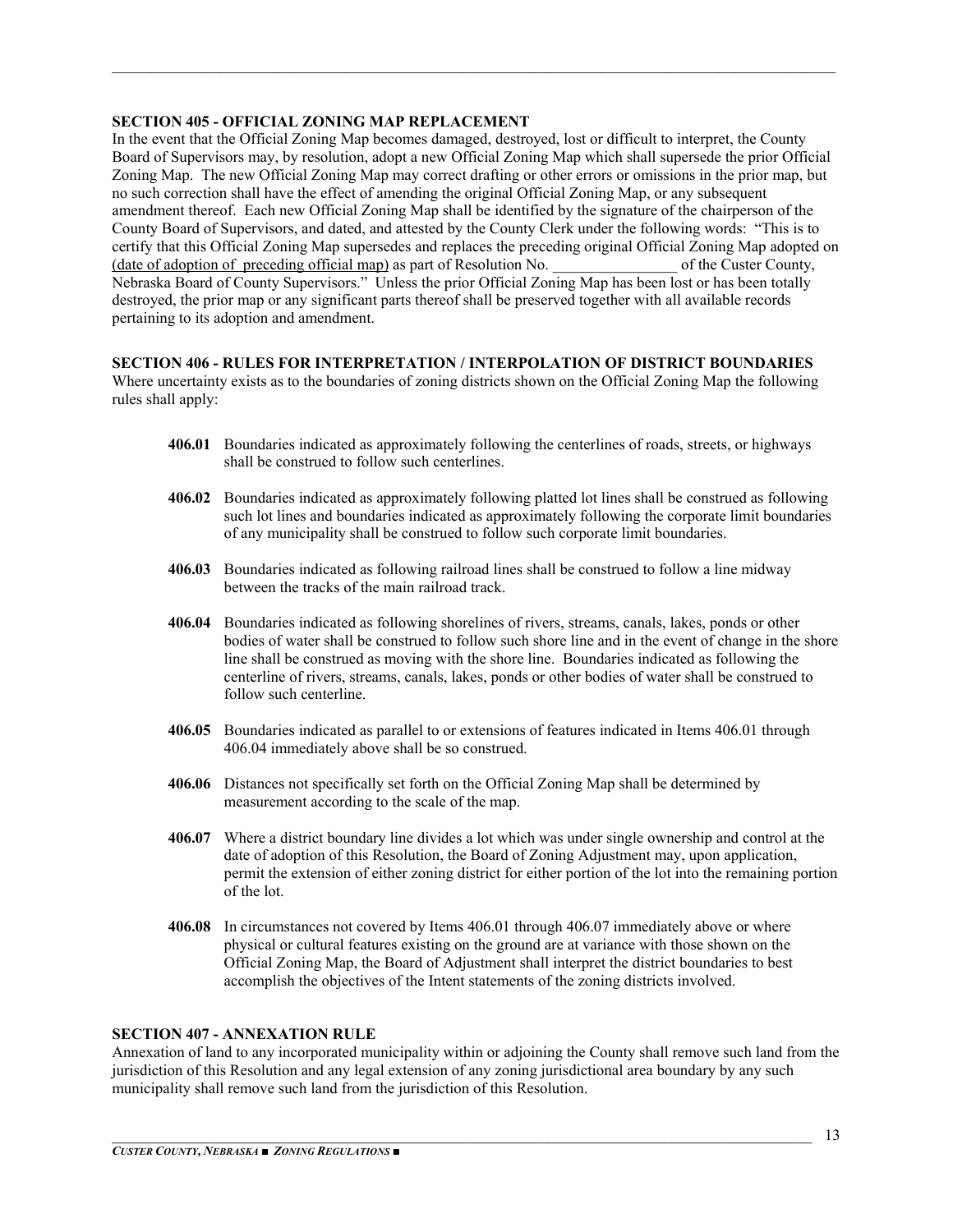### SECTION 405 - OFFICIAL ZONING MAP REPLACEMENT

In the event that the Official Zoning Map becomes damaged, destroyed, lost or difficult to interpret, the County Board of Supervisors may, by resolution, adopt a new Official Zoning Map which shall supersede the prior Official Zoning Map. The new Official Zoning Map may correct drafting or other errors or omissions in the prior map, but no such correction shall have the effect of amending the original Official Zoning Map, or any subsequent amendment thereof. Each new Official Zoning Map shall be identified by the signature of the chairperson of the County Board of Supervisors, and dated, and attested by the County Clerk under the following words: "This is to certify that this Official Zoning Map supersedes and replaces the preceding original Official Zoning Map adopted on (date of adoption of preceding official map) as part of Resolution No. ________________ of the Custer County, Nebraska Board of County Supervisors." Unless the prior Official Zoning Map has been lost or has been totally destroyed, the prior map or any significant parts thereof shall be preserved together with all available records pertaining to its adoption and amendment.

### SECTION 406 - RULES FOR INTERPRETATION / INTERPOLATION OF DISTRICT BOUNDARIES

Where uncertainty exists as to the boundaries of zoning districts shown on the Official Zoning Map the following rules shall apply:

**406.01** Boundaries indicated as approximately following the centerlines of roads, streets, or highways shall be construed to follow such centerlines.

**406.02** Boundaries indicated as approximately following platted lot lines shall be construed as following such lot lines and boundaries indicated as approximately following the corporate limit boundaries of any municipality shall be construed to follow such corporate limit boundaries.

**406.03** Boundaries indicated as following railroad lines shall be construed to follow a line midway between the tracks of the main railroad track.

**406.04** Boundaries indicated as following shorelines of rivers, streams, canals, lakes, ponds or other bodies of water shall be construed to follow such shore line and in the event of change in the shore line shall be construed as moving with the shore line. Boundaries indicated as following the centerline of rivers, streams, canals, lakes, ponds or other bodies of water shall be construed to follow such centerline.

**406.05** Boundaries indicated as parallel to or extensions of features indicated in Items 406.01 through 406.04 immediately above shall be so construed.

**406.06** Distances not specifically set forth on the Official Zoning Map shall be determined by measurement according to the scale of the map.

**406.07** Where a district boundary line divides a lot which was under single ownership and control at the date of adoption of this Resolution, the Board of Zoning Adjustment may, upon application, permit the extension of either zoning district for either portion of the lot into the remaining portion of the lot.

**406.08** In circumstances not covered by Items 406.01 through 406.07 immediately above or where physical or cultural features existing on the ground are at variance with those shown on the Official Zoning Map, the Board of Adjustment shall interpret the district boundaries to best accomplish the objectives of the Intent statements of the zoning districts involved.

### SECTION 407 - ANNEXATION RULE

Annexation of land to any incorporated municipality within or adjoining the County shall remove such land from the jurisdiction of this Resolution and any legal extension of any zoning jurisdictional area boundary by any such municipality shall remove such land from the jurisdiction of this Resolution.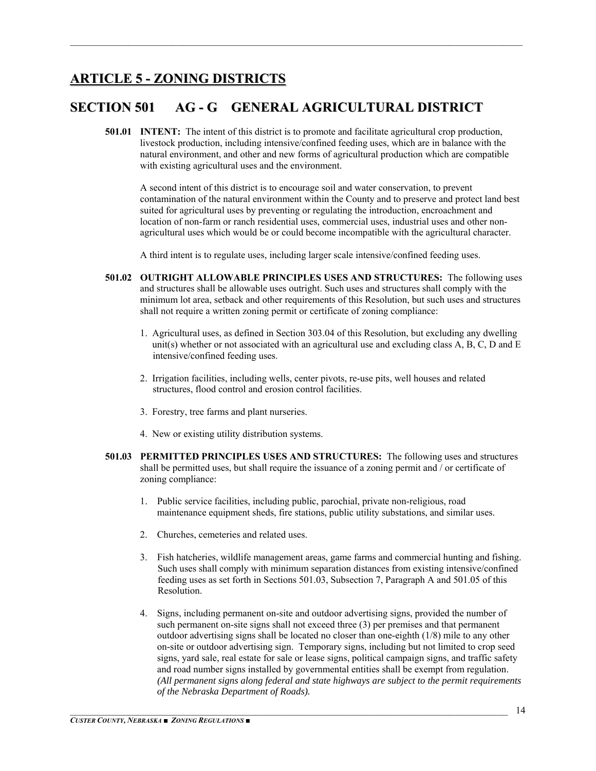# ARTICLE 5 - ZONING DISTRICTS

## SECTION 501 AG - G GENERAL AGRICULTURAL DISTRICT

**501.01 INTENT:** The intent of this district is to promote and facilitate agricultural crop production, livestock production, including intensive/confined feeding uses, which are in balance with the natural environment, and other and new forms of agricultural production which are compatible with existing agricultural uses and the environment.

A second intent of this district is to encourage soil and water conservation, to prevent contamination of the natural environment within the County and to preserve and protect land best suited for agricultural uses by preventing or regulating the introduction, encroachment and location of non-farm or ranch residential uses, commercial uses, industrial uses and other non-agricultural uses which would be or could become incompatible with the agricultural character.

A third intent is to regulate uses, including larger scale intensive/confined feeding uses.

**501.02 OUTRIGHT ALLOWABLE PRINCIPLES USES AND STRUCTURES:** The following uses and structures shall be allowable uses outright. Such uses and structures shall comply with the minimum lot area, setback and other requirements of this Resolution, but such uses and structures shall not require a written zoning permit or certificate of zoning compliance:

1. Agricultural uses, as defined in Section 303.04 of this Resolution, but excluding any dwelling unit(s) whether or not associated with an agricultural use and excluding class A, B, C, D and E intensive/confined feeding uses.
2. Irrigation facilities, including wells, center pivots, re-use pits, well houses and related structures, flood control and erosion control facilities.
3. Forestry, tree farms and plant nurseries.
4. New or existing utility distribution systems.

**501.03 PERMITTED PRINCIPLES USES AND STRUCTURES:** The following uses and structures shall be permitted uses, but shall require the issuance of a zoning permit and / or certificate of zoning compliance:

1. Public service facilities, including public, parochial, private non-religious, road maintenance equipment sheds, fire stations, public utility substations, and similar uses.
2. Churches, cemeteries and related uses.
3. Fish hatcheries, wildlife management areas, game farms and commercial hunting and fishing. Such uses shall comply with minimum separation distances from existing intensive/confined feeding uses as set forth in Sections 501.03, Subsection 7, Paragraph A and 501.05 of this Resolution.
4. Signs, including permanent on-site and outdoor advertising signs, provided the number of such permanent on-site signs shall not exceed three (3) per premises and that permanent outdoor advertising signs shall be located no closer than one-eighth (1/8) mile to any other on-site or outdoor advertising sign. Temporary signs, including but not limited to crop seed signs, yard sale, real estate for sale or lease signs, political campaign signs, and traffic safety and road number signs installed by governmental entities shall be exempt from regulation. *(All permanent signs along federal and state highways are subject to the permit requirements of the Nebraska Department of Roads).*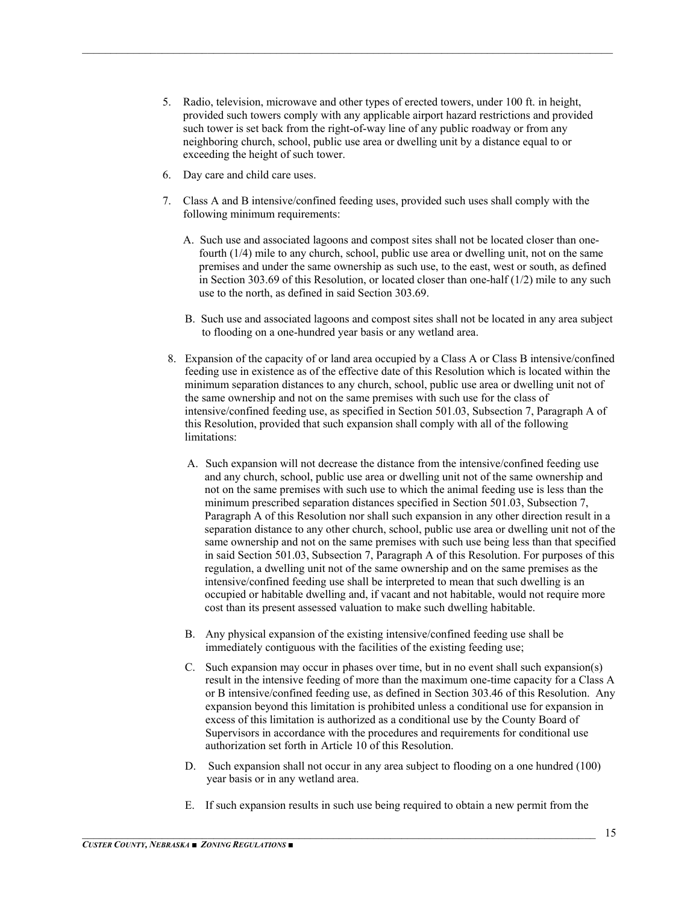5. Radio, television, microwave and other types of erected towers, under 100 ft. in height, provided such towers comply with any applicable airport hazard restrictions and provided such tower is set back from the right-of-way line of any public roadway or from any neighboring church, school, public use area or dwelling unit by a distance equal to or exceeding the height of such tower.

6. Day care and child care uses.

7. Class A and B intensive/confined feeding uses, provided such uses shall comply with the following minimum requirements:

   A. Such use and associated lagoons and compost sites shall not be located closer than one-fourth (1/4) mile to any church, school, public use area or dwelling unit, not on the same premises and under the same ownership as such use, to the east, west or south, as defined in Section 303.69 of this Resolution, or located closer than one-half (1/2) mile to any such use to the north, as defined in said Section 303.69.

   B. Such use and associated lagoons and compost sites shall not be located in any area subject to flooding on a one-hundred year basis or any wetland area.

8. Expansion of the capacity of or land area occupied by a Class A or Class B intensive/confined feeding use in existence as of the effective date of this Resolution which is located within the minimum separation distances to any church, school, public use area or dwelling unit not of the same ownership and not on the same premises with such use for the class of intensive/confined feeding use, as specified in Section 501.03, Subsection 7, Paragraph A of this Resolution, provided that such expansion shall comply with all of the following limitations:

   A. Such expansion will not decrease the distance from the intensive/confined feeding use and any church, school, public use area or dwelling unit not of the same ownership and not on the same premises with such use to which the animal feeding use is less than the minimum prescribed separation distances specified in Section 501.03, Subsection 7, Paragraph A of this Resolution nor shall such expansion in any other direction result in a separation distance to any other church, school, public use area or dwelling unit not of the same ownership and not on the same premises with such use being less than that specified in said Section 501.03, Subsection 7, Paragraph A of this Resolution. For purposes of this regulation, a dwelling unit not of the same ownership and on the same premises as the intensive/confined feeding use shall be interpreted to mean that such dwelling is an occupied or habitable dwelling and, if vacant and not habitable, would not require more cost than its present assessed valuation to make such dwelling habitable.

   B. Any physical expansion of the existing intensive/confined feeding use shall be immediately contiguous with the facilities of the existing feeding use;

   C. Such expansion may occur in phases over time, but in no event shall such expansion(s) result in the intensive feeding of more than the maximum one-time capacity for a Class A or B intensive/confined feeding use, as defined in Section 303.46 of this Resolution. Any expansion beyond this limitation is prohibited unless a conditional use for expansion in excess of this limitation is authorized as a conditional use by the County Board of Supervisors in accordance with the procedures and requirements for conditional use authorization set forth in Article 10 of this Resolution.

   D. Such expansion shall not occur in any area subject to flooding on a one hundred (100) year basis or in any wetland area.

   E. If such expansion results in such use being required to obtain a new permit from the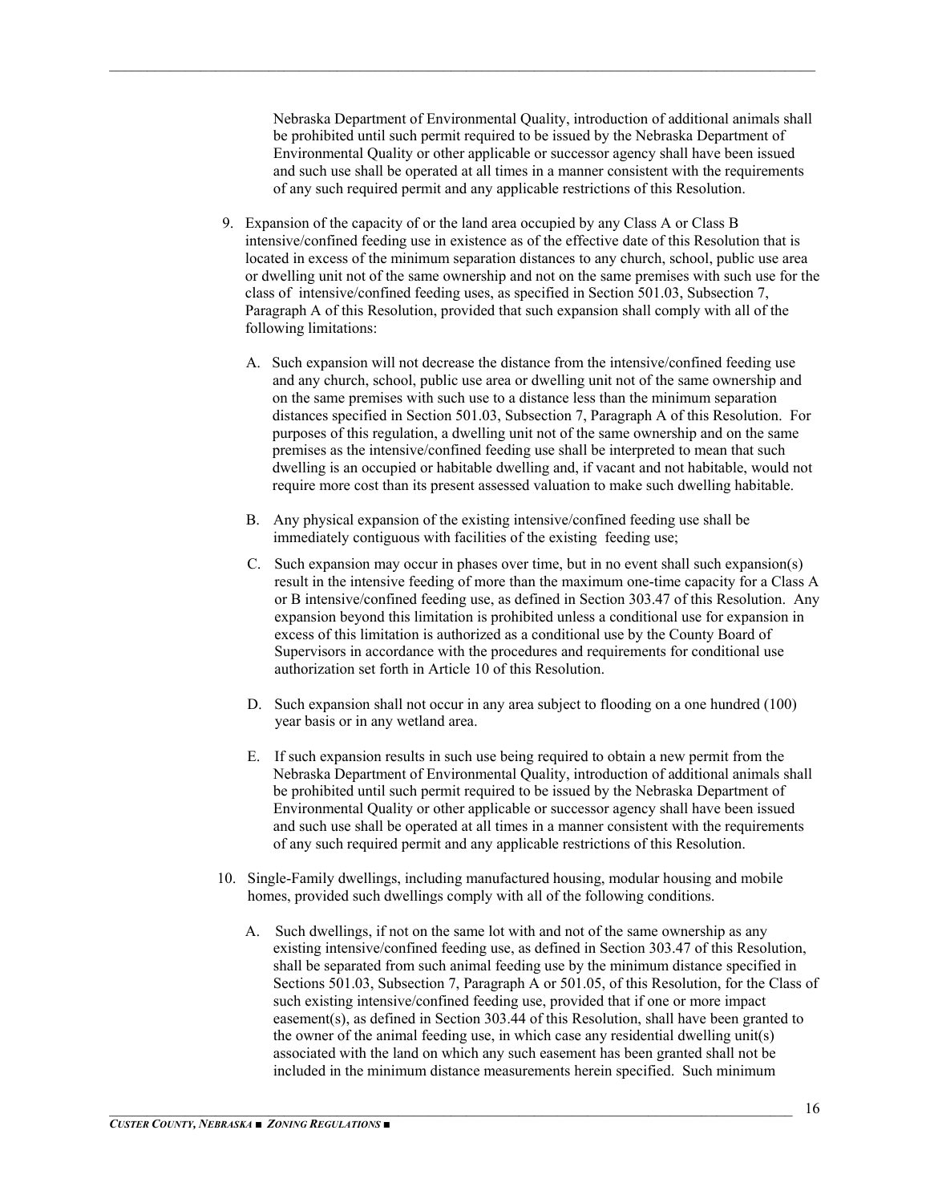Nebraska Department of Environmental Quality, introduction of additional animals shall be prohibited until such permit required to be issued by the Nebraska Department of Environmental Quality or other applicable or successor agency shall have been issued and such use shall be operated at all times in a manner consistent with the requirements of any such required permit and any applicable restrictions of this Resolution.

9. Expansion of the capacity of or the land area occupied by any Class A or Class B intensive/confined feeding use in existence as of the effective date of this Resolution that is located in excess of the minimum separation distances to any church, school, public use area or dwelling unit not of the same ownership and not on the same premises with such use for the class of intensive/confined feeding uses, as specified in Section 501.03, Subsection 7, Paragraph A of this Resolution, provided that such expansion shall comply with all of the following limitations:

   A. Such expansion will not decrease the distance from the intensive/confined feeding use and any church, school, public use area or dwelling unit not of the same ownership and on the same premises with such use to a distance less than the minimum separation distances specified in Section 501.03, Subsection 7, Paragraph A of this Resolution. For purposes of this regulation, a dwelling unit not of the same ownership and on the same premises as the intensive/confined feeding use shall be interpreted to mean that such dwelling is an occupied or habitable dwelling and, if vacant and not habitable, would not require more cost than its present assessed valuation to make such dwelling habitable.

   B. Any physical expansion of the existing intensive/confined feeding use shall be immediately contiguous with facilities of the existing feeding use;

   C. Such expansion may occur in phases over time, but in no event shall such expansion(s) result in the intensive feeding of more than the maximum one-time capacity for a Class A or B intensive/confined feeding use, as defined in Section 303.47 of this Resolution. Any expansion beyond this limitation is prohibited unless a conditional use for expansion in excess of this limitation is authorized as a conditional use by the County Board of Supervisors in accordance with the procedures and requirements for conditional use authorization set forth in Article 10 of this Resolution.

   D. Such expansion shall not occur in any area subject to flooding on a one hundred (100) year basis or in any wetland area.

   E. If such expansion results in such use being required to obtain a new permit from the Nebraska Department of Environmental Quality, introduction of additional animals shall be prohibited until such permit required to be issued by the Nebraska Department of Environmental Quality or other applicable or successor agency shall have been issued and such use shall be operated at all times in a manner consistent with the requirements of any such required permit and any applicable restrictions of this Resolution.

10. Single-Family dwellings, including manufactured housing, modular housing and mobile homes, provided such dwellings comply with all of the following conditions.

   A. Such dwellings, if not on the same lot with and not of the same ownership as any existing intensive/confined feeding use, as defined in Section 303.47 of this Resolution, shall be separated from such animal feeding use by the minimum distance specified in Sections 501.03, Subsection 7, Paragraph A or 501.05, of this Resolution, for the Class of such existing intensive/confined feeding use, provided that if one or more impact easement(s), as defined in Section 303.44 of this Resolution, shall have been granted to the owner of the animal feeding use, in which case any residential dwelling unit(s) associated with the land on which any such easement has been granted shall not be included in the minimum distance measurements herein specified. Such minimum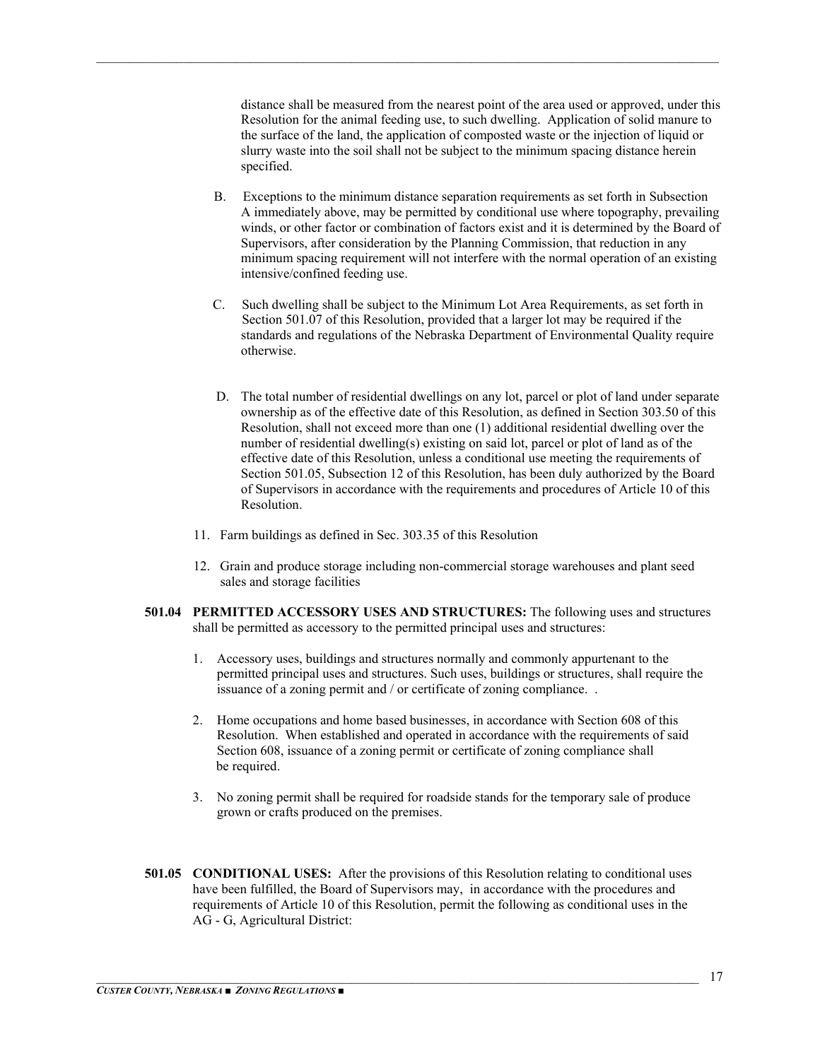distance shall be measured from the nearest point of the area used or approved, under this Resolution for the animal feeding use, to such dwelling. Application of solid manure to the surface of the land, the application of composted waste or the injection of liquid or slurry waste into the soil shall not be subject to the minimum spacing distance herein specified.

B. Exceptions to the minimum distance separation requirements as set forth in Subsection A immediately above, may be permitted by conditional use where topography, prevailing winds, or other factor or combination of factors exist and it is determined by the Board of Supervisors, after consideration by the Planning Commission, that reduction in any minimum spacing requirement will not interfere with the normal operation of an existing intensive/confined feeding use.

C. Such dwelling shall be subject to the Minimum Lot Area Requirements, as set forth in Section 501.07 of this Resolution, provided that a larger lot may be required if the standards and regulations of the Nebraska Department of Environmental Quality require otherwise.

D. The total number of residential dwellings on any lot, parcel or plot of land under separate ownership as of the effective date of this Resolution, as defined in Section 303.50 of this Resolution, shall not exceed more than one (1) additional residential dwelling over the number of residential dwelling(s) existing on said lot, parcel or plot of land as of the effective date of this Resolution, unless a conditional use meeting the requirements of Section 501.05, Subsection 12 of this Resolution, has been duly authorized by the Board of Supervisors in accordance with the requirements and procedures of Article 10 of this Resolution.

11. Farm buildings as defined in Sec. 303.35 of this Resolution

12. Grain and produce storage including non-commercial storage warehouses and plant seed sales and storage facilities

**501.04 PERMITTED ACCESSORY USES AND STRUCTURES:** The following uses and structures shall be permitted as accessory to the permitted principal uses and structures:

1. Accessory uses, buildings and structures normally and commonly appurtenant to the permitted principal uses and structures. Such uses, buildings or structures, shall require the issuance of a zoning permit and / or certificate of zoning compliance. .

2. Home occupations and home based businesses, in accordance with Section 608 of this Resolution. When established and operated in accordance with the requirements of said Section 608, issuance of a zoning permit or certificate of zoning compliance shall be required.

3. No zoning permit shall be required for roadside stands for the temporary sale of produce grown or crafts produced on the premises.

**501.05 CONDITIONAL USES:** After the provisions of this Resolution relating to conditional uses have been fulfilled, the Board of Supervisors may, in accordance with the procedures and requirements of Article 10 of this Resolution, permit the following as conditional uses in the AG - G, Agricultural District: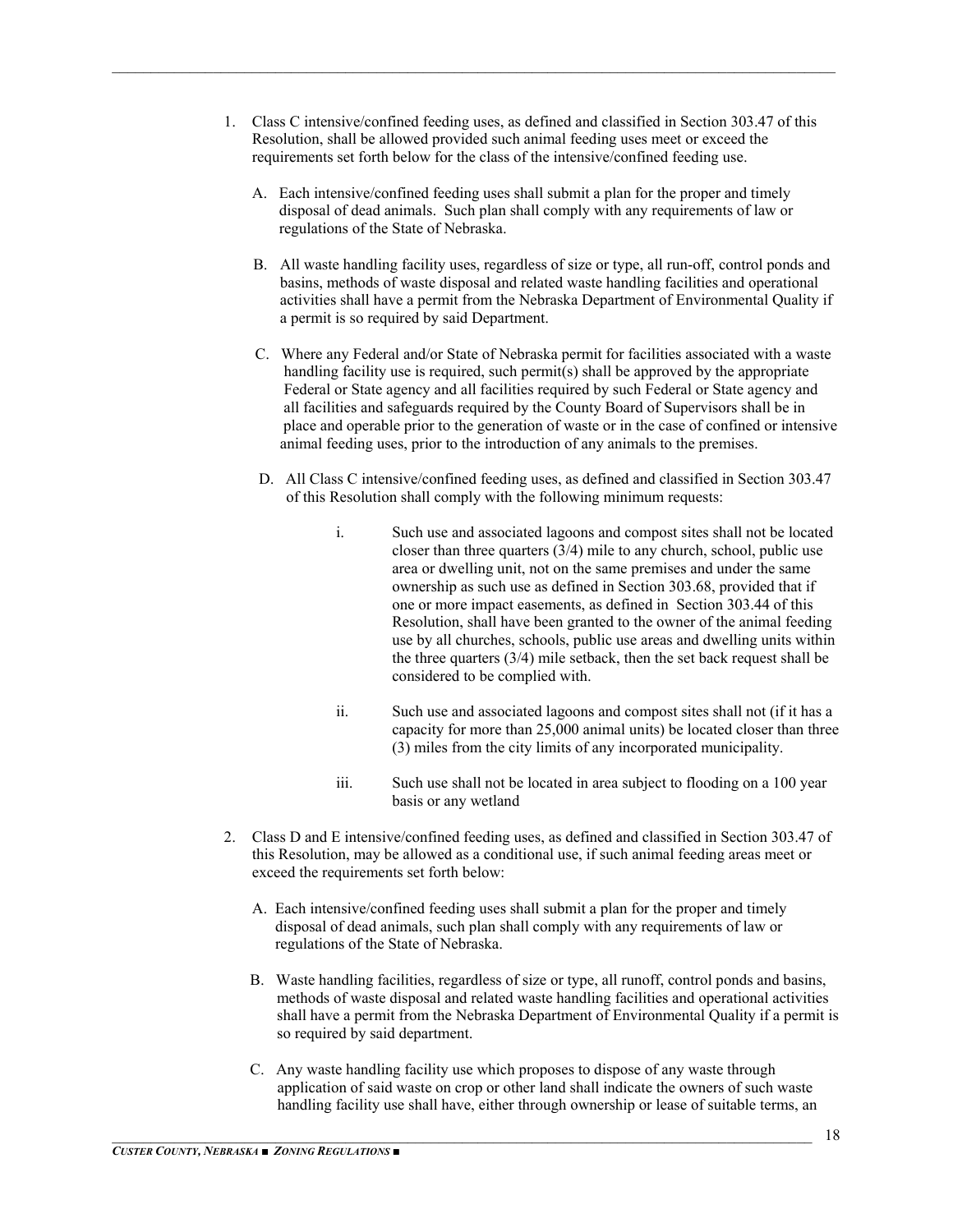1. Class C intensive/confined feeding uses, as defined and classified in Section 303.47 of this Resolution, shall be allowed provided such animal feeding uses meet or exceed the requirements set forth below for the class of the intensive/confined feeding use.

   A. Each intensive/confined feeding uses shall submit a plan for the proper and timely disposal of dead animals. Such plan shall comply with any requirements of law or regulations of the State of Nebraska.

   B. All waste handling facility uses, regardless of size or type, all run-off, control ponds and basins, methods of waste disposal and related waste handling facilities and operational activities shall have a permit from the Nebraska Department of Environmental Quality if a permit is so required by said Department.

   C. Where any Federal and/or State of Nebraska permit for facilities associated with a waste handling facility use is required, such permit(s) shall be approved by the appropriate Federal or State agency and all facilities required by such Federal or State agency and all facilities and safeguards required by the County Board of Supervisors shall be in place and operable prior to the generation of waste or in the case of confined or intensive animal feeding uses, prior to the introduction of any animals to the premises.

   D. All Class C intensive/confined feeding uses, as defined and classified in Section 303.47 of this Resolution shall comply with the following minimum requests:

      i. Such use and associated lagoons and compost sites shall not be located closer than three quarters (3/4) mile to any church, school, public use area or dwelling unit, not on the same premises and under the same ownership as such use as defined in Section 303.68, provided that if one or more impact easements, as defined in Section 303.44 of this Resolution, shall have been granted to the owner of the animal feeding use by all churches, schools, public use areas and dwelling units within the three quarters (3/4) mile setback, then the set back request shall be considered to be complied with.

      ii. Such use and associated lagoons and compost sites shall not (if it has a capacity for more than 25,000 animal units) be located closer than three (3) miles from the city limits of any incorporated municipality.

      iii. Such use shall not be located in area subject to flooding on a 100 year basis or any wetland

2. Class D and E intensive/confined feeding uses, as defined and classified in Section 303.47 of this Resolution, may be allowed as a conditional use, if such animal feeding areas meet or exceed the requirements set forth below:

   A. Each intensive/confined feeding uses shall submit a plan for the proper and timely disposal of dead animals, such plan shall comply with any requirements of law or regulations of the State of Nebraska.

   B. Waste handling facilities, regardless of size or type, all runoff, control ponds and basins, methods of waste disposal and related waste handling facilities and operational activities shall have a permit from the Nebraska Department of Environmental Quality if a permit is so required by said department.

   C. Any waste handling facility use which proposes to dispose of any waste through application of said waste on crop or other land shall indicate the owners of such waste handling facility use shall have, either through ownership or lease of suitable terms, an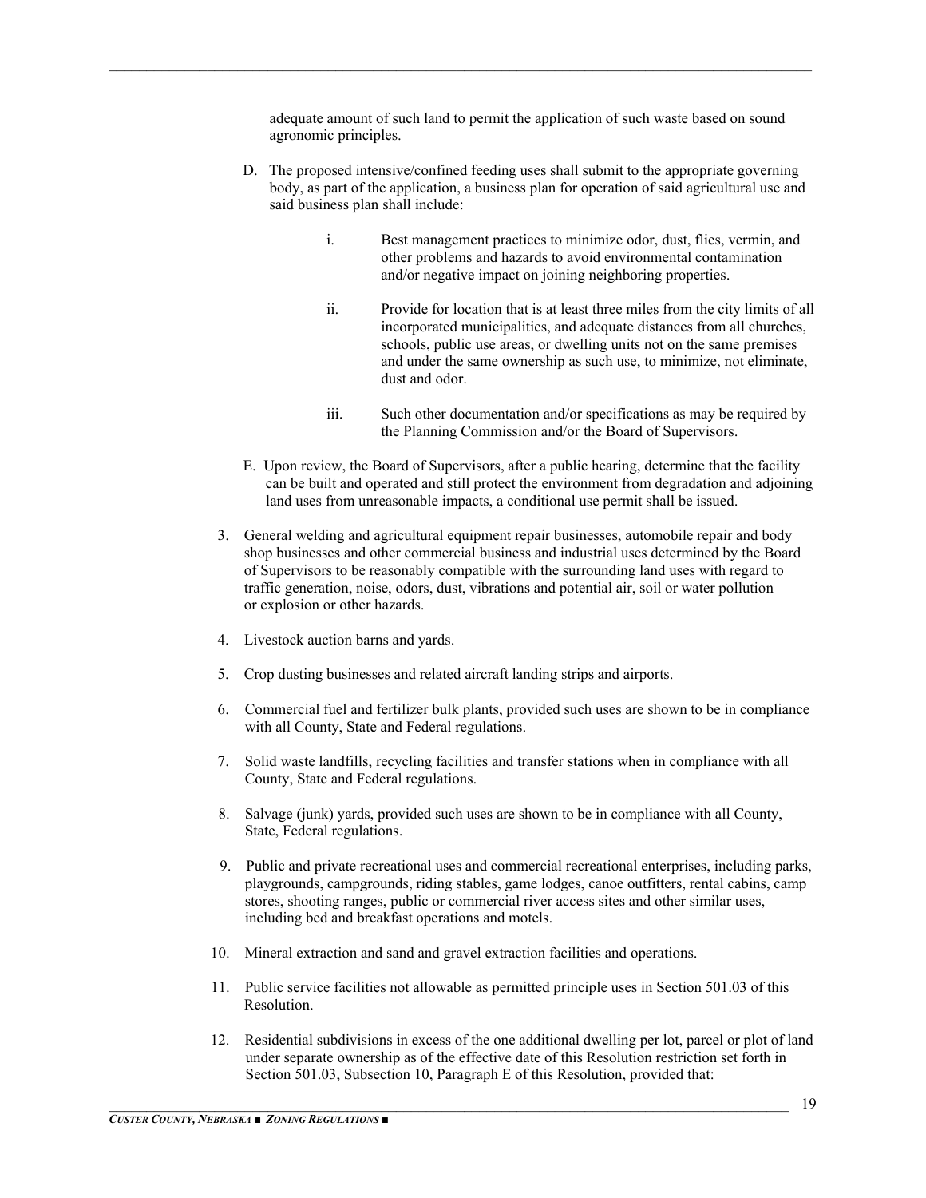adequate amount of such land to permit the application of such waste based on sound agronomic principles.

D. The proposed intensive/confined feeding uses shall submit to the appropriate governing body, as part of the application, a business plan for operation of said agricultural use and said business plan shall include:

   i. Best management practices to minimize odor, dust, flies, vermin, and other problems and hazards to avoid environmental contamination and/or negative impact on joining neighboring properties.

   ii. Provide for location that is at least three miles from the city limits of all incorporated municipalities, and adequate distances from all churches, schools, public use areas, or dwelling units not on the same premises and under the same ownership as such use, to minimize, not eliminate, dust and odor.

   iii. Such other documentation and/or specifications as may be required by the Planning Commission and/or the Board of Supervisors.

E. Upon review, the Board of Supervisors, after a public hearing, determine that the facility can be built and operated and still protect the environment from degradation and adjoining land uses from unreasonable impacts, a conditional use permit shall be issued.

3. General welding and agricultural equipment repair businesses, automobile repair and body shop businesses and other commercial business and industrial uses determined by the Board of Supervisors to be reasonably compatible with the surrounding land uses with regard to traffic generation, noise, odors, dust, vibrations and potential air, soil or water pollution or explosion or other hazards.

4. Livestock auction barns and yards.

5. Crop dusting businesses and related aircraft landing strips and airports.

6. Commercial fuel and fertilizer bulk plants, provided such uses are shown to be in compliance with all County, State and Federal regulations.

7. Solid waste landfills, recycling facilities and transfer stations when in compliance with all County, State and Federal regulations.

8. Salvage (junk) yards, provided such uses are shown to be in compliance with all County, State, Federal regulations.

9. Public and private recreational uses and commercial recreational enterprises, including parks, playgrounds, campgrounds, riding stables, game lodges, canoe outfitters, rental cabins, camp stores, shooting ranges, public or commercial river access sites and other similar uses, including bed and breakfast operations and motels.

10. Mineral extraction and sand and gravel extraction facilities and operations.

11. Public service facilities not allowable as permitted principle uses in Section 501.03 of this Resolution.

12. Residential subdivisions in excess of the one additional dwelling per lot, parcel or plot of land under separate ownership as of the effective date of this Resolution restriction set forth in Section 501.03, Subsection 10, Paragraph E of this Resolution, provided that: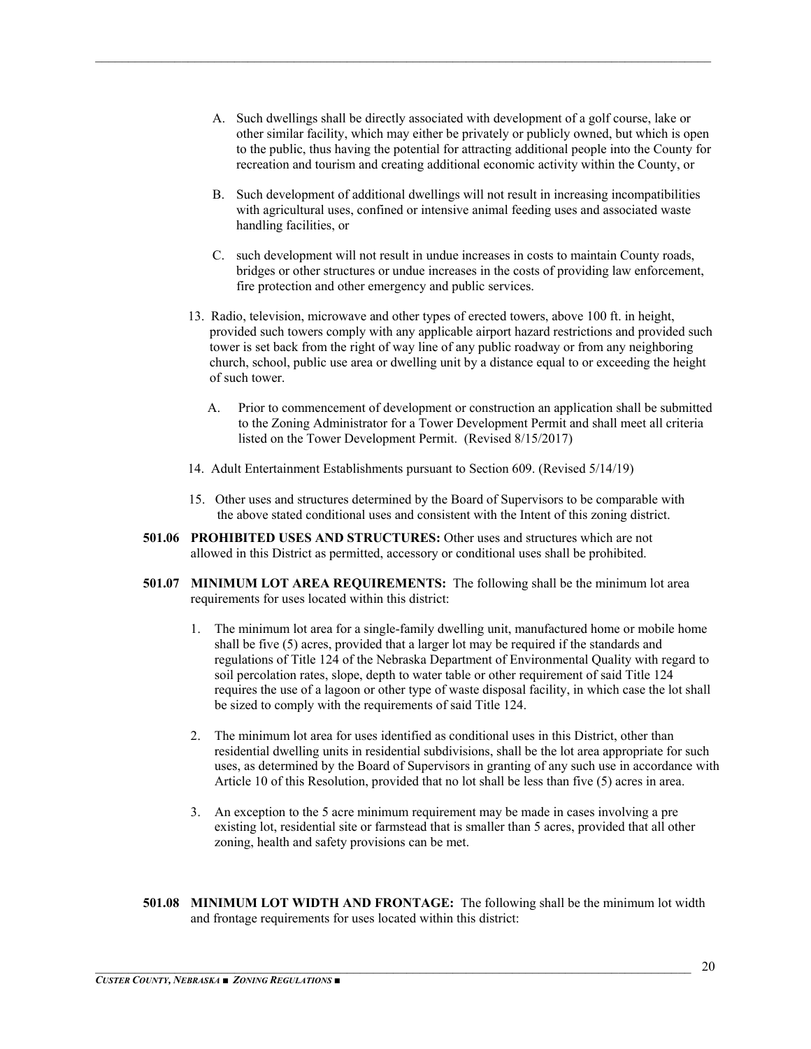A. Such dwellings shall be directly associated with development of a golf course, lake or other similar facility, which may either be privately or publicly owned, but which is open to the public, thus having the potential for attracting additional people into the County for recreation and tourism and creating additional economic activity within the County, or

B. Such development of additional dwellings will not result in increasing incompatibilities with agricultural uses, confined or intensive animal feeding uses and associated waste handling facilities, or

C. such development will not result in undue increases in costs to maintain County roads, bridges or other structures or undue increases in the costs of providing law enforcement, fire protection and other emergency and public services.

13. Radio, television, microwave and other types of erected towers, above 100 ft. in height, provided such towers comply with any applicable airport hazard restrictions and provided such tower is set back from the right of way line of any public roadway or from any neighboring church, school, public use area or dwelling unit by a distance equal to or exceeding the height of such tower.

    A. Prior to commencement of development or construction an application shall be submitted to the Zoning Administrator for a Tower Development Permit and shall meet all criteria listed on the Tower Development Permit. (Revised 8/15/2017)

14. Adult Entertainment Establishments pursuant to Section 609. (Revised 5/14/19)

15. Other uses and structures determined by the Board of Supervisors to be comparable with the above stated conditional uses and consistent with the Intent of this zoning district.

**501.06 PROHIBITED USES AND STRUCTURES:** Other uses and structures which are not allowed in this District as permitted, accessory or conditional uses shall be prohibited.

**501.07 MINIMUM LOT AREA REQUIREMENTS:** The following shall be the minimum lot area requirements for uses located within this district:

1. The minimum lot area for a single-family dwelling unit, manufactured home or mobile home shall be five (5) acres, provided that a larger lot may be required if the standards and regulations of Title 124 of the Nebraska Department of Environmental Quality with regard to soil percolation rates, slope, depth to water table or other requirement of said Title 124 requires the use of a lagoon or other type of waste disposal facility, in which case the lot shall be sized to comply with the requirements of said Title 124.

2. The minimum lot area for uses identified as conditional uses in this District, other than residential dwelling units in residential subdivisions, shall be the lot area appropriate for such uses, as determined by the Board of Supervisors in granting of any such use in accordance with Article 10 of this Resolution, provided that no lot shall be less than five (5) acres in area.

3. An exception to the 5 acre minimum requirement may be made in cases involving a pre existing lot, residential site or farmstead that is smaller than 5 acres, provided that all other zoning, health and safety provisions can be met.

**501.08 MINIMUM LOT WIDTH AND FRONTAGE:** The following shall be the minimum lot width and frontage requirements for uses located within this district: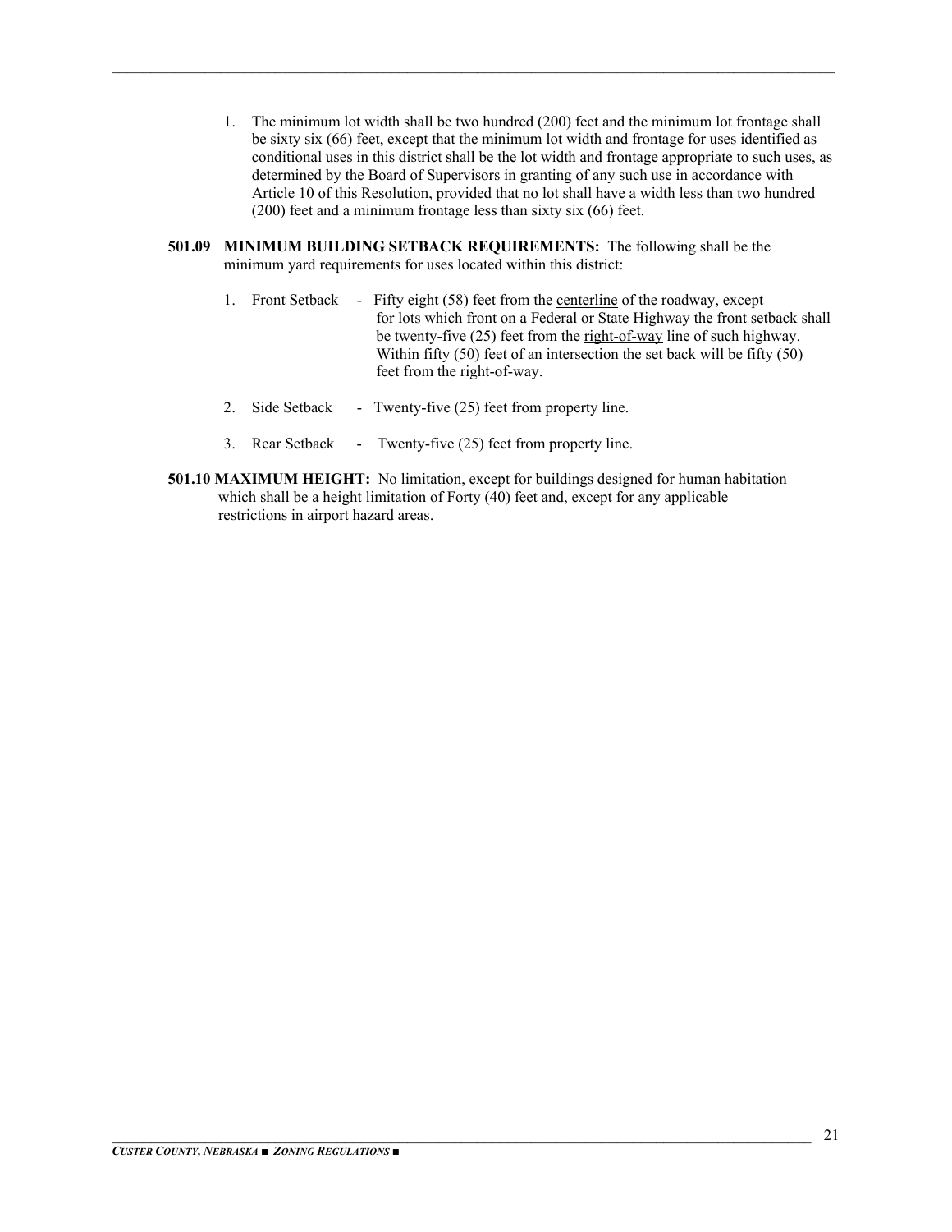1. The minimum lot width shall be two hundred (200) feet and the minimum lot frontage shall be sixty six (66) feet, except that the minimum lot width and frontage for uses identified as conditional uses in this district shall be the lot width and frontage appropriate to such uses, as determined by the Board of Supervisors in granting of any such use in accordance with Article 10 of this Resolution, provided that no lot shall have a width less than two hundred (200) feet and a minimum frontage less than sixty six (66) feet.

**501.09 MINIMUM BUILDING SETBACK REQUIREMENTS:** The following shall be the minimum yard requirements for uses located within this district:

1. Front Setback - Fifty eight (58) feet from the centerline of the roadway, except for lots which front on a Federal or State Highway the front setback shall be twenty-five (25) feet from the right-of-way line of such highway. Within fifty (50) feet of an intersection the set back will be fifty (50) feet from the right-of-way.

2. Side Setback - Twenty-five (25) feet from property line.

3. Rear Setback - Twenty-five (25) feet from property line.

**501.10 MAXIMUM HEIGHT:** No limitation, except for buildings designed for human habitation which shall be a height limitation of Forty (40) feet and, except for any applicable restrictions in airport hazard areas.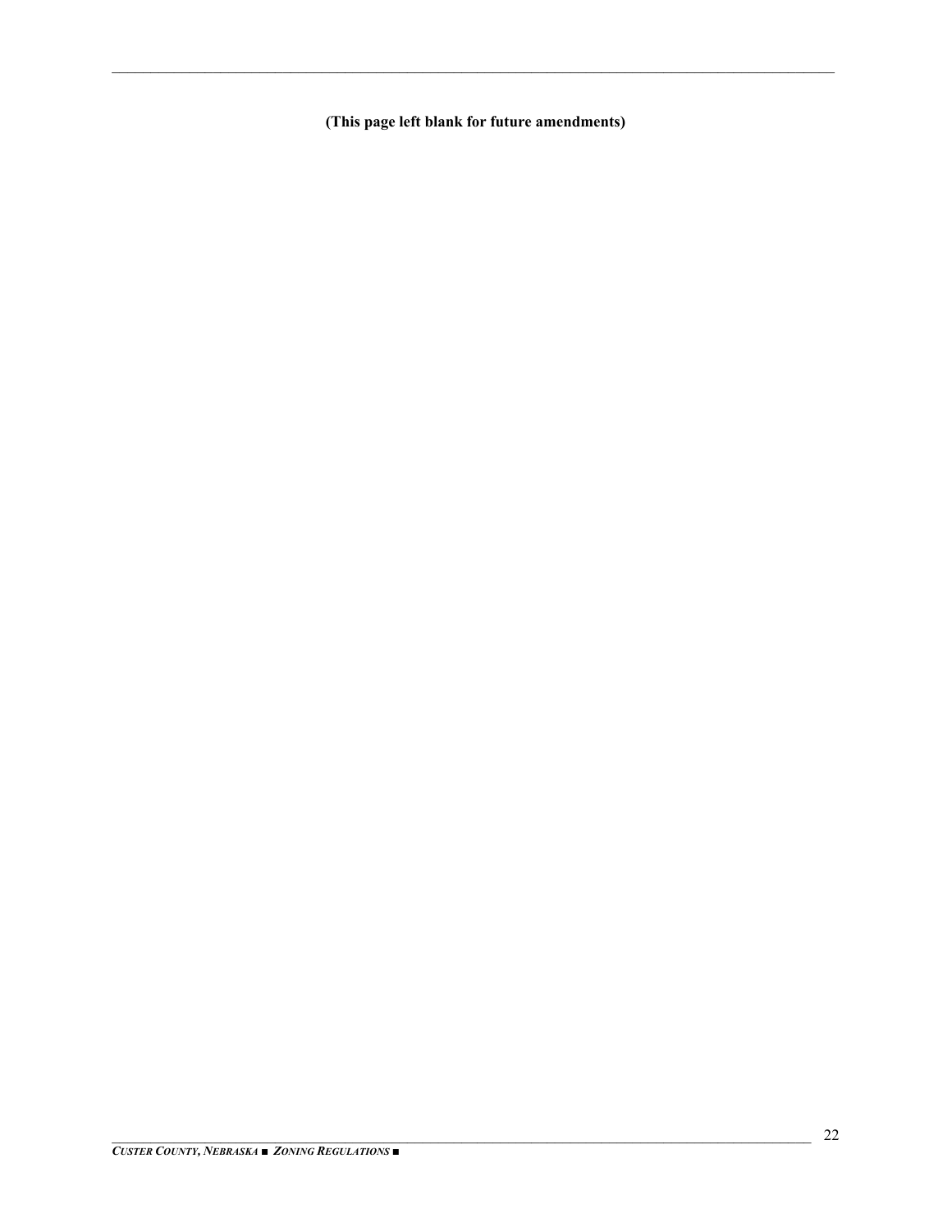**(This page left blank for future amendments)**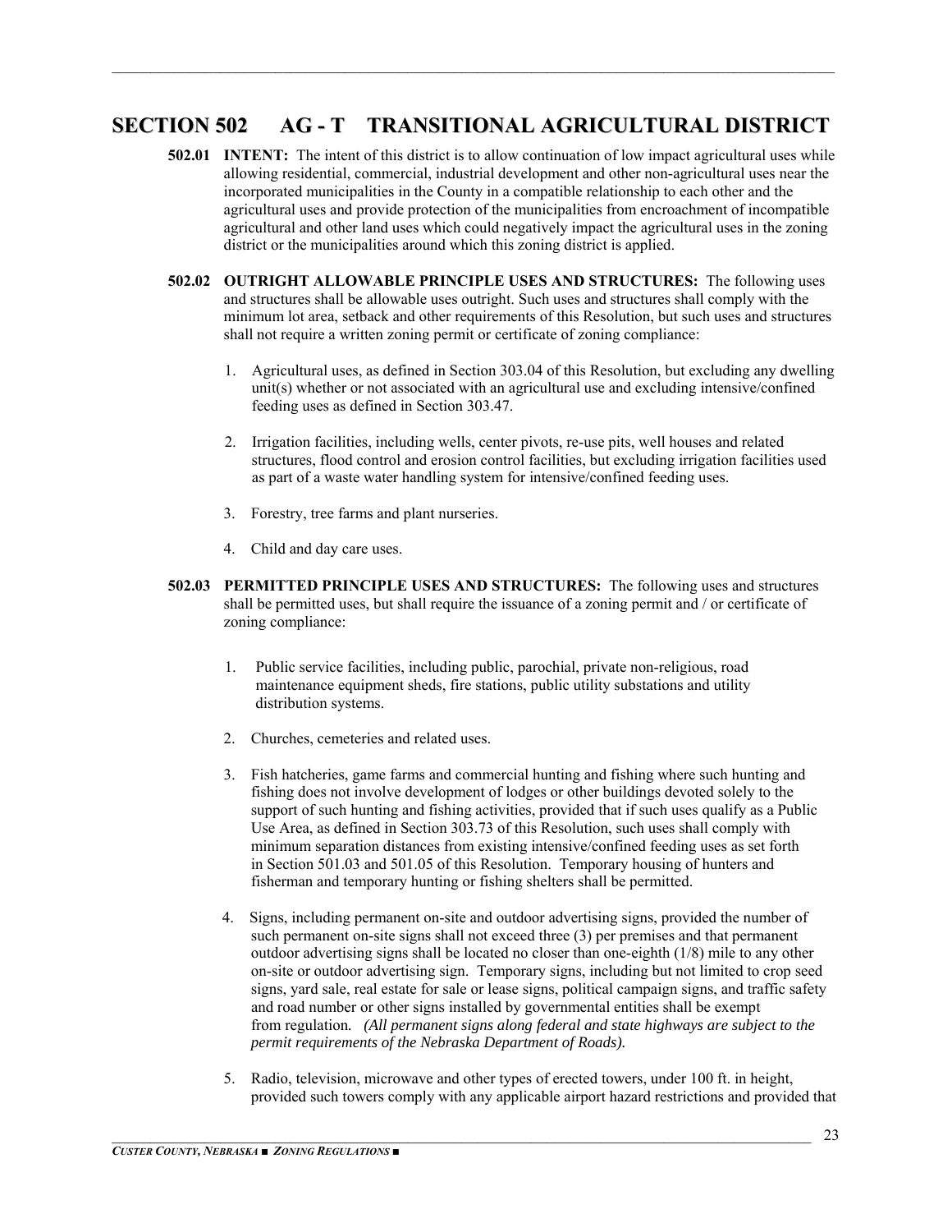# SECTION 502 AG - T TRANSITIONAL AGRICULTURAL DISTRICT

**502.01 INTENT:** The intent of this district is to allow continuation of low impact agricultural uses while allowing residential, commercial, industrial development and other non-agricultural uses near the incorporated municipalities in the County in a compatible relationship to each other and the agricultural uses and provide protection of the municipalities from encroachment of incompatible agricultural and other land uses which could negatively impact the agricultural uses in the zoning district or the municipalities around which this zoning district is applied.

**502.02 OUTRIGHT ALLOWABLE PRINCIPLE USES AND STRUCTURES:** The following uses and structures shall be allowable uses outright. Such uses and structures shall comply with the minimum lot area, setback and other requirements of this Resolution, but such uses and structures shall not require a written zoning permit or certificate of zoning compliance:

1. Agricultural uses, as defined in Section 303.04 of this Resolution, but excluding any dwelling unit(s) whether or not associated with an agricultural use and excluding intensive/confined feeding uses as defined in Section 303.47.

2. Irrigation facilities, including wells, center pivots, re-use pits, well houses and related structures, flood control and erosion control facilities, but excluding irrigation facilities used as part of a waste water handling system for intensive/confined feeding uses.

3. Forestry, tree farms and plant nurseries.

4. Child and day care uses.

**502.03 PERMITTED PRINCIPLE USES AND STRUCTURES:** The following uses and structures shall be permitted uses, but shall require the issuance of a zoning permit and / or certificate of zoning compliance:

1. Public service facilities, including public, parochial, private non-religious, road maintenance equipment sheds, fire stations, public utility substations and utility distribution systems.

2. Churches, cemeteries and related uses.

3. Fish hatcheries, game farms and commercial hunting and fishing where such hunting and fishing does not involve development of lodges or other buildings devoted solely to the support of such hunting and fishing activities, provided that if such uses qualify as a Public Use Area, as defined in Section 303.73 of this Resolution, such uses shall comply with minimum separation distances from existing intensive/confined feeding uses as set forth in Section 501.03 and 501.05 of this Resolution. Temporary housing of hunters and fisherman and temporary hunting or fishing shelters shall be permitted.

4. Signs, including permanent on-site and outdoor advertising signs, provided the number of such permanent on-site signs shall not exceed three (3) per premises and that permanent outdoor advertising signs shall be located no closer than one-eighth (1/8) mile to any other on-site or outdoor advertising sign. Temporary signs, including but not limited to crop seed signs, yard sale, real estate for sale or lease signs, political campaign signs, and traffic safety and road number or other signs installed by governmental entities shall be exempt from regulation. *(All permanent signs along federal and state highways are subject to the permit requirements of the Nebraska Department of Roads).*

5. Radio, television, microwave and other types of erected towers, under 100 ft. in height, provided such towers comply with any applicable airport hazard restrictions and provided that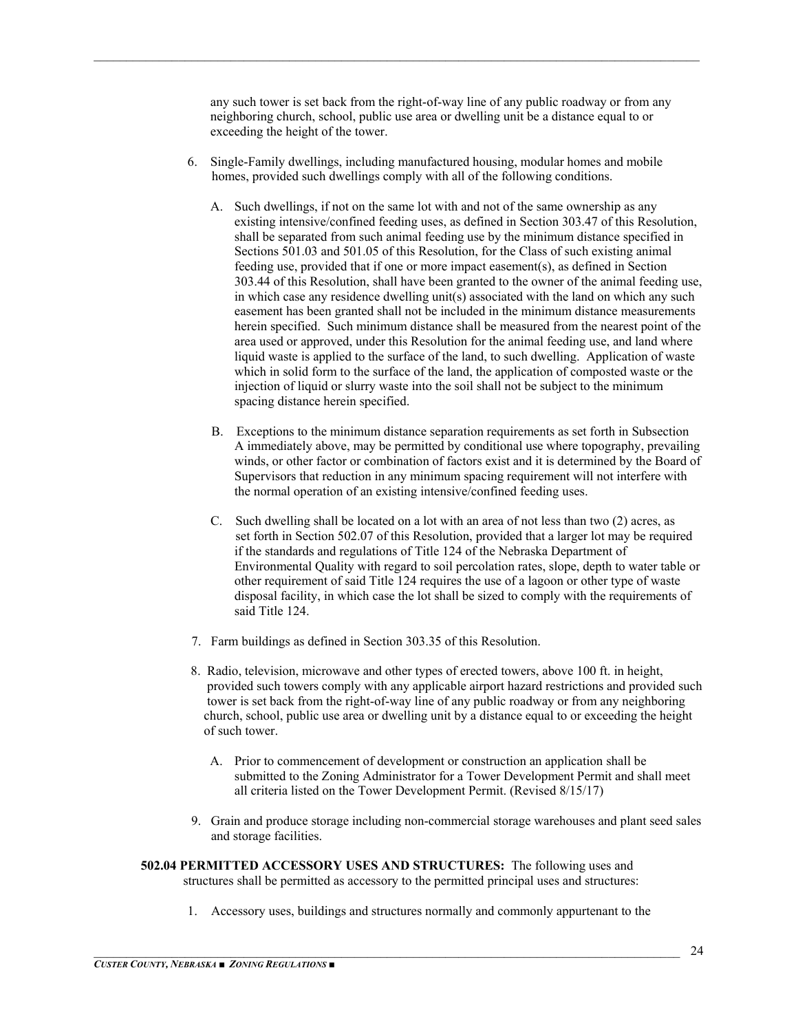any such tower is set back from the right-of-way line of any public roadway or from any neighboring church, school, public use area or dwelling unit be a distance equal to or exceeding the height of the tower.

6. Single-Family dwellings, including manufactured housing, modular homes and mobile homes, provided such dwellings comply with all of the following conditions.

   A. Such dwellings, if not on the same lot with and not of the same ownership as any existing intensive/confined feeding uses, as defined in Section 303.47 of this Resolution, shall be separated from such animal feeding use by the minimum distance specified in Sections 501.03 and 501.05 of this Resolution, for the Class of such existing animal feeding use, provided that if one or more impact easement(s), as defined in Section 303.44 of this Resolution, shall have been granted to the owner of the animal feeding use, in which case any residence dwelling unit(s) associated with the land on which any such easement has been granted shall not be included in the minimum distance measurements herein specified. Such minimum distance shall be measured from the nearest point of the area used or approved, under this Resolution for the animal feeding use, and land where liquid waste is applied to the surface of the land, to such dwelling. Application of waste which in solid form to the surface of the land, the application of composted waste or the injection of liquid or slurry waste into the soil shall not be subject to the minimum spacing distance herein specified.

   B. Exceptions to the minimum distance separation requirements as set forth in Subsection A immediately above, may be permitted by conditional use where topography, prevailing winds, or other factor or combination of factors exist and it is determined by the Board of Supervisors that reduction in any minimum spacing requirement will not interfere with the normal operation of an existing intensive/confined feeding uses.

   C. Such dwelling shall be located on a lot with an area of not less than two (2) acres, as set forth in Section 502.07 of this Resolution, provided that a larger lot may be required if the standards and regulations of Title 124 of the Nebraska Department of Environmental Quality with regard to soil percolation rates, slope, depth to water table or other requirement of said Title 124 requires the use of a lagoon or other type of waste disposal facility, in which case the lot shall be sized to comply with the requirements of said Title 124.

7. Farm buildings as defined in Section 303.35 of this Resolution.

8. Radio, television, microwave and other types of erected towers, above 100 ft. in height, provided such towers comply with any applicable airport hazard restrictions and provided such tower is set back from the right-of-way line of any public roadway or from any neighboring church, school, public use area or dwelling unit by a distance equal to or exceeding the height of such tower.

   A. Prior to commencement of development or construction an application shall be submitted to the Zoning Administrator for a Tower Development Permit and shall meet all criteria listed on the Tower Development Permit. (Revised 8/15/17)

9. Grain and produce storage including non-commercial storage warehouses and plant seed sales and storage facilities.

**502.04 PERMITTED ACCESSORY USES AND STRUCTURES:** The following uses and structures shall be permitted as accessory to the permitted principal uses and structures:

1. Accessory uses, buildings and structures normally and commonly appurtenant to the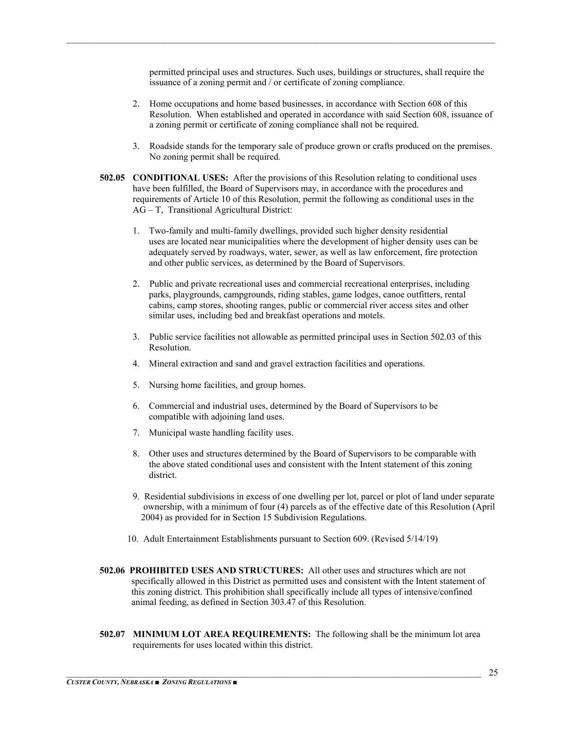permitted principal uses and structures. Such uses, buildings or structures, shall require the issuance of a zoning permit and / or certificate of zoning compliance.

2. Home occupations and home based businesses, in accordance with Section 608 of this Resolution. When established and operated in accordance with said Section 608, issuance of a zoning permit or certificate of zoning compliance shall not be required.

3. Roadside stands for the temporary sale of produce grown or crafts produced on the premises. No zoning permit shall be required.

**502.05 CONDITIONAL USES:** After the provisions of this Resolution relating to conditional uses have been fulfilled, the Board of Supervisors may, in accordance with the procedures and requirements of Article 10 of this Resolution, permit the following as conditional uses in the AG – T, Transitional Agricultural District:

1. Two-family and multi-family dwellings, provided such higher density residential uses are located near municipalities where the development of higher density uses can be adequately served by roadways, water, sewer, as well as law enforcement, fire protection and other public services, as determined by the Board of Supervisors.

2. Public and private recreational uses and commercial recreational enterprises, including parks, playgrounds, campgrounds, riding stables, game lodges, canoe outfitters, rental cabins, camp stores, shooting ranges, public or commercial river access sites and other similar uses, including bed and breakfast operations and motels.

3. Public service facilities not allowable as permitted principal uses in Section 502.03 of this Resolution.

4. Mineral extraction and sand and gravel extraction facilities and operations.

5. Nursing home facilities, and group homes.

6. Commercial and industrial uses, determined by the Board of Supervisors to be compatible with adjoining land uses.

7. Municipal waste handling facility uses.

8. Other uses and structures determined by the Board of Supervisors to be comparable with the above stated conditional uses and consistent with the Intent statement of this zoning district.

9. Residential subdivisions in excess of one dwelling per lot, parcel or plot of land under separate ownership, with a minimum of four (4) parcels as of the effective date of this Resolution (April 2004) as provided for in Section 15 Subdivision Regulations.

10. Adult Entertainment Establishments pursuant to Section 609. (Revised 5/14/19)

**502.06 PROHIBITED USES AND STRUCTURES:** All other uses and structures which are not specifically allowed in this District as permitted uses and consistent with the Intent statement of this zoning district. This prohibition shall specifically include all types of intensive/confined animal feeding, as defined in Section 303.47 of this Resolution.

**502.07 MINIMUM LOT AREA REQUIREMENTS:** The following shall be the minimum lot area requirements for uses located within this district.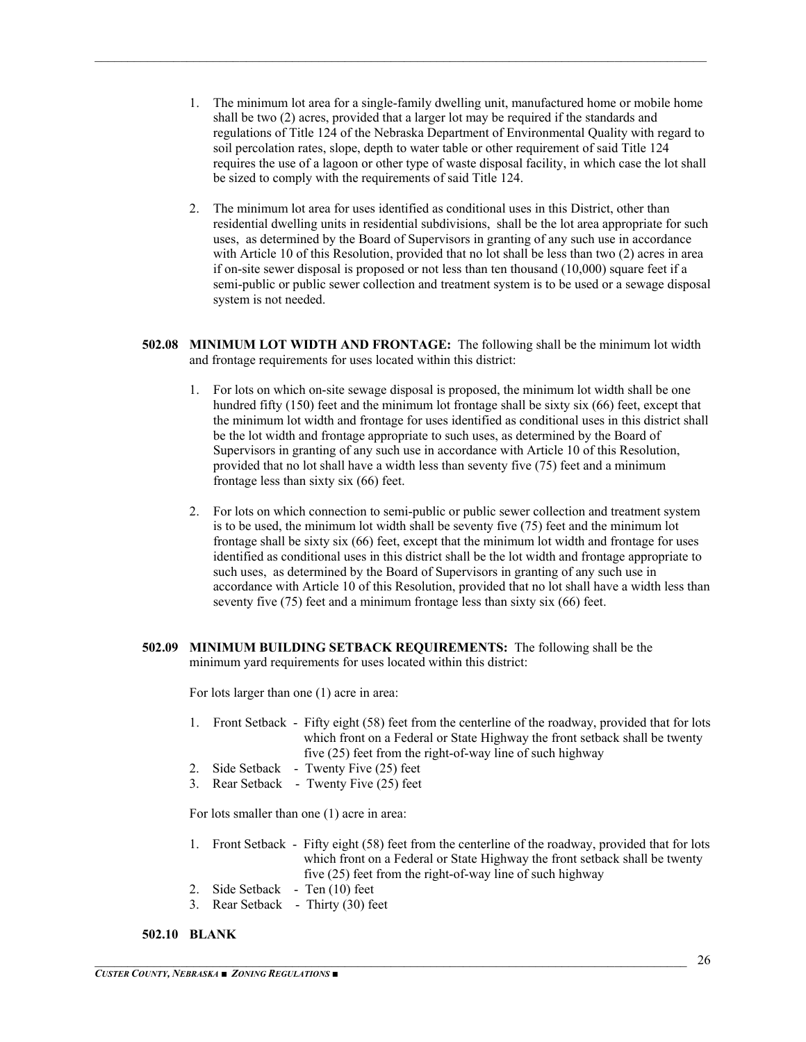1. The minimum lot area for a single-family dwelling unit, manufactured home or mobile home shall be two (2) acres, provided that a larger lot may be required if the standards and regulations of Title 124 of the Nebraska Department of Environmental Quality with regard to soil percolation rates, slope, depth to water table or other requirement of said Title 124 requires the use of a lagoon or other type of waste disposal facility, in which case the lot shall be sized to comply with the requirements of said Title 124.

2. The minimum lot area for uses identified as conditional uses in this District, other than residential dwelling units in residential subdivisions, shall be the lot area appropriate for such uses, as determined by the Board of Supervisors in granting of any such use in accordance with Article 10 of this Resolution, provided that no lot shall be less than two (2) acres in area if on-site sewer disposal is proposed or not less than ten thousand (10,000) square feet if a semi-public or public sewer collection and treatment system is to be used or a sewage disposal system is not needed.

**502.08 MINIMUM LOT WIDTH AND FRONTAGE:** The following shall be the minimum lot width and frontage requirements for uses located within this district:

1. For lots on which on-site sewage disposal is proposed, the minimum lot width shall be one hundred fifty (150) feet and the minimum lot frontage shall be sixty six (66) feet, except that the minimum lot width and frontage for uses identified as conditional uses in this district shall be the lot width and frontage appropriate to such uses, as determined by the Board of Supervisors in granting of any such use in accordance with Article 10 of this Resolution, provided that no lot shall have a width less than seventy five (75) feet and a minimum frontage less than sixty six (66) feet.

2. For lots on which connection to semi-public or public sewer collection and treatment system is to be used, the minimum lot width shall be seventy five (75) feet and the minimum lot frontage shall be sixty six (66) feet, except that the minimum lot width and frontage for uses identified as conditional uses in this district shall be the lot width and frontage appropriate to such uses, as determined by the Board of Supervisors in granting of any such use in accordance with Article 10 of this Resolution, provided that no lot shall have a width less than seventy five (75) feet and a minimum frontage less than sixty six (66) feet.

**502.09 MINIMUM BUILDING SETBACK REQUIREMENTS:** The following shall be the minimum yard requirements for uses located within this district:

For lots larger than one (1) acre in area:

1. Front Setback - Fifty eight (58) feet from the centerline of the roadway, provided that for lots which front on a Federal or State Highway the front setback shall be twenty five (25) feet from the right-of-way line of such highway
2. Side Setback - Twenty Five (25) feet
3. Rear Setback - Twenty Five (25) feet

For lots smaller than one (1) acre in area:

1. Front Setback - Fifty eight (58) feet from the centerline of the roadway, provided that for lots which front on a Federal or State Highway the front setback shall be twenty five (25) feet from the right-of-way line of such highway
2. Side Setback - Ten (10) feet
3. Rear Setback - Thirty (30) feet

**502.10 BLANK**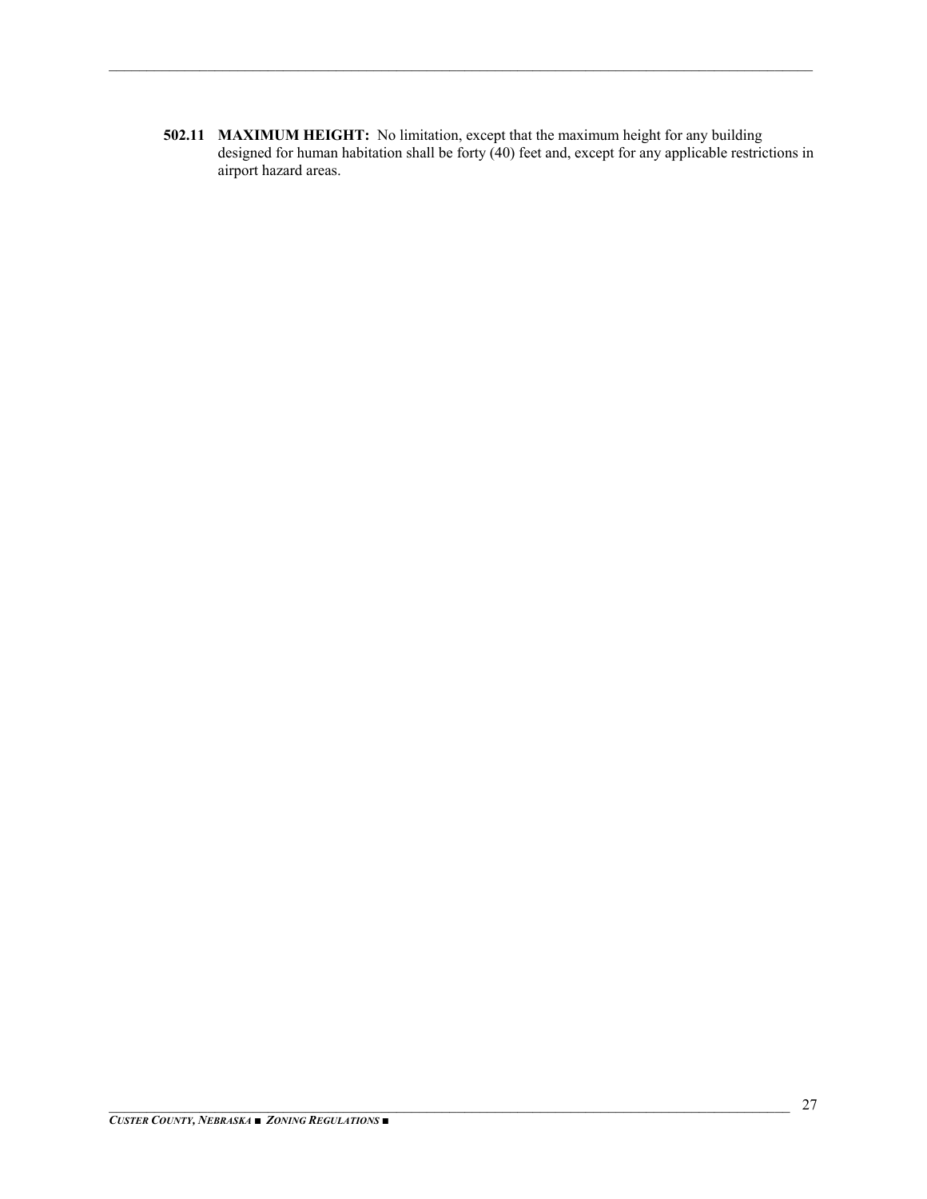**502.11 MAXIMUM HEIGHT:** No limitation, except that the maximum height for any building designed for human habitation shall be forty (40) feet and, except for any applicable restrictions in airport hazard areas.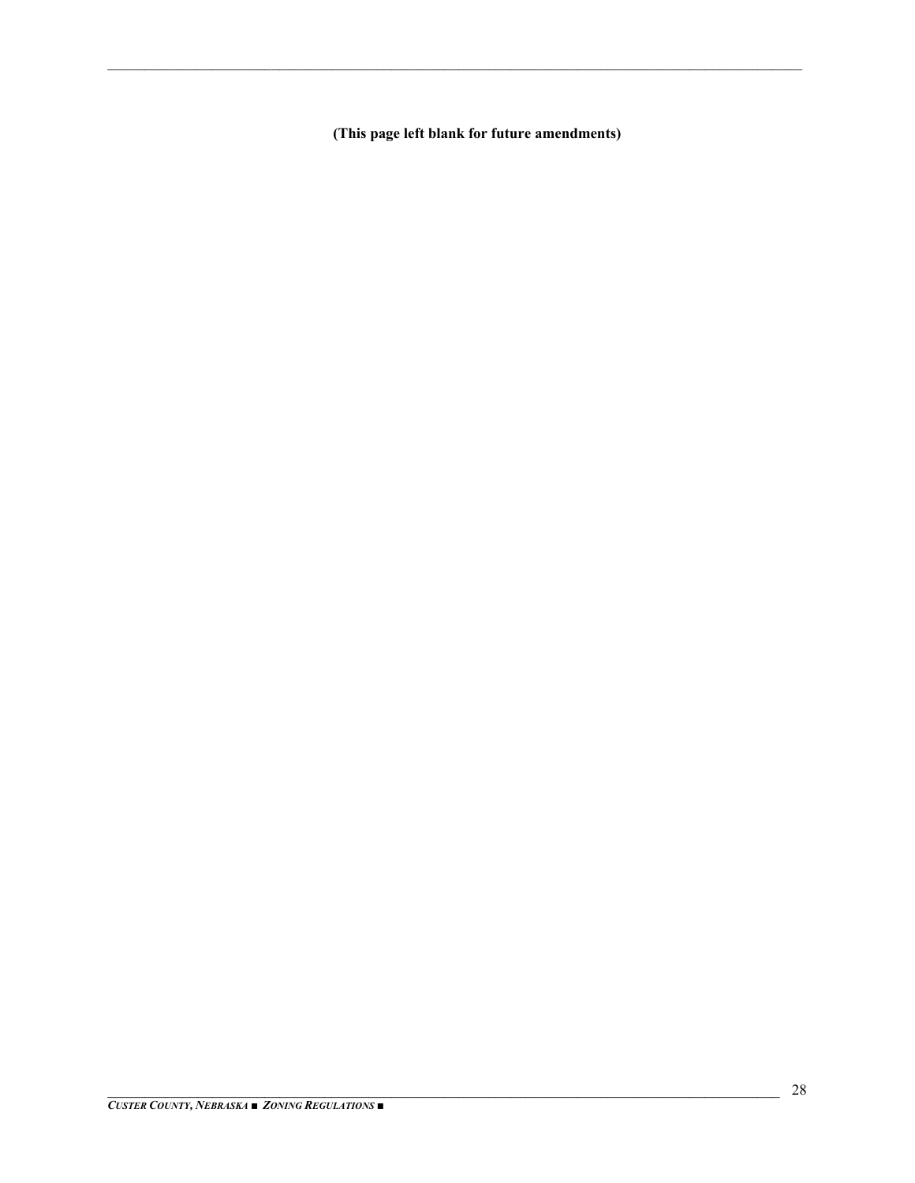**(This page left blank for future amendments)**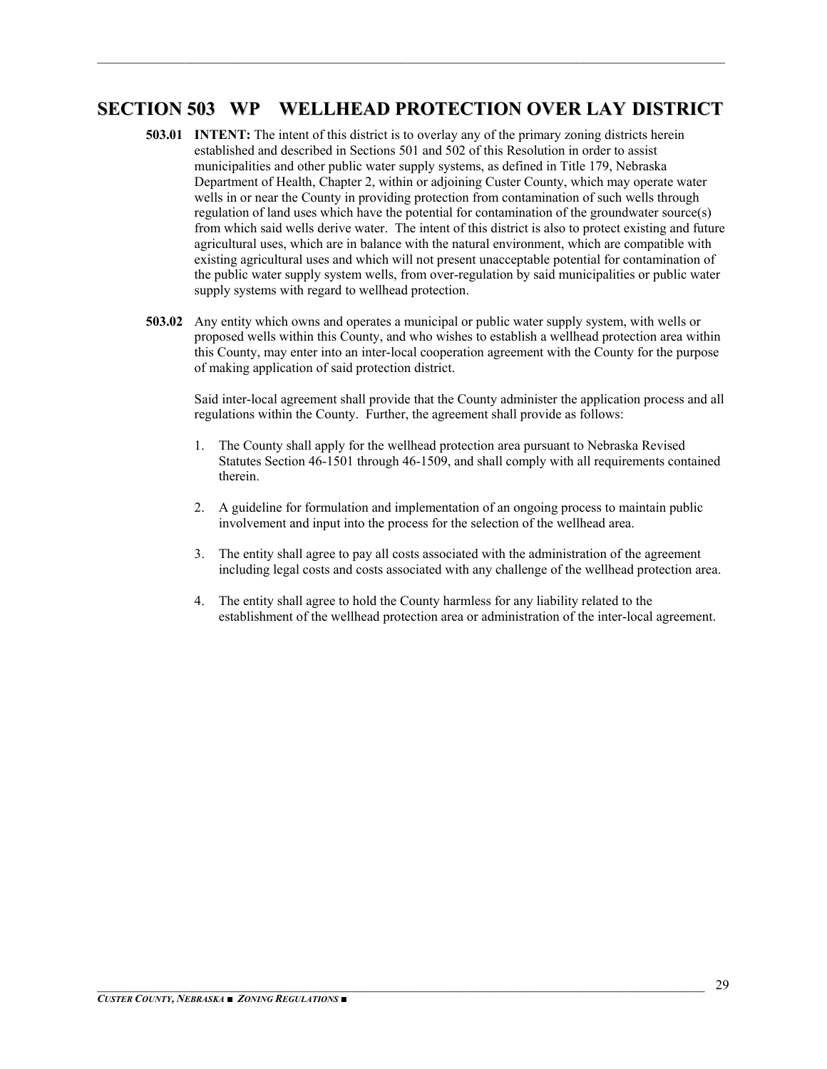## SECTION 503 WP WELLHEAD PROTECTION OVER LAY DISTRICT

**503.01 INTENT:** The intent of this district is to overlay any of the primary zoning districts herein established and described in Sections 501 and 502 of this Resolution in order to assist municipalities and other public water supply systems, as defined in Title 179, Nebraska Department of Health, Chapter 2, within or adjoining Custer County, which may operate water wells in or near the County in providing protection from contamination of such wells through regulation of land uses which have the potential for contamination of the groundwater source(s) from which said wells derive water. The intent of this district is also to protect existing and future agricultural uses, which are in balance with the natural environment, which are compatible with existing agricultural uses and which will not present unacceptable potential for contamination of the public water supply system wells, from over-regulation by said municipalities or public water supply systems with regard to wellhead protection.

**503.02** Any entity which owns and operates a municipal or public water supply system, with wells or proposed wells within this County, and who wishes to establish a wellhead protection area within this County, may enter into an inter-local cooperation agreement with the County for the purpose of making application of said protection district.

Said inter-local agreement shall provide that the County administer the application process and all regulations within the County. Further, the agreement shall provide as follows:

1. The County shall apply for the wellhead protection area pursuant to Nebraska Revised Statutes Section 46-1501 through 46-1509, and shall comply with all requirements contained therein.
2. A guideline for formulation and implementation of an ongoing process to maintain public involvement and input into the process for the selection of the wellhead area.
3. The entity shall agree to pay all costs associated with the administration of the agreement including legal costs and costs associated with any challenge of the wellhead protection area.
4. The entity shall agree to hold the County harmless for any liability related to the establishment of the wellhead protection area or administration of the inter-local agreement.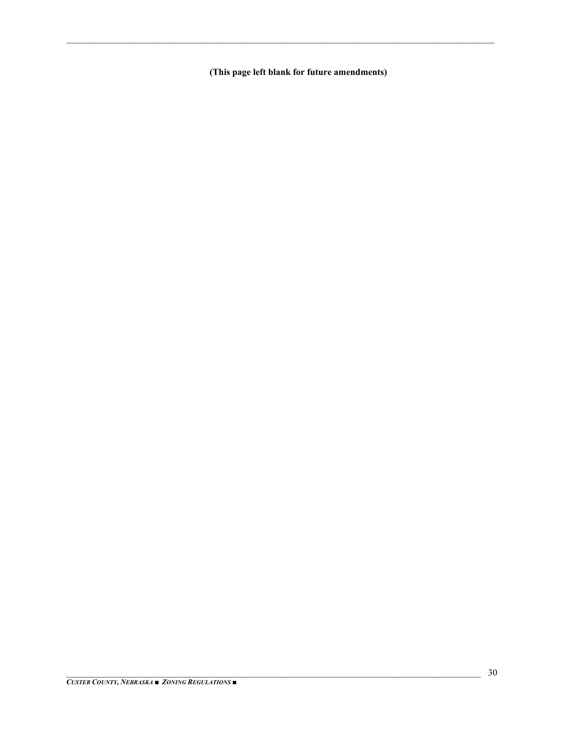**(This page left blank for future amendments)**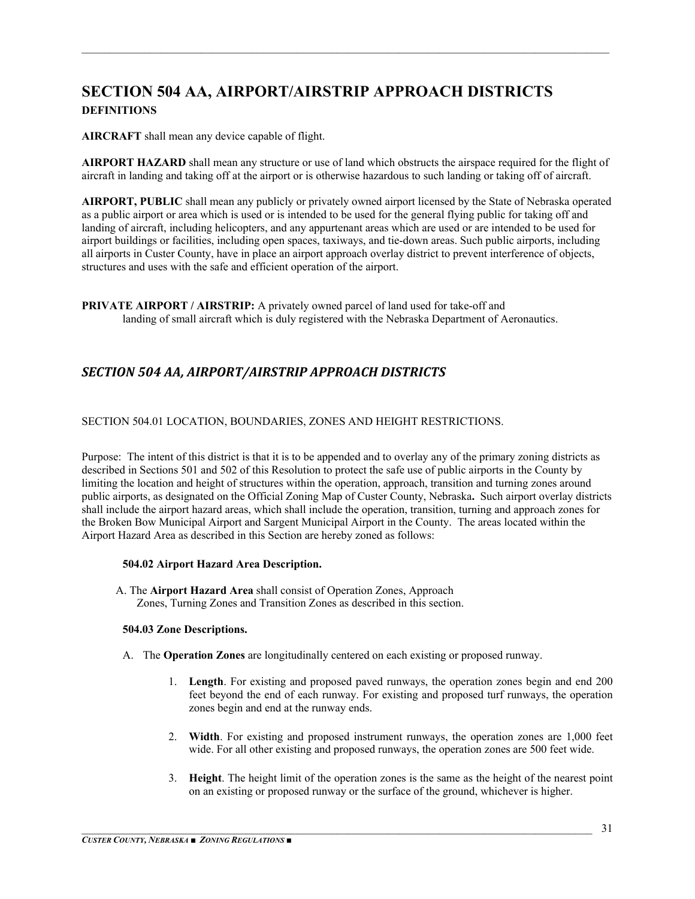# SECTION 504 AA, AIRPORT/AIRSTRIP APPROACH DISTRICTS

**DEFINITIONS**

**AIRCRAFT** shall mean any device capable of flight.

**AIRPORT HAZARD** shall mean any structure or use of land which obstructs the airspace required for the flight of aircraft in landing and taking off at the airport or is otherwise hazardous to such landing or taking off of aircraft.

**AIRPORT, PUBLIC** shall mean any publicly or privately owned airport licensed by the State of Nebraska operated as a public airport or area which is used or is intended to be used for the general flying public for taking off and landing of aircraft, including helicopters, and any appurtenant areas which are used or are intended to be used for airport buildings or facilities, including open spaces, taxiways, and tie-down areas. Such public airports, including all airports in Custer County, have in place an airport approach overlay district to prevent interference of objects, structures and uses with the safe and efficient operation of the airport.

**PRIVATE AIRPORT / AIRSTRIP:** A privately owned parcel of land used for take-off and landing of small aircraft which is duly registered with the Nebraska Department of Aeronautics.

## *SECTION 504 AA, AIRPORT/AIRSTRIP APPROACH DISTRICTS*

SECTION 504.01 LOCATION, BOUNDARIES, ZONES AND HEIGHT RESTRICTIONS.

Purpose: The intent of this district is that it is to be appended and to overlay any of the primary zoning districts as described in Sections 501 and 502 of this Resolution to protect the safe use of public airports in the County by limiting the location and height of structures within the operation, approach, transition and turning zones around public airports, as designated on the Official Zoning Map of Custer County, Nebraska**.** Such airport overlay districts shall include the airport hazard areas, which shall include the operation, transition, turning and approach zones for the Broken Bow Municipal Airport and Sargent Municipal Airport in the County. The areas located within the Airport Hazard Area as described in this Section are hereby zoned as follows:

**504.02 Airport Hazard Area Description.**

A. The **Airport Hazard Area** shall consist of Operation Zones, Approach Zones, Turning Zones and Transition Zones as described in this section.

**504.03 Zone Descriptions.**

A. The **Operation Zones** are longitudinally centered on each existing or proposed runway.

1. **Length**. For existing and proposed paved runways, the operation zones begin and end 200 feet beyond the end of each runway. For existing and proposed turf runways, the operation zones begin and end at the runway ends.

2. **Width**. For existing and proposed instrument runways, the operation zones are 1,000 feet wide. For all other existing and proposed runways, the operation zones are 500 feet wide.

3. **Height**. The height limit of the operation zones is the same as the height of the nearest point on an existing or proposed runway or the surface of the ground, whichever is higher.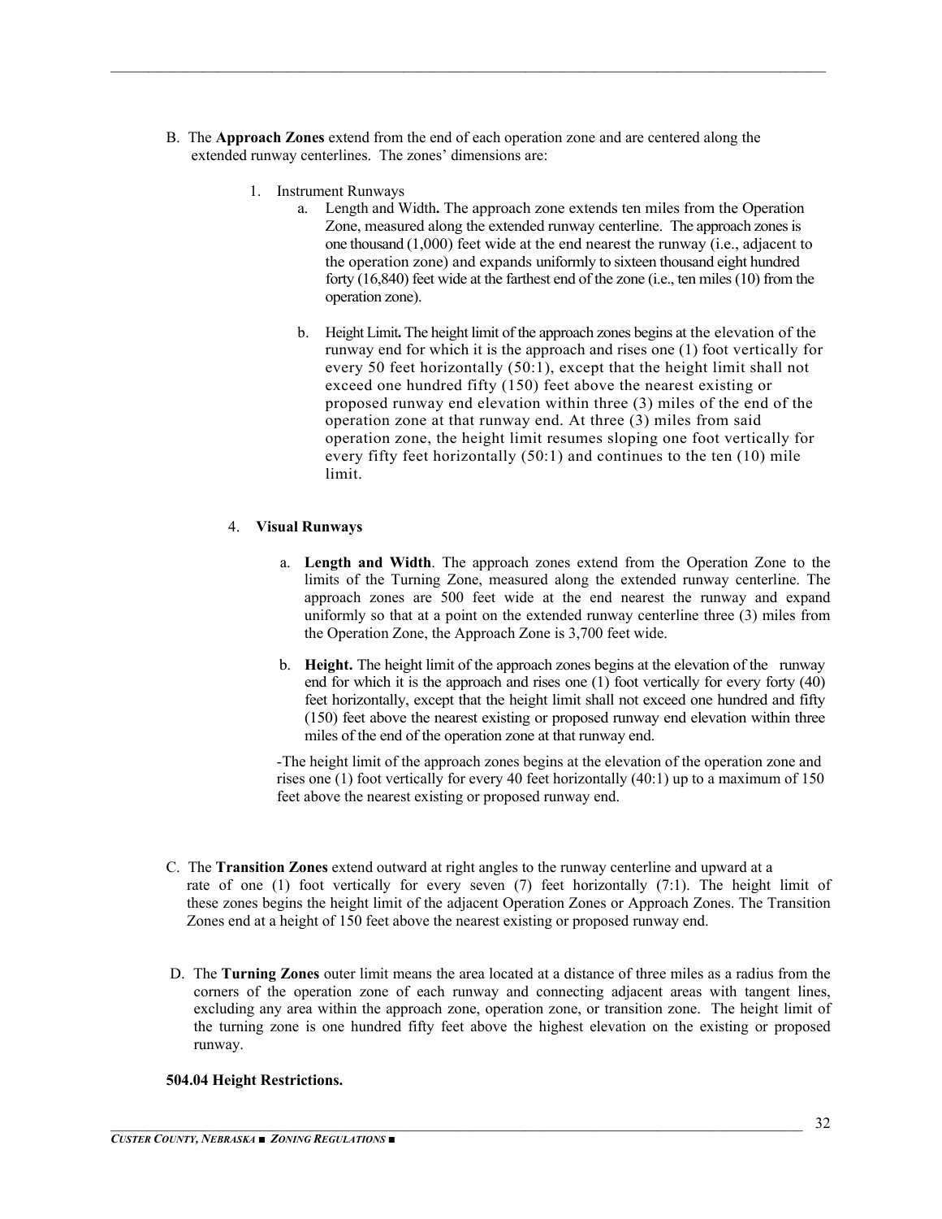B. The **Approach Zones** extend from the end of each operation zone and are centered along the extended runway centerlines. The zones' dimensions are:

1. Instrument Runways
   a. Length and Width**.** The approach zone extends ten miles from the Operation Zone, measured along the extended runway centerline. The approach zones is one thousand (1,000) feet wide at the end nearest the runway (i.e., adjacent to the operation zone) and expands uniformly to sixteen thousand eight hundred forty (16,840) feet wide at the farthest end of the zone (i.e., ten miles (10) from the operation zone).

   b. Height Limit**.** The height limit of the approach zones begins at the elevation of the runway end for which it is the approach and rises one (1) foot vertically for every 50 feet horizontally (50:1), except that the height limit shall not exceed one hundred fifty (150) feet above the nearest existing or proposed runway end elevation within three (3) miles of the end of the operation zone at that runway end. At three (3) miles from said operation zone, the height limit resumes sloping one foot vertically for every fifty feet horizontally (50:1) and continues to the ten (10) mile limit.

4. **Visual Runways**

   a. **Length and Width**. The approach zones extend from the Operation Zone to the limits of the Turning Zone, measured along the extended runway centerline. The approach zones are 500 feet wide at the end nearest the runway and expand uniformly so that at a point on the extended runway centerline three (3) miles from the Operation Zone, the Approach Zone is 3,700 feet wide.

   b. **Height.** The height limit of the approach zones begins at the elevation of the runway end for which it is the approach and rises one (1) foot vertically for every forty (40) feet horizontally, except that the height limit shall not exceed one hundred and fifty (150) feet above the nearest existing or proposed runway end elevation within three miles of the end of the operation zone at that runway end.

   -The height limit of the approach zones begins at the elevation of the operation zone and rises one (1) foot vertically for every 40 feet horizontally (40:1) up to a maximum of 150 feet above the nearest existing or proposed runway end.

C. The **Transition Zones** extend outward at right angles to the runway centerline and upward at a rate of one (1) foot vertically for every seven (7) feet horizontally (7:1). The height limit of these zones begins the height limit of the adjacent Operation Zones or Approach Zones. The Transition Zones end at a height of 150 feet above the nearest existing or proposed runway end.

D. The **Turning Zones** outer limit means the area located at a distance of three miles as a radius from the corners of the operation zone of each runway and connecting adjacent areas with tangent lines, excluding any area within the approach zone, operation zone, or transition zone. The height limit of the turning zone is one hundred fifty feet above the highest elevation on the existing or proposed runway.

**504.04 Height Restrictions.**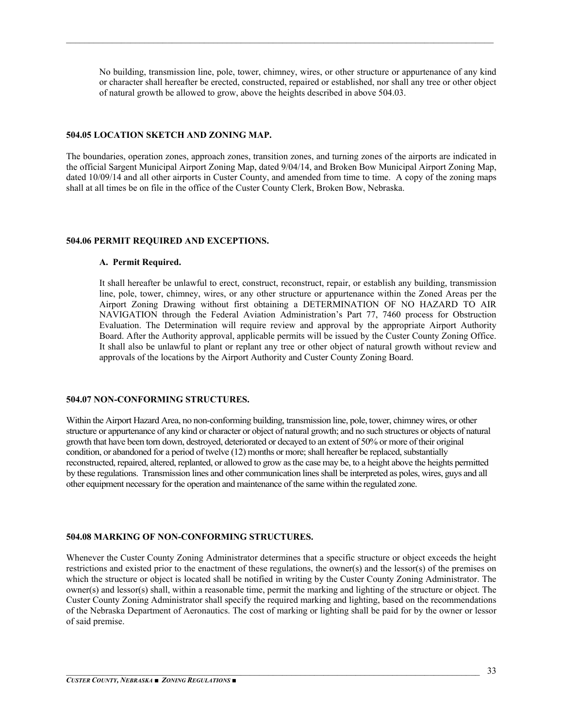No building, transmission line, pole, tower, chimney, wires, or other structure or appurtenance of any kind or character shall hereafter be erected, constructed, repaired or established, nor shall any tree or other object of natural growth be allowed to grow, above the heights described in above 504.03.

**504.05 LOCATION SKETCH AND ZONING MAP.**

The boundaries, operation zones, approach zones, transition zones, and turning zones of the airports are indicated in the official Sargent Municipal Airport Zoning Map, dated 9/04/14, and Broken Bow Municipal Airport Zoning Map, dated 10/09/14 and all other airports in Custer County, and amended from time to time. A copy of the zoning maps shall at all times be on file in the office of the Custer County Clerk, Broken Bow, Nebraska.

**504.06 PERMIT REQUIRED AND EXCEPTIONS.**

**A. Permit Required.**

It shall hereafter be unlawful to erect, construct, reconstruct, repair, or establish any building, transmission line, pole, tower, chimney, wires, or any other structure or appurtenance within the Zoned Areas per the Airport Zoning Drawing without first obtaining a DETERMINATION OF NO HAZARD TO AIR NAVIGATION through the Federal Aviation Administration's Part 77, 7460 process for Obstruction Evaluation. The Determination will require review and approval by the appropriate Airport Authority Board. After the Authority approval, applicable permits will be issued by the Custer County Zoning Office. It shall also be unlawful to plant or replant any tree or other object of natural growth without review and approvals of the locations by the Airport Authority and Custer County Zoning Board.

**504.07 NON-CONFORMING STRUCTURES.**

Within the Airport Hazard Area, no non-conforming building, transmission line, pole, tower, chimney wires, or other structure or appurtenance of any kind or character or object of natural growth; and no such structures or objects of natural growth that have been torn down, destroyed, deteriorated or decayed to an extent of 50% or more of their original condition, or abandoned for a period of twelve (12) months or more; shall hereafter be replaced, substantially reconstructed, repaired, altered, replanted, or allowed to grow as the case may be, to a height above the heights permitted by these regulations. Transmission lines and other communication lines shall be interpreted as poles, wires, guys and all other equipment necessary for the operation and maintenance of the same within the regulated zone.

**504.08 MARKING OF NON-CONFORMING STRUCTURES.**

Whenever the Custer County Zoning Administrator determines that a specific structure or object exceeds the height restrictions and existed prior to the enactment of these regulations, the owner(s) and the lessor(s) of the premises on which the structure or object is located shall be notified in writing by the Custer County Zoning Administrator. The owner(s) and lessor(s) shall, within a reasonable time, permit the marking and lighting of the structure or object. The Custer County Zoning Administrator shall specify the required marking and lighting, based on the recommendations of the Nebraska Department of Aeronautics. The cost of marking or lighting shall be paid for by the owner or lessor of said premise.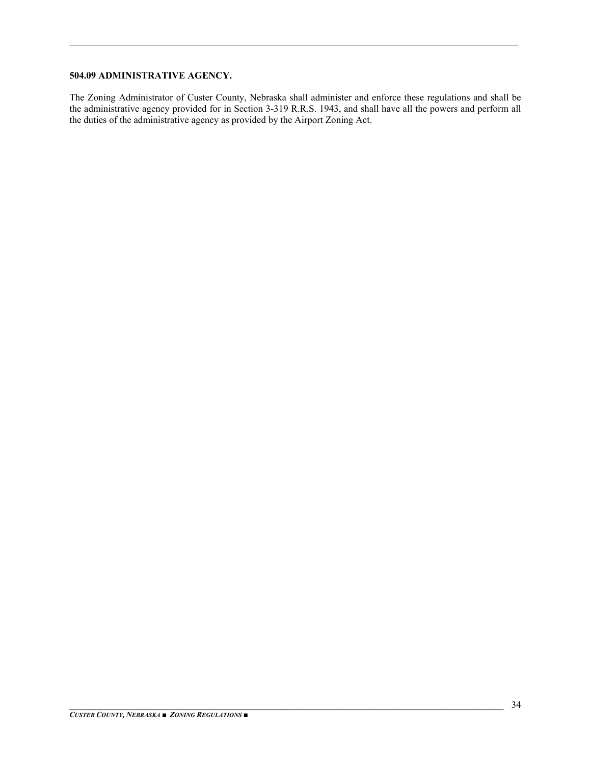**504.09 ADMINISTRATIVE AGENCY.**

The Zoning Administrator of Custer County, Nebraska shall administer and enforce these regulations and shall be the administrative agency provided for in Section 3-319 R.R.S. 1943, and shall have all the powers and perform all the duties of the administrative agency as provided by the Airport Zoning Act.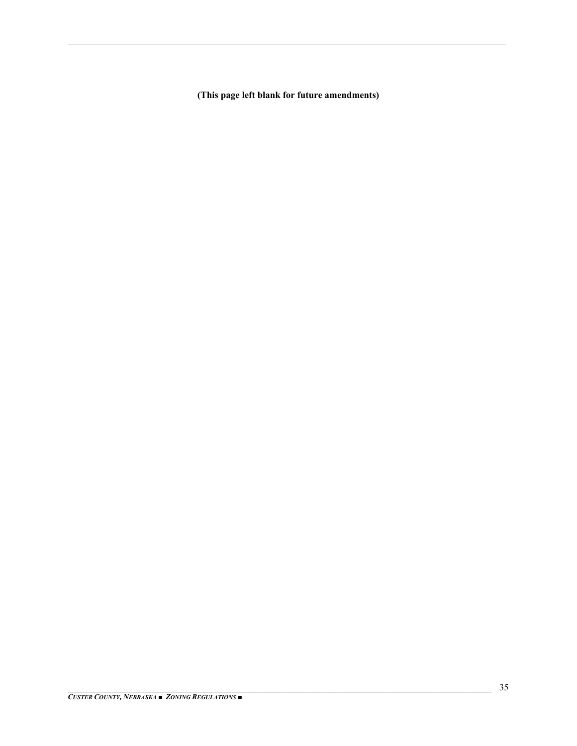**(This page left blank for future amendments)**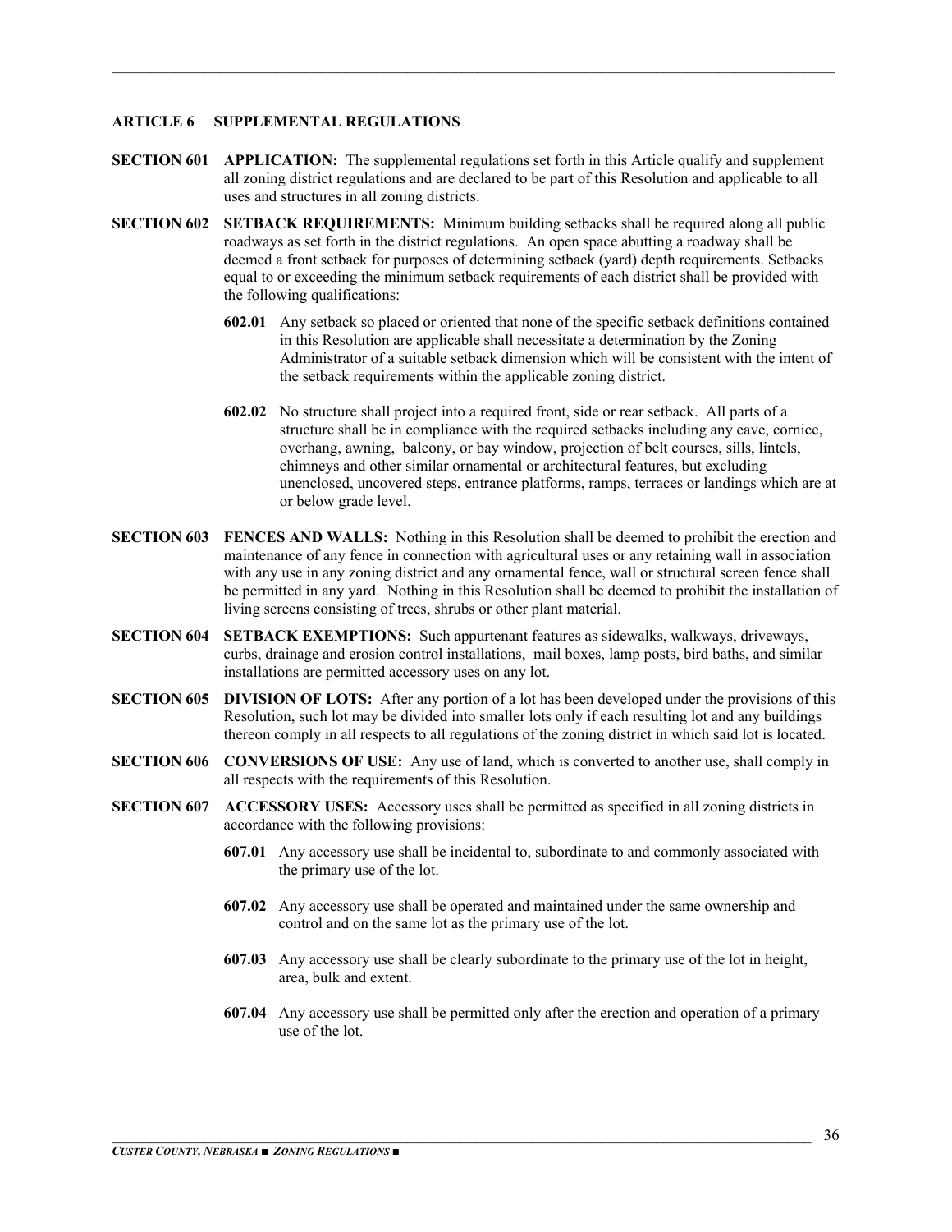## ARTICLE 6 SUPPLEMENTAL REGULATIONS

**SECTION 601 APPLICATION:** The supplemental regulations set forth in this Article qualify and supplement all zoning district regulations and are declared to be part of this Resolution and applicable to all uses and structures in all zoning districts.

**SECTION 602 SETBACK REQUIREMENTS:** Minimum building setbacks shall be required along all public roadways as set forth in the district regulations. An open space abutting a roadway shall be deemed a front setback for purposes of determining setback (yard) depth requirements. Setbacks equal to or exceeding the minimum setback requirements of each district shall be provided with the following qualifications:

**602.01** Any setback so placed or oriented that none of the specific setback definitions contained in this Resolution are applicable shall necessitate a determination by the Zoning Administrator of a suitable setback dimension which will be consistent with the intent of the setback requirements within the applicable zoning district.

**602.02** No structure shall project into a required front, side or rear setback. All parts of a structure shall be in compliance with the required setbacks including any eave, cornice, overhang, awning, balcony, or bay window, projection of belt courses, sills, lintels, chimneys and other similar ornamental or architectural features, but excluding unenclosed, uncovered steps, entrance platforms, ramps, terraces or landings which are at or below grade level.

**SECTION 603 FENCES AND WALLS:** Nothing in this Resolution shall be deemed to prohibit the erection and maintenance of any fence in connection with agricultural uses or any retaining wall in association with any use in any zoning district and any ornamental fence, wall or structural screen fence shall be permitted in any yard. Nothing in this Resolution shall be deemed to prohibit the installation of living screens consisting of trees, shrubs or other plant material.

**SECTION 604 SETBACK EXEMPTIONS:** Such appurtenant features as sidewalks, walkways, driveways, curbs, drainage and erosion control installations, mail boxes, lamp posts, bird baths, and similar installations are permitted accessory uses on any lot.

**SECTION 605 DIVISION OF LOTS:** After any portion of a lot has been developed under the provisions of this Resolution, such lot may be divided into smaller lots only if each resulting lot and any buildings thereon comply in all respects to all regulations of the zoning district in which said lot is located.

**SECTION 606 CONVERSIONS OF USE:** Any use of land, which is converted to another use, shall comply in all respects with the requirements of this Resolution.

**SECTION 607 ACCESSORY USES:** Accessory uses shall be permitted as specified in all zoning districts in accordance with the following provisions:

**607.01** Any accessory use shall be incidental to, subordinate to and commonly associated with the primary use of the lot.

**607.02** Any accessory use shall be operated and maintained under the same ownership and control and on the same lot as the primary use of the lot.

**607.03** Any accessory use shall be clearly subordinate to the primary use of the lot in height, area, bulk and extent.

**607.04** Any accessory use shall be permitted only after the erection and operation of a primary use of the lot.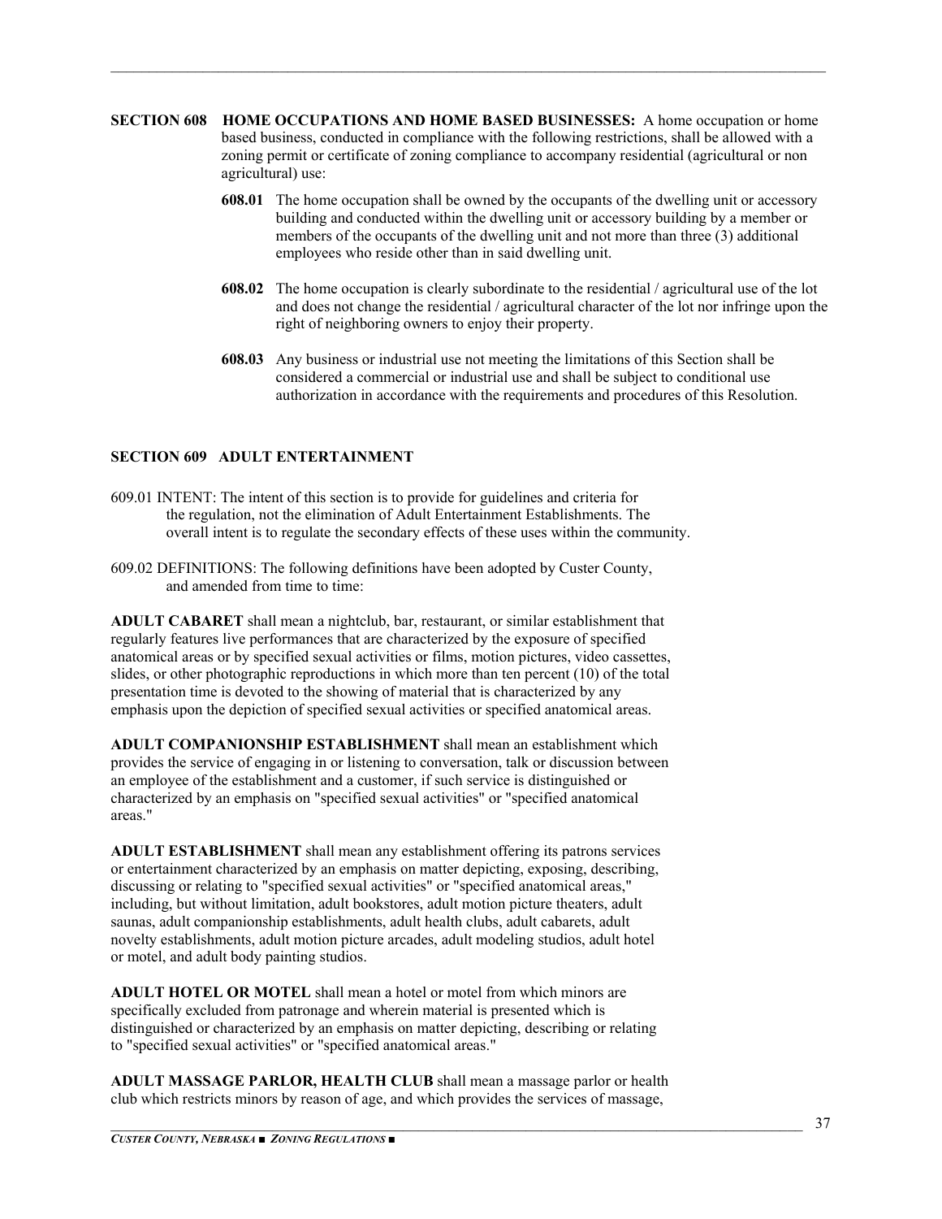**SECTION 608 HOME OCCUPATIONS AND HOME BASED BUSINESSES:** A home occupation or home based business, conducted in compliance with the following restrictions, shall be allowed with a zoning permit or certificate of zoning compliance to accompany residential (agricultural or non agricultural) use:

**608.01** The home occupation shall be owned by the occupants of the dwelling unit or accessory building and conducted within the dwelling unit or accessory building by a member or members of the occupants of the dwelling unit and not more than three (3) additional employees who reside other than in said dwelling unit.

**608.02** The home occupation is clearly subordinate to the residential / agricultural use of the lot and does not change the residential / agricultural character of the lot nor infringe upon the right of neighboring owners to enjoy their property.

**608.03** Any business or industrial use not meeting the limitations of this Section shall be considered a commercial or industrial use and shall be subject to conditional use authorization in accordance with the requirements and procedures of this Resolution.

**SECTION 609 ADULT ENTERTAINMENT**

609.01 INTENT: The intent of this section is to provide for guidelines and criteria for the regulation, not the elimination of Adult Entertainment Establishments. The overall intent is to regulate the secondary effects of these uses within the community.

609.02 DEFINITIONS: The following definitions have been adopted by Custer County, and amended from time to time:

**ADULT CABARET** shall mean a nightclub, bar, restaurant, or similar establishment that regularly features live performances that are characterized by the exposure of specified anatomical areas or by specified sexual activities or films, motion pictures, video cassettes, slides, or other photographic reproductions in which more than ten percent (10) of the total presentation time is devoted to the showing of material that is characterized by any emphasis upon the depiction of specified sexual activities or specified anatomical areas.

**ADULT COMPANIONSHIP ESTABLISHMENT** shall mean an establishment which provides the service of engaging in or listening to conversation, talk or discussion between an employee of the establishment and a customer, if such service is distinguished or characterized by an emphasis on "specified sexual activities" or "specified anatomical areas."

**ADULT ESTABLISHMENT** shall mean any establishment offering its patrons services or entertainment characterized by an emphasis on matter depicting, exposing, describing, discussing or relating to "specified sexual activities" or "specified anatomical areas," including, but without limitation, adult bookstores, adult motion picture theaters, adult saunas, adult companionship establishments, adult health clubs, adult cabarets, adult novelty establishments, adult motion picture arcades, adult modeling studios, adult hotel or motel, and adult body painting studios.

**ADULT HOTEL OR MOTEL** shall mean a hotel or motel from which minors are specifically excluded from patronage and wherein material is presented which is distinguished or characterized by an emphasis on matter depicting, describing or relating to "specified sexual activities" or "specified anatomical areas."

**ADULT MASSAGE PARLOR, HEALTH CLUB** shall mean a massage parlor or health club which restricts minors by reason of age, and which provides the services of massage,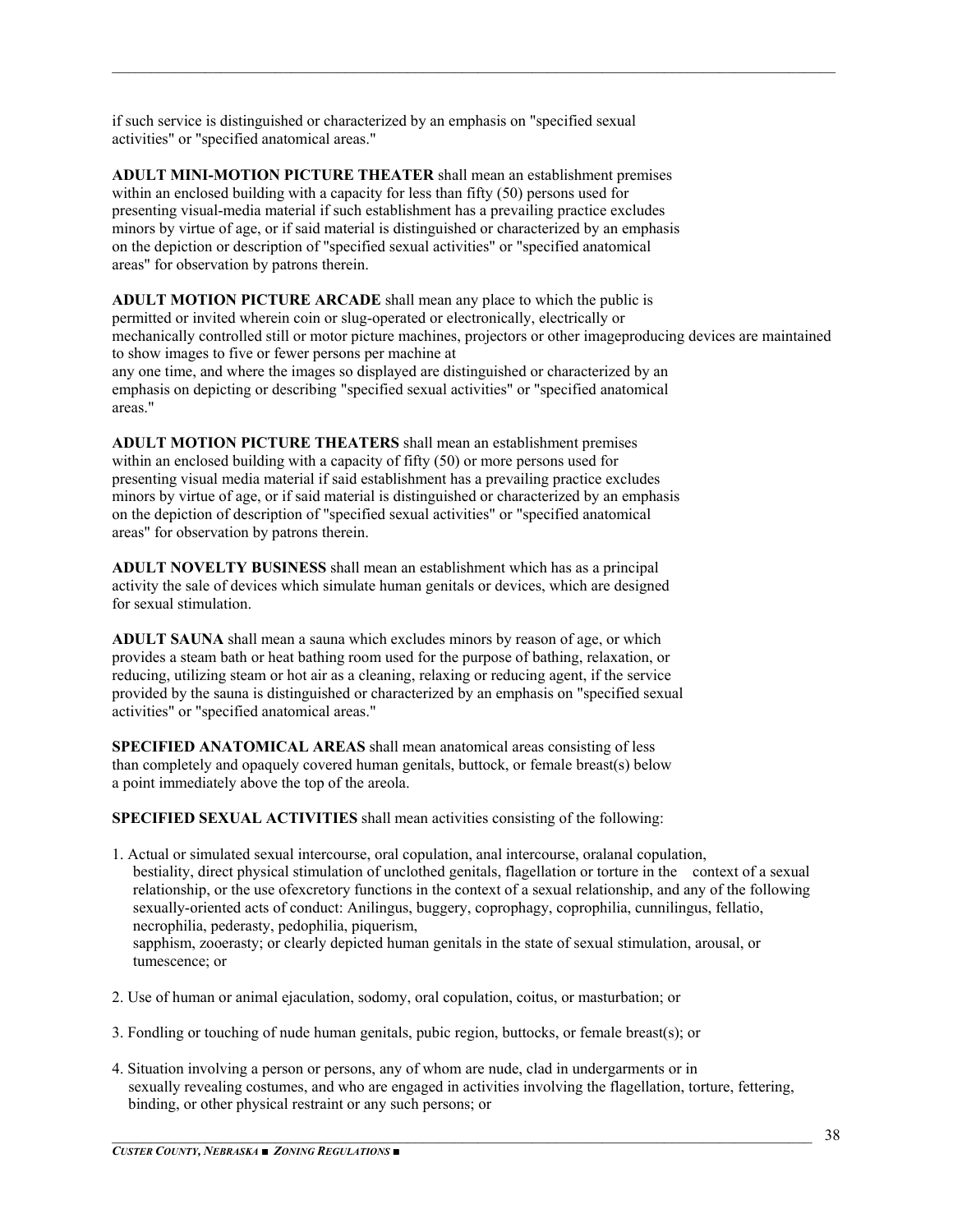if such service is distinguished or characterized by an emphasis on "specified sexual activities" or "specified anatomical areas."

**ADULT MINI-MOTION PICTURE THEATER** shall mean an establishment premises within an enclosed building with a capacity for less than fifty (50) persons used for presenting visual-media material if such establishment has a prevailing practice excludes minors by virtue of age, or if said material is distinguished or characterized by an emphasis on the depiction or description of "specified sexual activities" or "specified anatomical areas" for observation by patrons therein.

**ADULT MOTION PICTURE ARCADE** shall mean any place to which the public is permitted or invited wherein coin or slug-operated or electronically, electrically or mechanically controlled still or motor picture machines, projectors or other imageproducing devices are maintained to show images to five or fewer persons per machine at any one time, and where the images so displayed are distinguished or characterized by an emphasis on depicting or describing "specified sexual activities" or "specified anatomical areas."

**ADULT MOTION PICTURE THEATERS** shall mean an establishment premises within an enclosed building with a capacity of fifty (50) or more persons used for presenting visual media material if said establishment has a prevailing practice excludes minors by virtue of age, or if said material is distinguished or characterized by an emphasis on the depiction of description of "specified sexual activities" or "specified anatomical areas" for observation by patrons therein.

**ADULT NOVELTY BUSINESS** shall mean an establishment which has as a principal activity the sale of devices which simulate human genitals or devices, which are designed for sexual stimulation.

**ADULT SAUNA** shall mean a sauna which excludes minors by reason of age, or which provides a steam bath or heat bathing room used for the purpose of bathing, relaxation, or reducing, utilizing steam or hot air as a cleaning, relaxing or reducing agent, if the service provided by the sauna is distinguished or characterized by an emphasis on "specified sexual activities" or "specified anatomical areas."

**SPECIFIED ANATOMICAL AREAS** shall mean anatomical areas consisting of less than completely and opaquely covered human genitals, buttock, or female breast(s) below a point immediately above the top of the areola.

**SPECIFIED SEXUAL ACTIVITIES** shall mean activities consisting of the following:

1. Actual or simulated sexual intercourse, oral copulation, anal intercourse, oralanal copulation, bestiality, direct physical stimulation of unclothed genitals, flagellation or torture in the context of a sexual relationship, or the use ofexcretory functions in the context of a sexual relationship, and any of the following sexually-oriented acts of conduct: Anilingus, buggery, coprophagy, coprophilia, cunnilingus, fellatio, necrophilia, pederasty, pedophilia, piquerism, sapphism, zooerasty; or clearly depicted human genitals in the state of sexual stimulation, arousal, or tumescence; or

2. Use of human or animal ejaculation, sodomy, oral copulation, coitus, or masturbation; or

3. Fondling or touching of nude human genitals, pubic region, buttocks, or female breast(s); or

4. Situation involving a person or persons, any of whom are nude, clad in undergarments or in sexually revealing costumes, and who are engaged in activities involving the flagellation, torture, fettering, binding, or other physical restraint or any such persons; or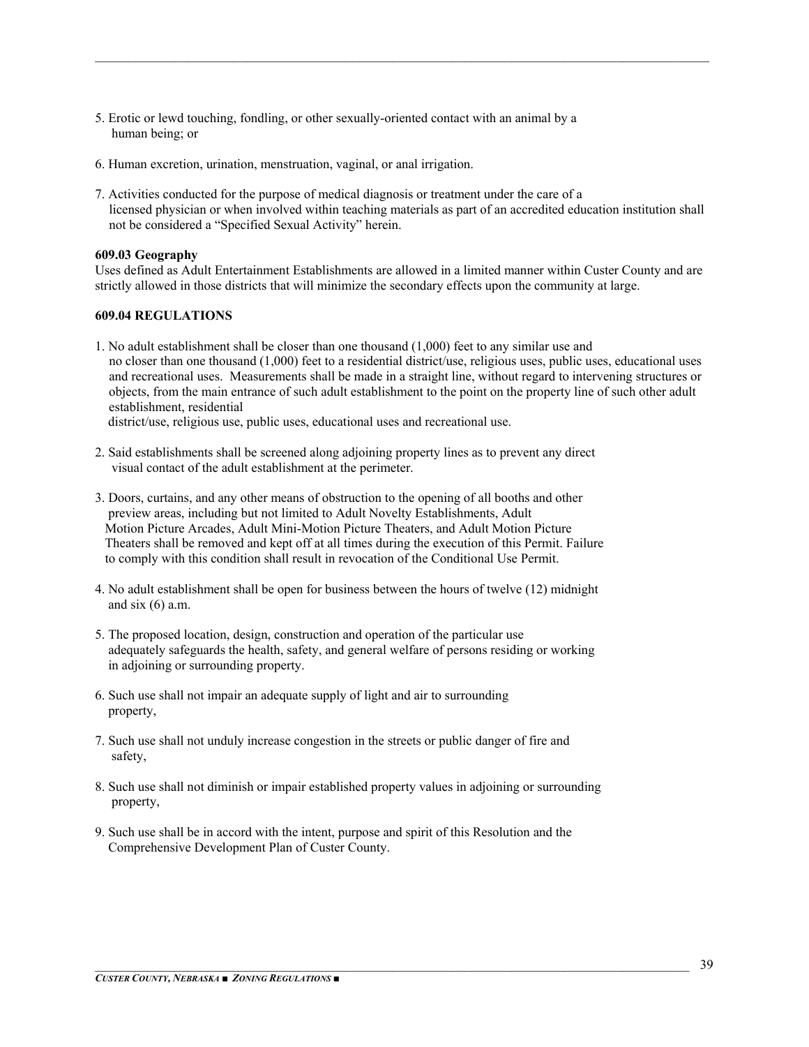5. Erotic or lewd touching, fondling, or other sexually-oriented contact with an animal by a human being; or

6. Human excretion, urination, menstruation, vaginal, or anal irrigation.

7. Activities conducted for the purpose of medical diagnosis or treatment under the care of a licensed physician or when involved within teaching materials as part of an accredited education institution shall not be considered a "Specified Sexual Activity" herein.

**609.03 Geography**

Uses defined as Adult Entertainment Establishments are allowed in a limited manner within Custer County and are strictly allowed in those districts that will minimize the secondary effects upon the community at large.

**609.04 REGULATIONS**

1. No adult establishment shall be closer than one thousand (1,000) feet to any similar use and no closer than one thousand (1,000) feet to a residential district/use, religious uses, public uses, educational uses and recreational uses. Measurements shall be made in a straight line, without regard to intervening structures or objects, from the main entrance of such adult establishment to the point on the property line of such other adult establishment, residential district/use, religious use, public uses, educational uses and recreational use.

2. Said establishments shall be screened along adjoining property lines as to prevent any direct visual contact of the adult establishment at the perimeter.

3. Doors, curtains, and any other means of obstruction to the opening of all booths and other preview areas, including but not limited to Adult Novelty Establishments, Adult Motion Picture Arcades, Adult Mini-Motion Picture Theaters, and Adult Motion Picture Theaters shall be removed and kept off at all times during the execution of this Permit. Failure to comply with this condition shall result in revocation of the Conditional Use Permit.

4. No adult establishment shall be open for business between the hours of twelve (12) midnight and six (6) a.m.

5. The proposed location, design, construction and operation of the particular use adequately safeguards the health, safety, and general welfare of persons residing or working in adjoining or surrounding property.

6. Such use shall not impair an adequate supply of light and air to surrounding property,

7. Such use shall not unduly increase congestion in the streets or public danger of fire and safety,

8. Such use shall not diminish or impair established property values in adjoining or surrounding property,

9. Such use shall be in accord with the intent, purpose and spirit of this Resolution and the Comprehensive Development Plan of Custer County.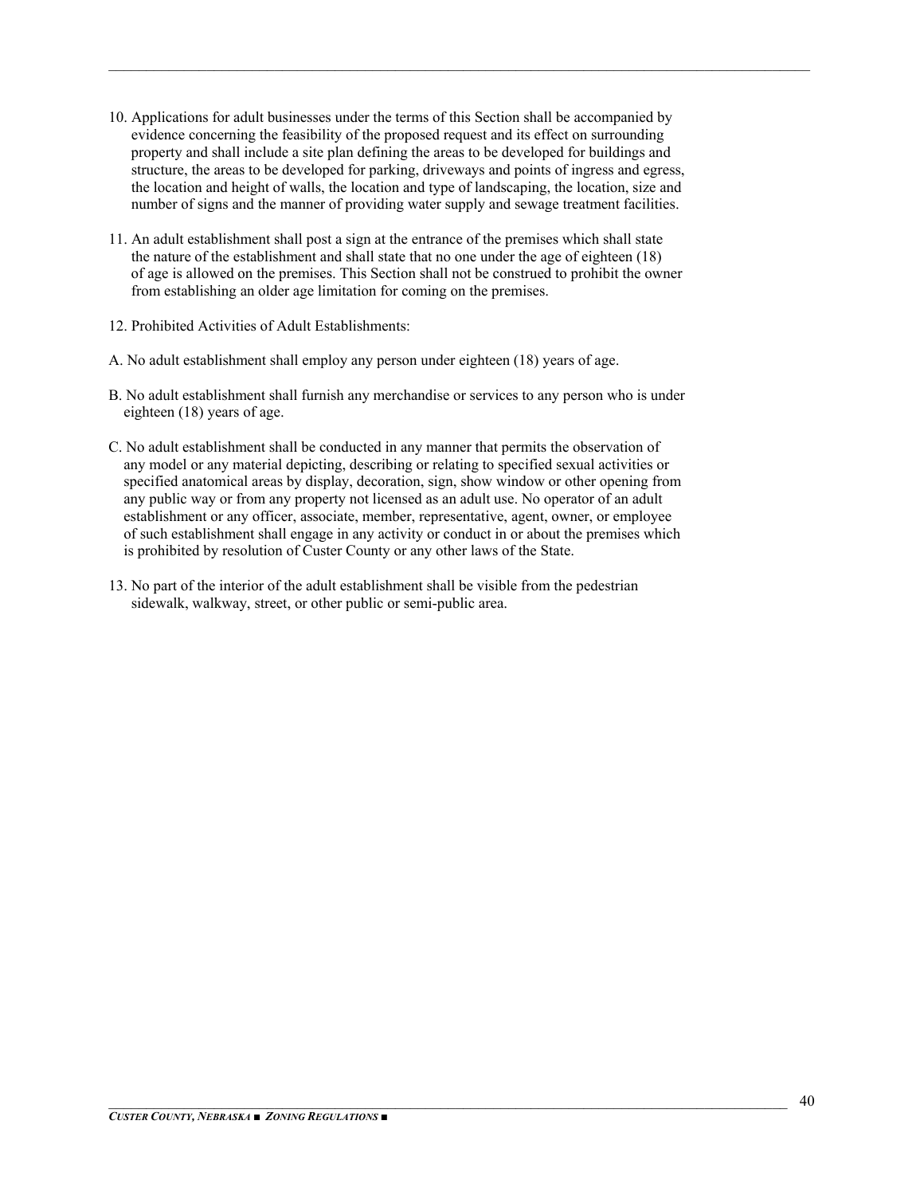10. Applications for adult businesses under the terms of this Section shall be accompanied by evidence concerning the feasibility of the proposed request and its effect on surrounding property and shall include a site plan defining the areas to be developed for buildings and structure, the areas to be developed for parking, driveways and points of ingress and egress, the location and height of walls, the location and type of landscaping, the location, size and number of signs and the manner of providing water supply and sewage treatment facilities.

11. An adult establishment shall post a sign at the entrance of the premises which shall state the nature of the establishment and shall state that no one under the age of eighteen (18) of age is allowed on the premises. This Section shall not be construed to prohibit the owner from establishing an older age limitation for coming on the premises.

12. Prohibited Activities of Adult Establishments:

A. No adult establishment shall employ any person under eighteen (18) years of age.

B. No adult establishment shall furnish any merchandise or services to any person who is under eighteen (18) years of age.

C. No adult establishment shall be conducted in any manner that permits the observation of any model or any material depicting, describing or relating to specified sexual activities or specified anatomical areas by display, decoration, sign, show window or other opening from any public way or from any property not licensed as an adult use. No operator of an adult establishment or any officer, associate, member, representative, agent, owner, or employee of such establishment shall engage in any activity or conduct in or about the premises which is prohibited by resolution of Custer County or any other laws of the State.

13. No part of the interior of the adult establishment shall be visible from the pedestrian sidewalk, walkway, street, or other public or semi-public area.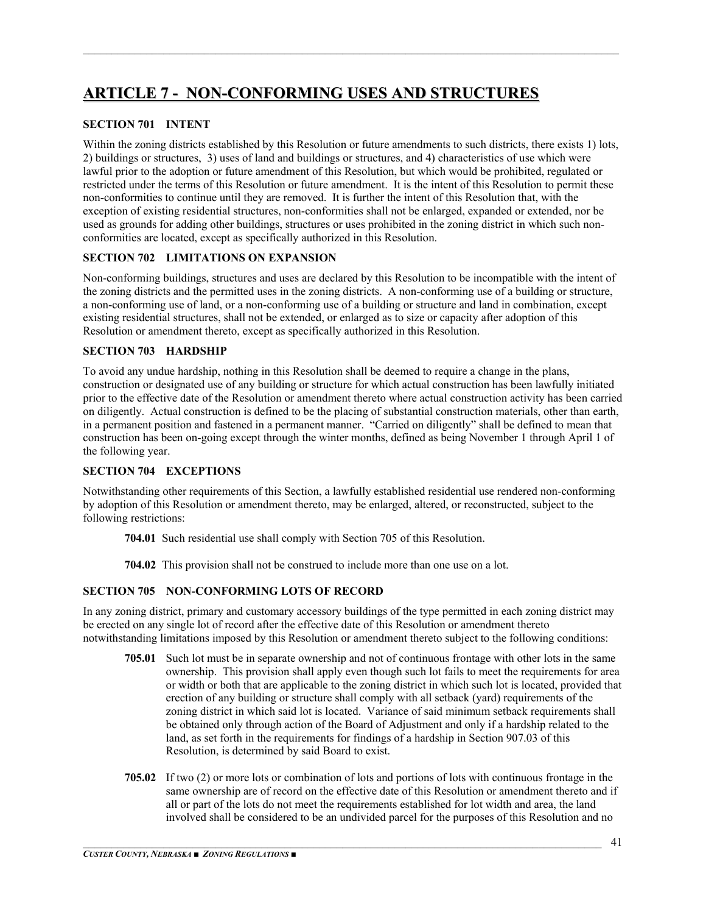# ARTICLE 7 - NON-CONFORMING USES AND STRUCTURES

### SECTION 701 INTENT

Within the zoning districts established by this Resolution or future amendments to such districts, there exists 1) lots, 2) buildings or structures, 3) uses of land and buildings or structures, and 4) characteristics of use which were lawful prior to the adoption or future amendment of this Resolution, but which would be prohibited, regulated or restricted under the terms of this Resolution or future amendment. It is the intent of this Resolution to permit these non-conformities to continue until they are removed. It is further the intent of this Resolution that, with the exception of existing residential structures, non-conformities shall not be enlarged, expanded or extended, nor be used as grounds for adding other buildings, structures or uses prohibited in the zoning district in which such non-conformities are located, except as specifically authorized in this Resolution.

### SECTION 702 LIMITATIONS ON EXPANSION

Non-conforming buildings, structures and uses are declared by this Resolution to be incompatible with the intent of the zoning districts and the permitted uses in the zoning districts. A non-conforming use of a building or structure, a non-conforming use of land, or a non-conforming use of a building or structure and land in combination, except existing residential structures, shall not be extended, or enlarged as to size or capacity after adoption of this Resolution or amendment thereto, except as specifically authorized in this Resolution.

### SECTION 703 HARDSHIP

To avoid any undue hardship, nothing in this Resolution shall be deemed to require a change in the plans, construction or designated use of any building or structure for which actual construction has been lawfully initiated prior to the effective date of the Resolution or amendment thereto where actual construction activity has been carried on diligently. Actual construction is defined to be the placing of substantial construction materials, other than earth, in a permanent position and fastened in a permanent manner. "Carried on diligently" shall be defined to mean that construction has been on-going except through the winter months, defined as being November 1 through April 1 of the following year.

### SECTION 704 EXCEPTIONS

Notwithstanding other requirements of this Section, a lawfully established residential use rendered non-conforming by adoption of this Resolution or amendment thereto, may be enlarged, altered, or reconstructed, subject to the following restrictions:

**704.01** Such residential use shall comply with Section 705 of this Resolution.

**704.02** This provision shall not be construed to include more than one use on a lot.

### SECTION 705 NON-CONFORMING LOTS OF RECORD

In any zoning district, primary and customary accessory buildings of the type permitted in each zoning district may be erected on any single lot of record after the effective date of this Resolution or amendment thereto notwithstanding limitations imposed by this Resolution or amendment thereto subject to the following conditions:

**705.01** Such lot must be in separate ownership and not of continuous frontage with other lots in the same ownership. This provision shall apply even though such lot fails to meet the requirements for area or width or both that are applicable to the zoning district in which such lot is located, provided that erection of any building or structure shall comply with all setback (yard) requirements of the zoning district in which said lot is located. Variance of said minimum setback requirements shall be obtained only through action of the Board of Adjustment and only if a hardship related to the land, as set forth in the requirements for findings of a hardship in Section 907.03 of this Resolution, is determined by said Board to exist.

**705.02** If two (2) or more lots or combination of lots and portions of lots with continuous frontage in the same ownership are of record on the effective date of this Resolution or amendment thereto and if all or part of the lots do not meet the requirements established for lot width and area, the land involved shall be considered to be an undivided parcel for the purposes of this Resolution and no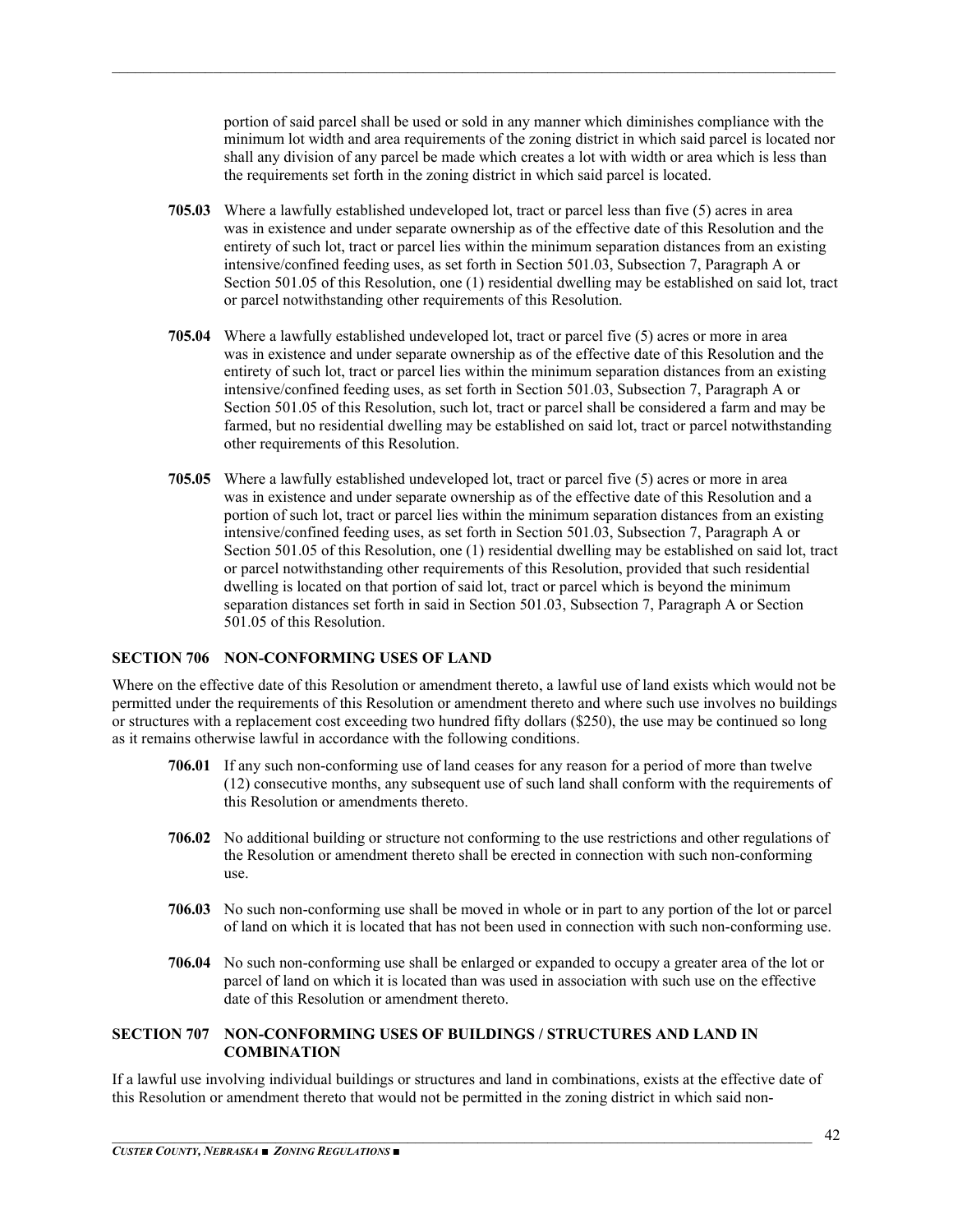portion of said parcel shall be used or sold in any manner which diminishes compliance with the minimum lot width and area requirements of the zoning district in which said parcel is located nor shall any division of any parcel be made which creates a lot with width or area which is less than the requirements set forth in the zoning district in which said parcel is located.

**705.03** Where a lawfully established undeveloped lot, tract or parcel less than five (5) acres in area was in existence and under separate ownership as of the effective date of this Resolution and the entirety of such lot, tract or parcel lies within the minimum separation distances from an existing intensive/confined feeding uses, as set forth in Section 501.03, Subsection 7, Paragraph A or Section 501.05 of this Resolution, one (1) residential dwelling may be established on said lot, tract or parcel notwithstanding other requirements of this Resolution.

**705.04** Where a lawfully established undeveloped lot, tract or parcel five (5) acres or more in area was in existence and under separate ownership as of the effective date of this Resolution and the entirety of such lot, tract or parcel lies within the minimum separation distances from an existing intensive/confined feeding uses, as set forth in Section 501.03, Subsection 7, Paragraph A or Section 501.05 of this Resolution, such lot, tract or parcel shall be considered a farm and may be farmed, but no residential dwelling may be established on said lot, tract or parcel notwithstanding other requirements of this Resolution.

**705.05** Where a lawfully established undeveloped lot, tract or parcel five (5) acres or more in area was in existence and under separate ownership as of the effective date of this Resolution and a portion of such lot, tract or parcel lies within the minimum separation distances from an existing intensive/confined feeding uses, as set forth in Section 501.03, Subsection 7, Paragraph A or Section 501.05 of this Resolution, one (1) residential dwelling may be established on said lot, tract or parcel notwithstanding other requirements of this Resolution, provided that such residential dwelling is located on that portion of said lot, tract or parcel which is beyond the minimum separation distances set forth in said in Section 501.03, Subsection 7, Paragraph A or Section 501.05 of this Resolution.

## SECTION 706 NON-CONFORMING USES OF LAND

Where on the effective date of this Resolution or amendment thereto, a lawful use of land exists which would not be permitted under the requirements of this Resolution or amendment thereto and where such use involves no buildings or structures with a replacement cost exceeding two hundred fifty dollars ($250), the use may be continued so long as it remains otherwise lawful in accordance with the following conditions.

**706.01** If any such non-conforming use of land ceases for any reason for a period of more than twelve (12) consecutive months, any subsequent use of such land shall conform with the requirements of this Resolution or amendments thereto.

**706.02** No additional building or structure not conforming to the use restrictions and other regulations of the Resolution or amendment thereto shall be erected in connection with such non-conforming use.

**706.03** No such non-conforming use shall be moved in whole or in part to any portion of the lot or parcel of land on which it is located that has not been used in connection with such non-conforming use.

**706.04** No such non-conforming use shall be enlarged or expanded to occupy a greater area of the lot or parcel of land on which it is located than was used in association with such use on the effective date of this Resolution or amendment thereto.

## SECTION 707 NON-CONFORMING USES OF BUILDINGS / STRUCTURES AND LAND IN COMBINATION

If a lawful use involving individual buildings or structures and land in combinations, exists at the effective date of this Resolution or amendment thereto that would not be permitted in the zoning district in which said non-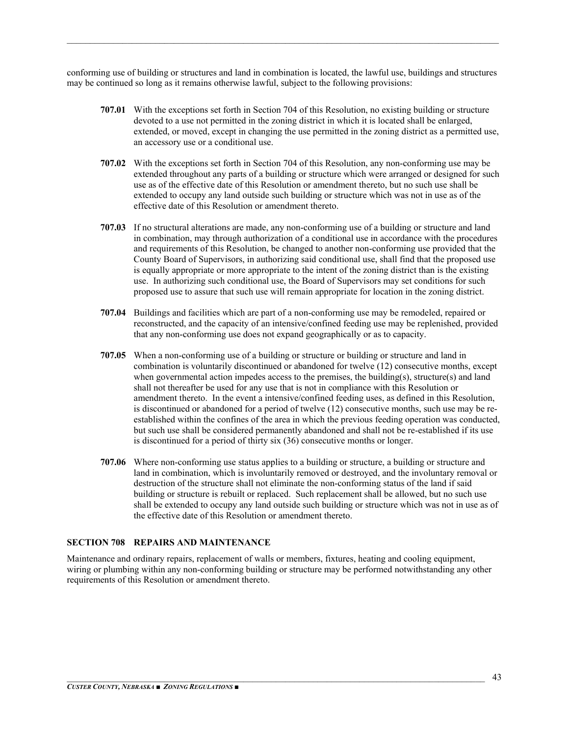conforming use of building or structures and land in combination is located, the lawful use, buildings and structures may be continued so long as it remains otherwise lawful, subject to the following provisions:

**707.01** With the exceptions set forth in Section 704 of this Resolution, no existing building or structure devoted to a use not permitted in the zoning district in which it is located shall be enlarged, extended, or moved, except in changing the use permitted in the zoning district as a permitted use, an accessory use or a conditional use.

**707.02** With the exceptions set forth in Section 704 of this Resolution, any non-conforming use may be extended throughout any parts of a building or structure which were arranged or designed for such use as of the effective date of this Resolution or amendment thereto, but no such use shall be extended to occupy any land outside such building or structure which was not in use as of the effective date of this Resolution or amendment thereto.

**707.03** If no structural alterations are made, any non-conforming use of a building or structure and land in combination, may through authorization of a conditional use in accordance with the procedures and requirements of this Resolution, be changed to another non-conforming use provided that the County Board of Supervisors, in authorizing said conditional use, shall find that the proposed use is equally appropriate or more appropriate to the intent of the zoning district than is the existing use. In authorizing such conditional use, the Board of Supervisors may set conditions for such proposed use to assure that such use will remain appropriate for location in the zoning district.

**707.04** Buildings and facilities which are part of a non-conforming use may be remodeled, repaired or reconstructed, and the capacity of an intensive/confined feeding use may be replenished, provided that any non-conforming use does not expand geographically or as to capacity.

**707.05** When a non-conforming use of a building or structure or building or structure and land in combination is voluntarily discontinued or abandoned for twelve (12) consecutive months, except when governmental action impedes access to the premises, the building(s), structure(s) and land shall not thereafter be used for any use that is not in compliance with this Resolution or amendment thereto. In the event a intensive/confined feeding uses, as defined in this Resolution, is discontinued or abandoned for a period of twelve (12) consecutive months, such use may be re-established within the confines of the area in which the previous feeding operation was conducted, but such use shall be considered permanently abandoned and shall not be re-established if its use is discontinued for a period of thirty six (36) consecutive months or longer.

**707.06** Where non-conforming use status applies to a building or structure, a building or structure and land in combination, which is involuntarily removed or destroyed, and the involuntary removal or destruction of the structure shall not eliminate the non-conforming status of the land if said building or structure is rebuilt or replaced. Such replacement shall be allowed, but no such use shall be extended to occupy any land outside such building or structure which was not in use as of the effective date of this Resolution or amendment thereto.

## SECTION 708 REPAIRS AND MAINTENANCE

Maintenance and ordinary repairs, replacement of walls or members, fixtures, heating and cooling equipment, wiring or plumbing within any non-conforming building or structure may be performed notwithstanding any other requirements of this Resolution or amendment thereto.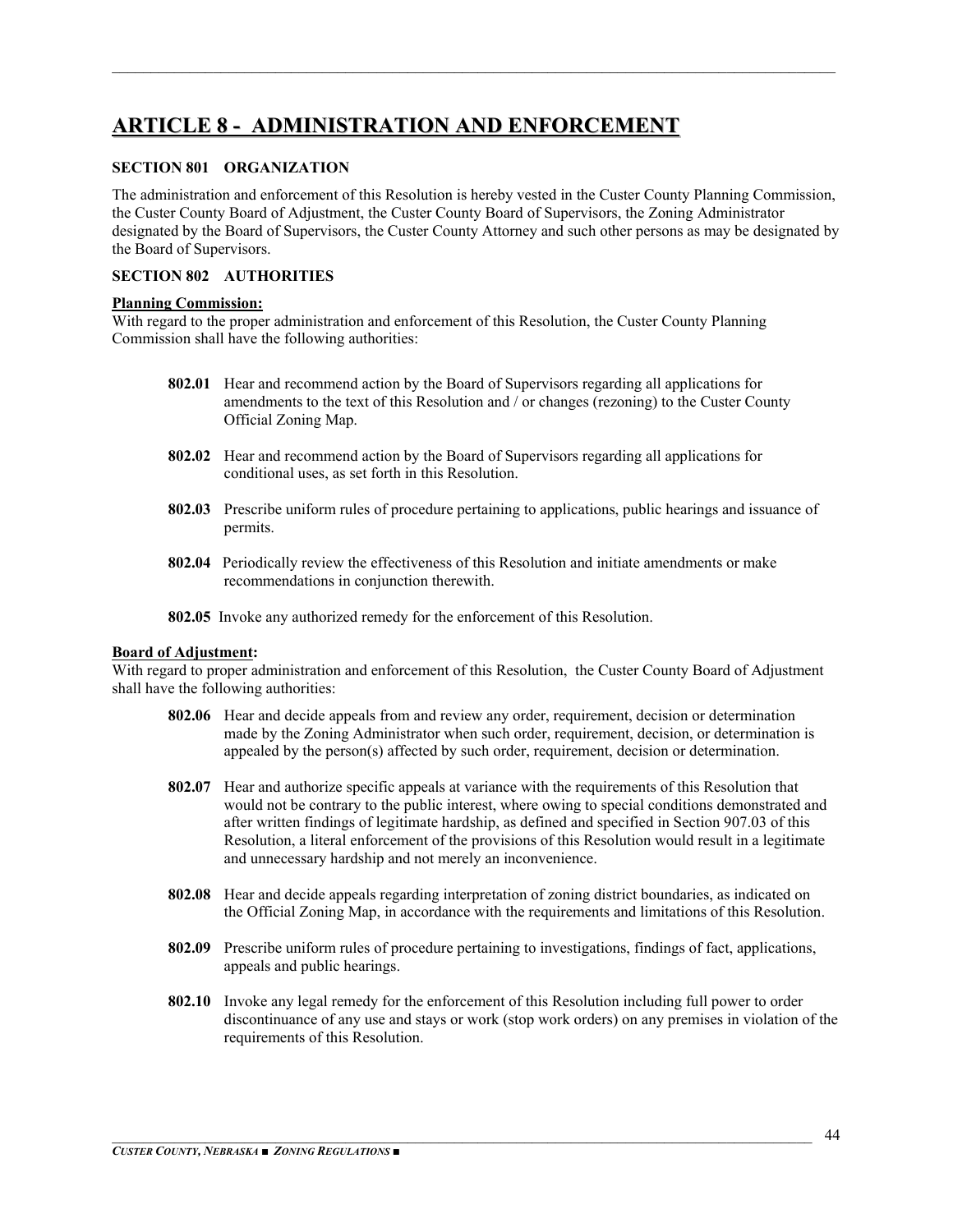# ARTICLE 8 - ADMINISTRATION AND ENFORCEMENT

### SECTION 801 ORGANIZATION

The administration and enforcement of this Resolution is hereby vested in the Custer County Planning Commission, the Custer County Board of Adjustment, the Custer County Board of Supervisors, the Zoning Administrator designated by the Board of Supervisors, the Custer County Attorney and such other persons as may be designated by the Board of Supervisors.

### SECTION 802 AUTHORITIES

**Planning Commission:**
With regard to the proper administration and enforcement of this Resolution, the Custer County Planning Commission shall have the following authorities:

**802.01** Hear and recommend action by the Board of Supervisors regarding all applications for amendments to the text of this Resolution and / or changes (rezoning) to the Custer County Official Zoning Map.

**802.02** Hear and recommend action by the Board of Supervisors regarding all applications for conditional uses, as set forth in this Resolution.

**802.03** Prescribe uniform rules of procedure pertaining to applications, public hearings and issuance of permits.

**802.04** Periodically review the effectiveness of this Resolution and initiate amendments or make recommendations in conjunction therewith.

**802.05** Invoke any authorized remedy for the enforcement of this Resolution.

**Board of Adjustment:**
With regard to proper administration and enforcement of this Resolution, the Custer County Board of Adjustment shall have the following authorities:

**802.06** Hear and decide appeals from and review any order, requirement, decision or determination made by the Zoning Administrator when such order, requirement, decision, or determination is appealed by the person(s) affected by such order, requirement, decision or determination.

**802.07** Hear and authorize specific appeals at variance with the requirements of this Resolution that would not be contrary to the public interest, where owing to special conditions demonstrated and after written findings of legitimate hardship, as defined and specified in Section 907.03 of this Resolution, a literal enforcement of the provisions of this Resolution would result in a legitimate and unnecessary hardship and not merely an inconvenience.

**802.08** Hear and decide appeals regarding interpretation of zoning district boundaries, as indicated on the Official Zoning Map, in accordance with the requirements and limitations of this Resolution.

**802.09** Prescribe uniform rules of procedure pertaining to investigations, findings of fact, applications, appeals and public hearings.

**802.10** Invoke any legal remedy for the enforcement of this Resolution including full power to order discontinuance of any use and stays or work (stop work orders) on any premises in violation of the requirements of this Resolution.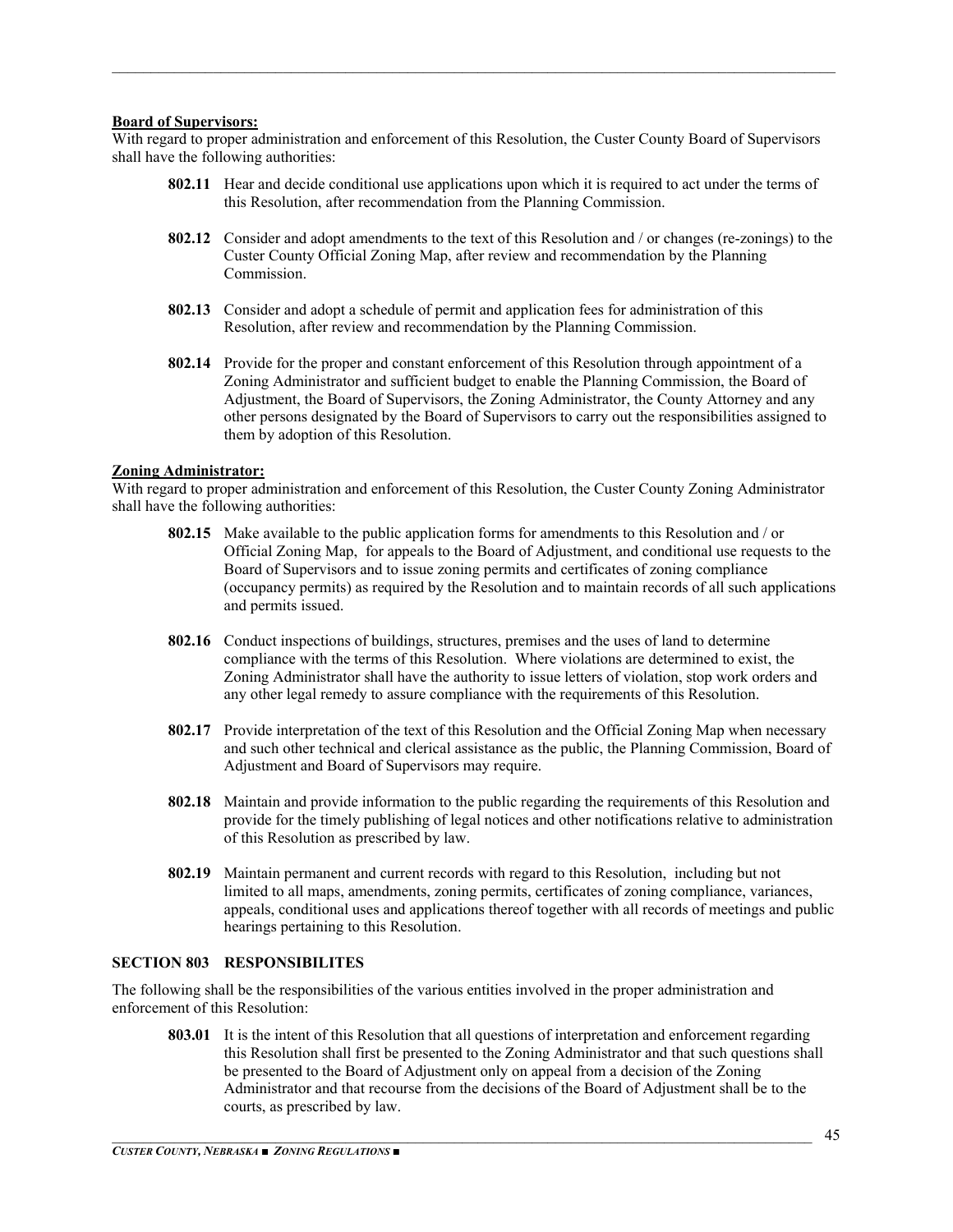**Board of Supervisors:**
With regard to proper administration and enforcement of this Resolution, the Custer County Board of Supervisors shall have the following authorities:

**802.11** Hear and decide conditional use applications upon which it is required to act under the terms of this Resolution, after recommendation from the Planning Commission.

**802.12** Consider and adopt amendments to the text of this Resolution and / or changes (re-zonings) to the Custer County Official Zoning Map, after review and recommendation by the Planning Commission.

**802.13** Consider and adopt a schedule of permit and application fees for administration of this Resolution, after review and recommendation by the Planning Commission.

**802.14** Provide for the proper and constant enforcement of this Resolution through appointment of a Zoning Administrator and sufficient budget to enable the Planning Commission, the Board of Adjustment, the Board of Supervisors, the Zoning Administrator, the County Attorney and any other persons designated by the Board of Supervisors to carry out the responsibilities assigned to them by adoption of this Resolution.

**Zoning Administrator:**
With regard to proper administration and enforcement of this Resolution, the Custer County Zoning Administrator shall have the following authorities:

**802.15** Make available to the public application forms for amendments to this Resolution and / or Official Zoning Map, for appeals to the Board of Adjustment, and conditional use requests to the Board of Supervisors and to issue zoning permits and certificates of zoning compliance (occupancy permits) as required by the Resolution and to maintain records of all such applications and permits issued.

**802.16** Conduct inspections of buildings, structures, premises and the uses of land to determine compliance with the terms of this Resolution. Where violations are determined to exist, the Zoning Administrator shall have the authority to issue letters of violation, stop work orders and any other legal remedy to assure compliance with the requirements of this Resolution.

**802.17** Provide interpretation of the text of this Resolution and the Official Zoning Map when necessary and such other technical and clerical assistance as the public, the Planning Commission, Board of Adjustment and Board of Supervisors may require.

**802.18** Maintain and provide information to the public regarding the requirements of this Resolution and provide for the timely publishing of legal notices and other notifications relative to administration of this Resolution as prescribed by law.

**802.19** Maintain permanent and current records with regard to this Resolution, including but not limited to all maps, amendments, zoning permits, certificates of zoning compliance, variances, appeals, conditional uses and applications thereof together with all records of meetings and public hearings pertaining to this Resolution.

**SECTION 803 RESPONSIBILITES**

The following shall be the responsibilities of the various entities involved in the proper administration and enforcement of this Resolution:

**803.01** It is the intent of this Resolution that all questions of interpretation and enforcement regarding this Resolution shall first be presented to the Zoning Administrator and that such questions shall be presented to the Board of Adjustment only on appeal from a decision of the Zoning Administrator and that recourse from the decisions of the Board of Adjustment shall be to the courts, as prescribed by law.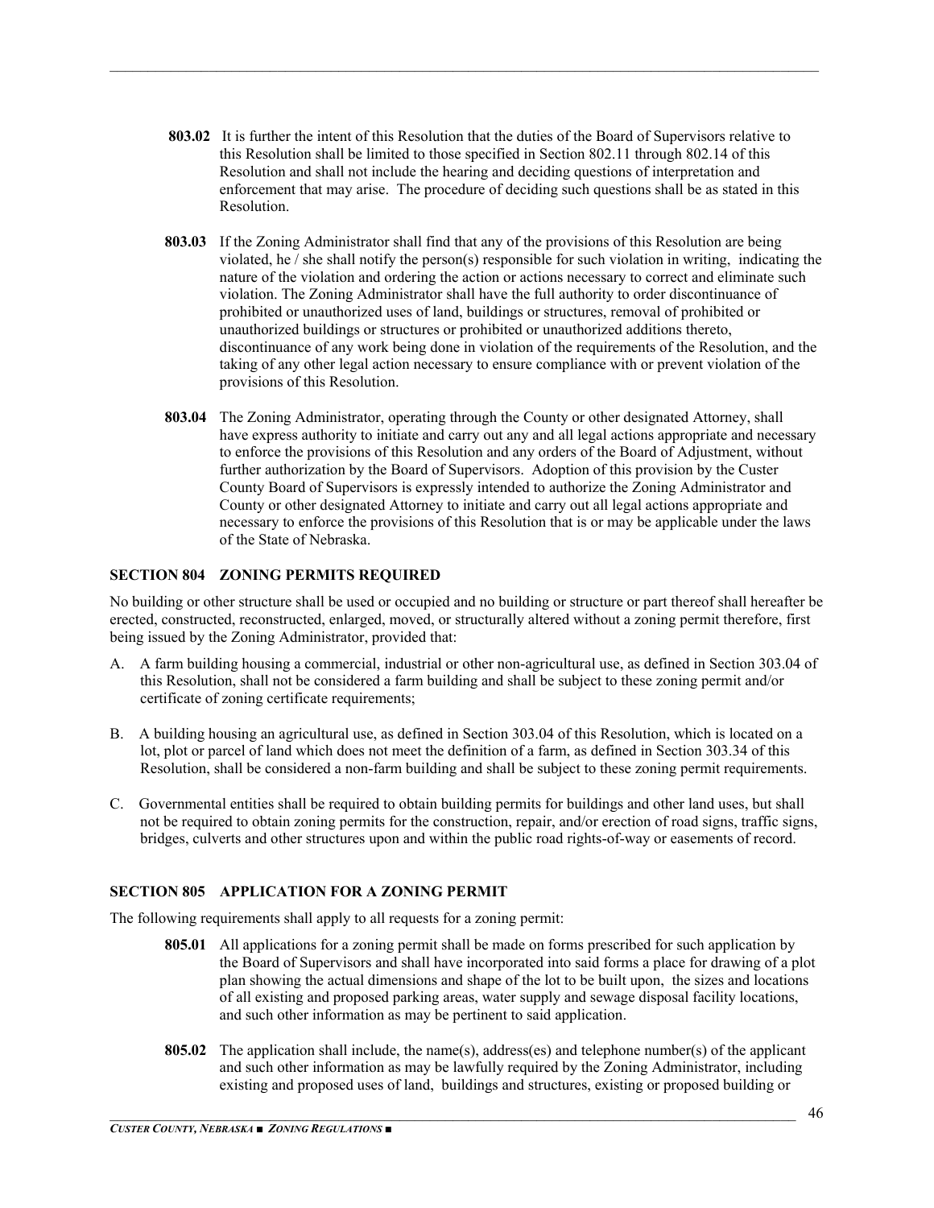**803.02** It is further the intent of this Resolution that the duties of the Board of Supervisors relative to this Resolution shall be limited to those specified in Section 802.11 through 802.14 of this Resolution and shall not include the hearing and deciding questions of interpretation and enforcement that may arise. The procedure of deciding such questions shall be as stated in this Resolution.

**803.03** If the Zoning Administrator shall find that any of the provisions of this Resolution are being violated, he / she shall notify the person(s) responsible for such violation in writing, indicating the nature of the violation and ordering the action or actions necessary to correct and eliminate such violation. The Zoning Administrator shall have the full authority to order discontinuance of prohibited or unauthorized uses of land, buildings or structures, removal of prohibited or unauthorized buildings or structures or prohibited or unauthorized additions thereto, discontinuance of any work being done in violation of the requirements of the Resolution, and the taking of any other legal action necessary to ensure compliance with or prevent violation of the provisions of this Resolution.

**803.04** The Zoning Administrator, operating through the County or other designated Attorney, shall have express authority to initiate and carry out any and all legal actions appropriate and necessary to enforce the provisions of this Resolution and any orders of the Board of Adjustment, without further authorization by the Board of Supervisors. Adoption of this provision by the Custer County Board of Supervisors is expressly intended to authorize the Zoning Administrator and County or other designated Attorney to initiate and carry out all legal actions appropriate and necessary to enforce the provisions of this Resolution that is or may be applicable under the laws of the State of Nebraska.

## SECTION 804 ZONING PERMITS REQUIRED

No building or other structure shall be used or occupied and no building or structure or part thereof shall hereafter be erected, constructed, reconstructed, enlarged, moved, or structurally altered without a zoning permit therefore, first being issued by the Zoning Administrator, provided that:

A. A farm building housing a commercial, industrial or other non-agricultural use, as defined in Section 303.04 of this Resolution, shall not be considered a farm building and shall be subject to these zoning permit and/or certificate of zoning certificate requirements;

B. A building housing an agricultural use, as defined in Section 303.04 of this Resolution, which is located on a lot, plot or parcel of land which does not meet the definition of a farm, as defined in Section 303.34 of this Resolution, shall be considered a non-farm building and shall be subject to these zoning permit requirements.

C. Governmental entities shall be required to obtain building permits for buildings and other land uses, but shall not be required to obtain zoning permits for the construction, repair, and/or erection of road signs, traffic signs, bridges, culverts and other structures upon and within the public road rights-of-way or easements of record.

## SECTION 805 APPLICATION FOR A ZONING PERMIT

The following requirements shall apply to all requests for a zoning permit:

**805.01** All applications for a zoning permit shall be made on forms prescribed for such application by the Board of Supervisors and shall have incorporated into said forms a place for drawing of a plot plan showing the actual dimensions and shape of the lot to be built upon, the sizes and locations of all existing and proposed parking areas, water supply and sewage disposal facility locations, and such other information as may be pertinent to said application.

**805.02** The application shall include, the name(s), address(es) and telephone number(s) of the applicant and such other information as may be lawfully required by the Zoning Administrator, including existing and proposed uses of land, buildings and structures, existing or proposed building or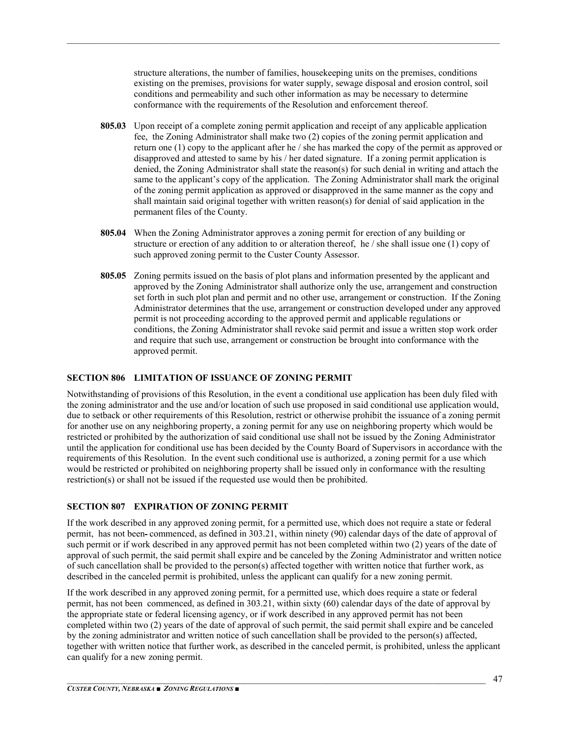structure alterations, the number of families, housekeeping units on the premises, conditions existing on the premises, provisions for water supply, sewage disposal and erosion control, soil conditions and permeability and such other information as may be necessary to determine conformance with the requirements of the Resolution and enforcement thereof.

**805.03** Upon receipt of a complete zoning permit application and receipt of any applicable application fee, the Zoning Administrator shall make two (2) copies of the zoning permit application and return one (1) copy to the applicant after he / she has marked the copy of the permit as approved or disapproved and attested to same by his / her dated signature. If a zoning permit application is denied, the Zoning Administrator shall state the reason(s) for such denial in writing and attach the same to the applicant's copy of the application. The Zoning Administrator shall mark the original of the zoning permit application as approved or disapproved in the same manner as the copy and shall maintain said original together with written reason(s) for denial of said application in the permanent files of the County.

**805.04** When the Zoning Administrator approves a zoning permit for erection of any building or structure or erection of any addition to or alteration thereof, he / she shall issue one (1) copy of such approved zoning permit to the Custer County Assessor.

**805.05** Zoning permits issued on the basis of plot plans and information presented by the applicant and approved by the Zoning Administrator shall authorize only the use, arrangement and construction set forth in such plot plan and permit and no other use, arrangement or construction. If the Zoning Administrator determines that the use, arrangement or construction developed under any approved permit is not proceeding according to the approved permit and applicable regulations or conditions, the Zoning Administrator shall revoke said permit and issue a written stop work order and require that such use, arrangement or construction be brought into conformance with the approved permit.

### SECTION 806 LIMITATION OF ISSUANCE OF ZONING PERMIT

Notwithstanding of provisions of this Resolution, in the event a conditional use application has been duly filed with the zoning administrator and the use and/or location of such use proposed in said conditional use application would, due to setback or other requirements of this Resolution, restrict or otherwise prohibit the issuance of a zoning permit for another use on any neighboring property, a zoning permit for any use on neighboring property which would be restricted or prohibited by the authorization of said conditional use shall not be issued by the Zoning Administrator until the application for conditional use has been decided by the County Board of Supervisors in accordance with the requirements of this Resolution. In the event such conditional use is authorized, a zoning permit for a use which would be restricted or prohibited on neighboring property shall be issued only in conformance with the resulting restriction(s) or shall not be issued if the requested use would then be prohibited.

### SECTION 807 EXPIRATION OF ZONING PERMIT

If the work described in any approved zoning permit, for a permitted use, which does not require a state or federal permit, has not been- commenced, as defined in 303.21, within ninety (90) calendar days of the date of approval of such permit or if work described in any approved permit has not been completed within two (2) years of the date of approval of such permit, the said permit shall expire and be canceled by the Zoning Administrator and written notice of such cancellation shall be provided to the person(s) affected together with written notice that further work, as described in the canceled permit is prohibited, unless the applicant can qualify for a new zoning permit.

If the work described in any approved zoning permit, for a permitted use, which does require a state or federal permit, has not been commenced, as defined in 303.21, within sixty (60) calendar days of the date of approval by the appropriate state or federal licensing agency, or if work described in any approved permit has not been completed within two (2) years of the date of approval of such permit, the said permit shall expire and be canceled by the zoning administrator and written notice of such cancellation shall be provided to the person(s) affected, together with written notice that further work, as described in the canceled permit, is prohibited, unless the applicant can qualify for a new zoning permit.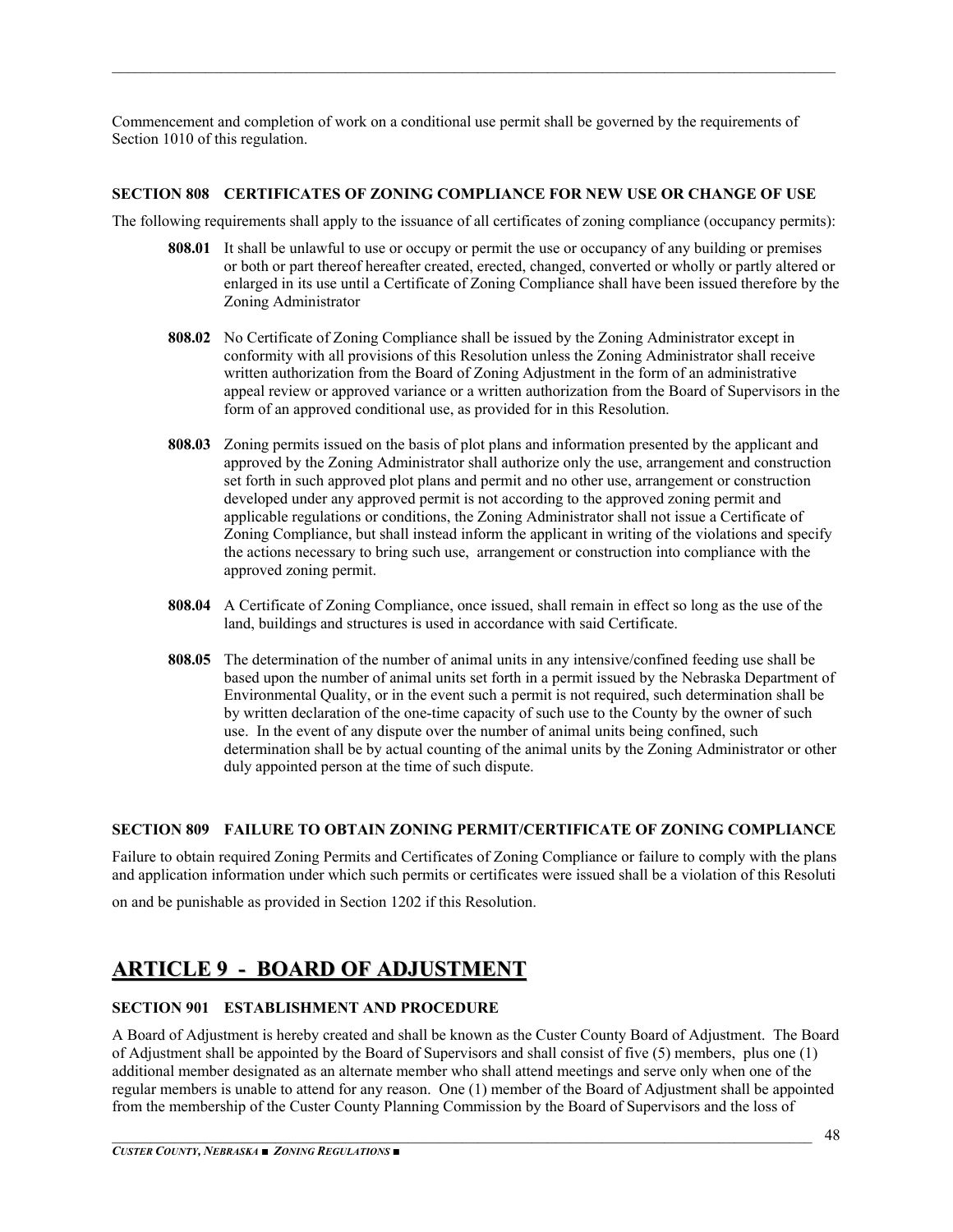Commencement and completion of work on a conditional use permit shall be governed by the requirements of Section 1010 of this regulation.

**SECTION 808 CERTIFICATES OF ZONING COMPLIANCE FOR NEW USE OR CHANGE OF USE**

The following requirements shall apply to the issuance of all certificates of zoning compliance (occupancy permits):

**808.01** It shall be unlawful to use or occupy or permit the use or occupancy of any building or premises or both or part thereof hereafter created, erected, changed, converted or wholly or partly altered or enlarged in its use until a Certificate of Zoning Compliance shall have been issued therefore by the Zoning Administrator

**808.02** No Certificate of Zoning Compliance shall be issued by the Zoning Administrator except in conformity with all provisions of this Resolution unless the Zoning Administrator shall receive written authorization from the Board of Zoning Adjustment in the form of an administrative appeal review or approved variance or a written authorization from the Board of Supervisors in the form of an approved conditional use, as provided for in this Resolution.

**808.03** Zoning permits issued on the basis of plot plans and information presented by the applicant and approved by the Zoning Administrator shall authorize only the use, arrangement and construction set forth in such approved plot plans and permit and no other use, arrangement or construction developed under any approved permit is not according to the approved zoning permit and applicable regulations or conditions, the Zoning Administrator shall not issue a Certificate of Zoning Compliance, but shall instead inform the applicant in writing of the violations and specify the actions necessary to bring such use, arrangement or construction into compliance with the approved zoning permit.

**808.04** A Certificate of Zoning Compliance, once issued, shall remain in effect so long as the use of the land, buildings and structures is used in accordance with said Certificate.

**808.05** The determination of the number of animal units in any intensive/confined feeding use shall be based upon the number of animal units set forth in a permit issued by the Nebraska Department of Environmental Quality, or in the event such a permit is not required, such determination shall be by written declaration of the one-time capacity of such use to the County by the owner of such use. In the event of any dispute over the number of animal units being confined, such determination shall be by actual counting of the animal units by the Zoning Administrator or other duly appointed person at the time of such dispute.

**SECTION 809 FAILURE TO OBTAIN ZONING PERMIT/CERTIFICATE OF ZONING COMPLIANCE**

Failure to obtain required Zoning Permits and Certificates of Zoning Compliance or failure to comply with the plans and application information under which such permits or certificates were issued shall be a violation of this Resoluti

on and be punishable as provided in Section 1202 if this Resolution.

# ARTICLE 9 - BOARD OF ADJUSTMENT

**SECTION 901 ESTABLISHMENT AND PROCEDURE**

A Board of Adjustment is hereby created and shall be known as the Custer County Board of Adjustment. The Board of Adjustment shall be appointed by the Board of Supervisors and shall consist of five (5) members, plus one (1) additional member designated as an alternate member who shall attend meetings and serve only when one of the regular members is unable to attend for any reason. One (1) member of the Board of Adjustment shall be appointed from the membership of the Custer County Planning Commission by the Board of Supervisors and the loss of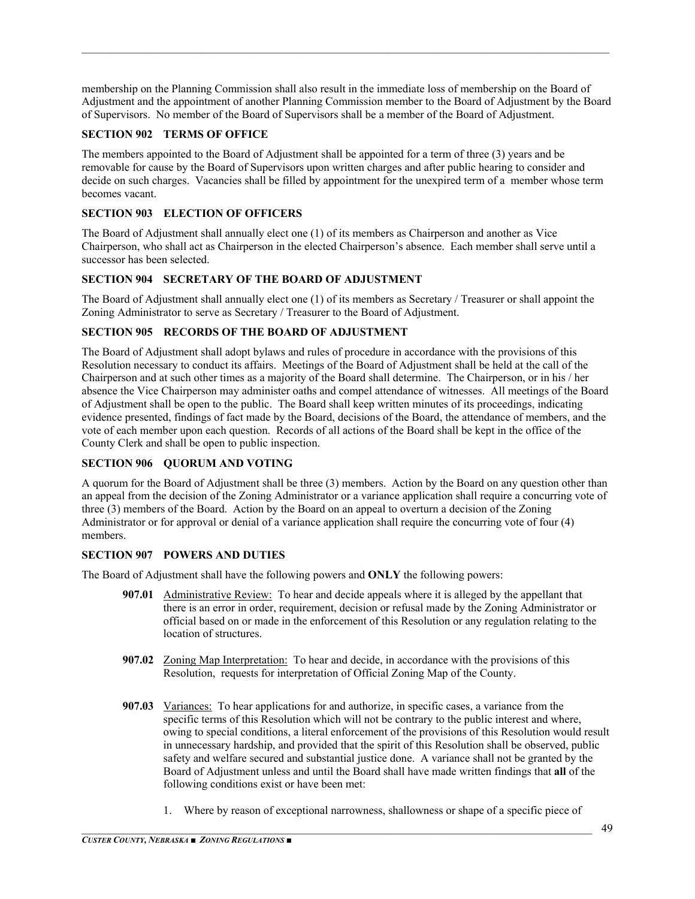membership on the Planning Commission shall also result in the immediate loss of membership on the Board of Adjustment and the appointment of another Planning Commission member to the Board of Adjustment by the Board of Supervisors. No member of the Board of Supervisors shall be a member of the Board of Adjustment.

### SECTION 902 TERMS OF OFFICE

The members appointed to the Board of Adjustment shall be appointed for a term of three (3) years and be removable for cause by the Board of Supervisors upon written charges and after public hearing to consider and decide on such charges. Vacancies shall be filled by appointment for the unexpired term of a member whose term becomes vacant.

### SECTION 903 ELECTION OF OFFICERS

The Board of Adjustment shall annually elect one (1) of its members as Chairperson and another as Vice Chairperson, who shall act as Chairperson in the elected Chairperson's absence. Each member shall serve until a successor has been selected.

### SECTION 904 SECRETARY OF THE BOARD OF ADJUSTMENT

The Board of Adjustment shall annually elect one (1) of its members as Secretary / Treasurer or shall appoint the Zoning Administrator to serve as Secretary / Treasurer to the Board of Adjustment.

### SECTION 905 RECORDS OF THE BOARD OF ADJUSTMENT

The Board of Adjustment shall adopt bylaws and rules of procedure in accordance with the provisions of this Resolution necessary to conduct its affairs. Meetings of the Board of Adjustment shall be held at the call of the Chairperson and at such other times as a majority of the Board shall determine. The Chairperson, or in his / her absence the Vice Chairperson may administer oaths and compel attendance of witnesses. All meetings of the Board of Adjustment shall be open to the public. The Board shall keep written minutes of its proceedings, indicating evidence presented, findings of fact made by the Board, decisions of the Board, the attendance of members, and the vote of each member upon each question. Records of all actions of the Board shall be kept in the office of the County Clerk and shall be open to public inspection.

### SECTION 906 QUORUM AND VOTING

A quorum for the Board of Adjustment shall be three (3) members. Action by the Board on any question other than an appeal from the decision of the Zoning Administrator or a variance application shall require a concurring vote of three (3) members of the Board. Action by the Board on an appeal to overturn a decision of the Zoning Administrator or for approval or denial of a variance application shall require the concurring vote of four (4) members.

### SECTION 907 POWERS AND DUTIES

The Board of Adjustment shall have the following powers and **ONLY** the following powers:

**907.01** Administrative Review: To hear and decide appeals where it is alleged by the appellant that there is an error in order, requirement, decision or refusal made by the Zoning Administrator or official based on or made in the enforcement of this Resolution or any regulation relating to the location of structures.

**907.02** Zoning Map Interpretation: To hear and decide, in accordance with the provisions of this Resolution, requests for interpretation of Official Zoning Map of the County.

**907.03** Variances: To hear applications for and authorize, in specific cases, a variance from the specific terms of this Resolution which will not be contrary to the public interest and where, owing to special conditions, a literal enforcement of the provisions of this Resolution would result in unnecessary hardship, and provided that the spirit of this Resolution shall be observed, public safety and welfare secured and substantial justice done. A variance shall not be granted by the Board of Adjustment unless and until the Board shall have made written findings that **all** of the following conditions exist or have been met:

1. Where by reason of exceptional narrowness, shallowness or shape of a specific piece of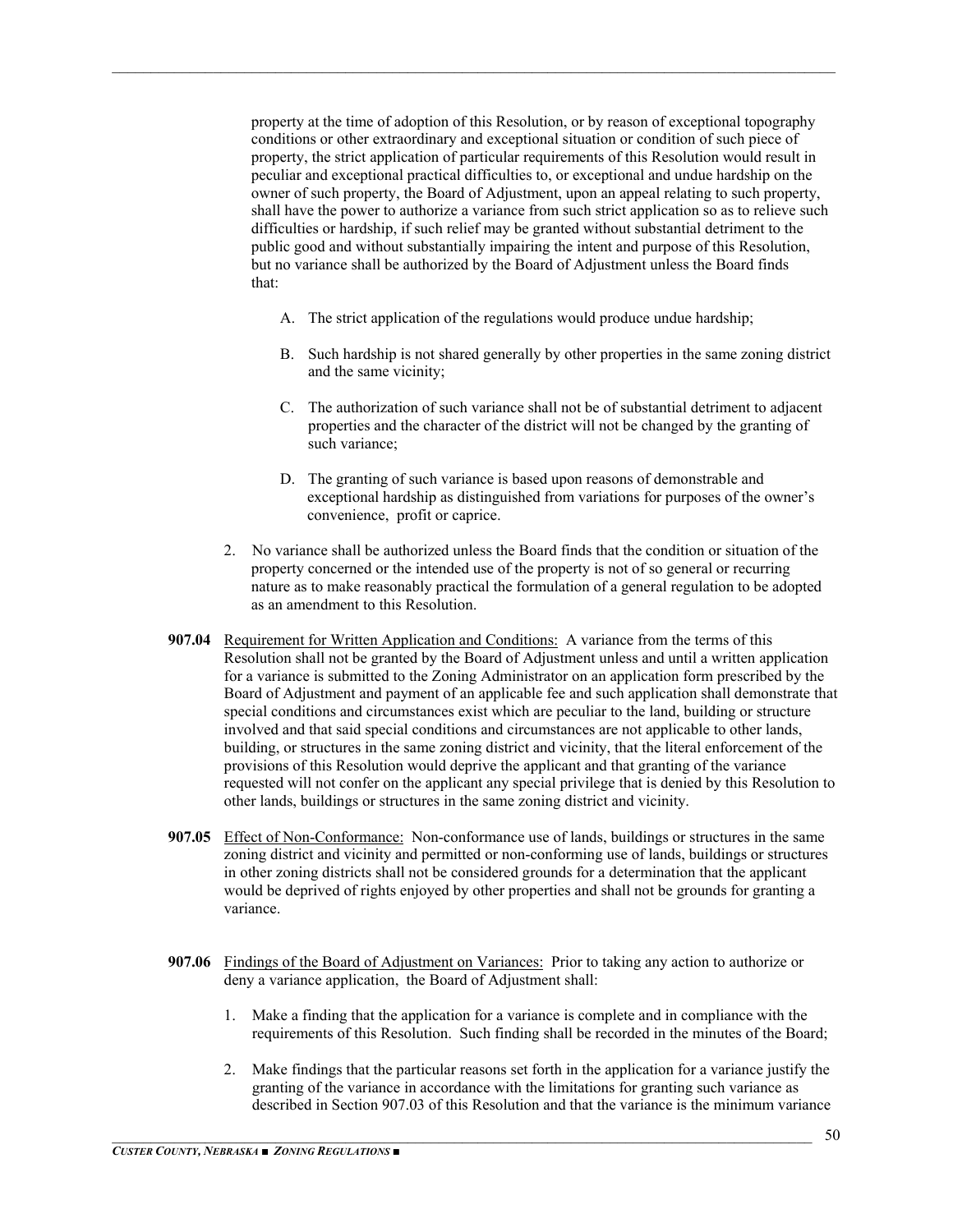property at the time of adoption of this Resolution, or by reason of exceptional topography conditions or other extraordinary and exceptional situation or condition of such piece of property, the strict application of particular requirements of this Resolution would result in peculiar and exceptional practical difficulties to, or exceptional and undue hardship on the owner of such property, the Board of Adjustment, upon an appeal relating to such property, shall have the power to authorize a variance from such strict application so as to relieve such difficulties or hardship, if such relief may be granted without substantial detriment to the public good and without substantially impairing the intent and purpose of this Resolution, but no variance shall be authorized by the Board of Adjustment unless the Board finds that:

A. The strict application of the regulations would produce undue hardship;

B. Such hardship is not shared generally by other properties in the same zoning district and the same vicinity;

C. The authorization of such variance shall not be of substantial detriment to adjacent properties and the character of the district will not be changed by the granting of such variance;

D. The granting of such variance is based upon reasons of demonstrable and exceptional hardship as distinguished from variations for purposes of the owner's convenience, profit or caprice.

2. No variance shall be authorized unless the Board finds that the condition or situation of the property concerned or the intended use of the property is not of so general or recurring nature as to make reasonably practical the formulation of a general regulation to be adopted as an amendment to this Resolution.

**907.04** Requirement for Written Application and Conditions: A variance from the terms of this Resolution shall not be granted by the Board of Adjustment unless and until a written application for a variance is submitted to the Zoning Administrator on an application form prescribed by the Board of Adjustment and payment of an applicable fee and such application shall demonstrate that special conditions and circumstances exist which are peculiar to the land, building or structure involved and that said special conditions and circumstances are not applicable to other lands, building, or structures in the same zoning district and vicinity, that the literal enforcement of the provisions of this Resolution would deprive the applicant and that granting of the variance requested will not confer on the applicant any special privilege that is denied by this Resolution to other lands, buildings or structures in the same zoning district and vicinity.

**907.05** Effect of Non-Conformance: Non-conformance use of lands, buildings or structures in the same zoning district and vicinity and permitted or non-conforming use of lands, buildings or structures in other zoning districts shall not be considered grounds for a determination that the applicant would be deprived of rights enjoyed by other properties and shall not be grounds for granting a variance.

**907.06** Findings of the Board of Adjustment on Variances: Prior to taking any action to authorize or deny a variance application, the Board of Adjustment shall:

1. Make a finding that the application for a variance is complete and in compliance with the requirements of this Resolution. Such finding shall be recorded in the minutes of the Board;

2. Make findings that the particular reasons set forth in the application for a variance justify the granting of the variance in accordance with the limitations for granting such variance as described in Section 907.03 of this Resolution and that the variance is the minimum variance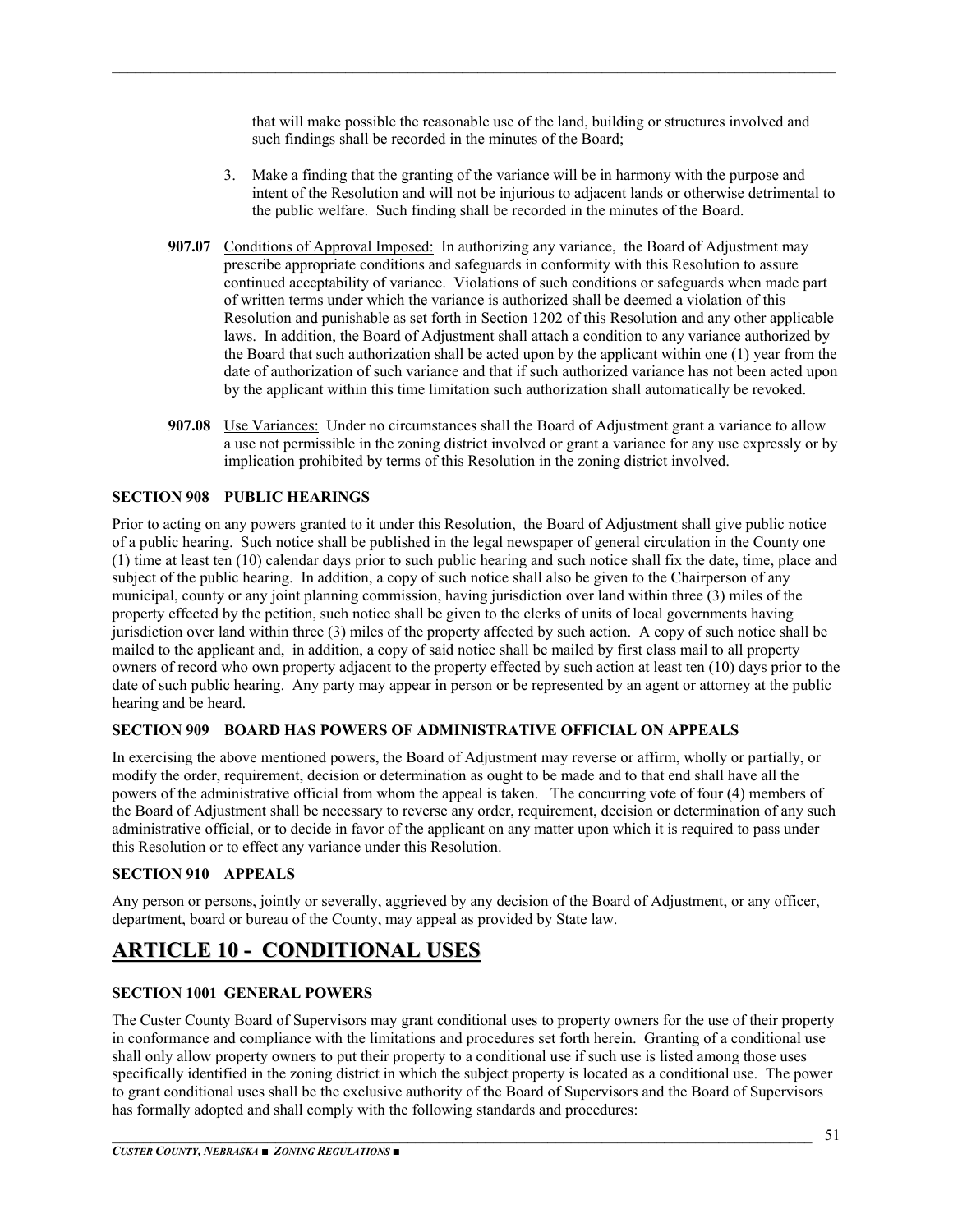that will make possible the reasonable use of the land, building or structures involved and such findings shall be recorded in the minutes of the Board;

3. Make a finding that the granting of the variance will be in harmony with the purpose and intent of the Resolution and will not be injurious to adjacent lands or otherwise detrimental to the public welfare. Such finding shall be recorded in the minutes of the Board.

**907.07** Conditions of Approval Imposed: In authorizing any variance, the Board of Adjustment may prescribe appropriate conditions and safeguards in conformity with this Resolution to assure continued acceptability of variance. Violations of such conditions or safeguards when made part of written terms under which the variance is authorized shall be deemed a violation of this Resolution and punishable as set forth in Section 1202 of this Resolution and any other applicable laws. In addition, the Board of Adjustment shall attach a condition to any variance authorized by the Board that such authorization shall be acted upon by the applicant within one (1) year from the date of authorization of such variance and that if such authorized variance has not been acted upon by the applicant within this time limitation such authorization shall automatically be revoked.

**907.08** Use Variances: Under no circumstances shall the Board of Adjustment grant a variance to allow a use not permissible in the zoning district involved or grant a variance for any use expressly or by implication prohibited by terms of this Resolution in the zoning district involved.

### SECTION 908 PUBLIC HEARINGS

Prior to acting on any powers granted to it under this Resolution, the Board of Adjustment shall give public notice of a public hearing. Such notice shall be published in the legal newspaper of general circulation in the County one (1) time at least ten (10) calendar days prior to such public hearing and such notice shall fix the date, time, place and subject of the public hearing. In addition, a copy of such notice shall also be given to the Chairperson of any municipal, county or any joint planning commission, having jurisdiction over land within three (3) miles of the property effected by the petition, such notice shall be given to the clerks of units of local governments having jurisdiction over land within three (3) miles of the property affected by such action. A copy of such notice shall be mailed to the applicant and, in addition, a copy of said notice shall be mailed by first class mail to all property owners of record who own property adjacent to the property effected by such action at least ten (10) days prior to the date of such public hearing. Any party may appear in person or be represented by an agent or attorney at the public hearing and be heard.

### SECTION 909 BOARD HAS POWERS OF ADMINISTRATIVE OFFICIAL ON APPEALS

In exercising the above mentioned powers, the Board of Adjustment may reverse or affirm, wholly or partially, or modify the order, requirement, decision or determination as ought to be made and to that end shall have all the powers of the administrative official from whom the appeal is taken. The concurring vote of four (4) members of the Board of Adjustment shall be necessary to reverse any order, requirement, decision or determination of any such administrative official, or to decide in favor of the applicant on any matter upon which it is required to pass under this Resolution or to effect any variance under this Resolution.

### SECTION 910 APPEALS

Any person or persons, jointly or severally, aggrieved by any decision of the Board of Adjustment, or any officer, department, board or bureau of the County, may appeal as provided by State law.

# ARTICLE 10 - CONDITIONAL USES

### SECTION 1001 GENERAL POWERS

The Custer County Board of Supervisors may grant conditional uses to property owners for the use of their property in conformance and compliance with the limitations and procedures set forth herein. Granting of a conditional use shall only allow property owners to put their property to a conditional use if such use is listed among those uses specifically identified in the zoning district in which the subject property is located as a conditional use. The power to grant conditional uses shall be the exclusive authority of the Board of Supervisors and the Board of Supervisors has formally adopted and shall comply with the following standards and procedures: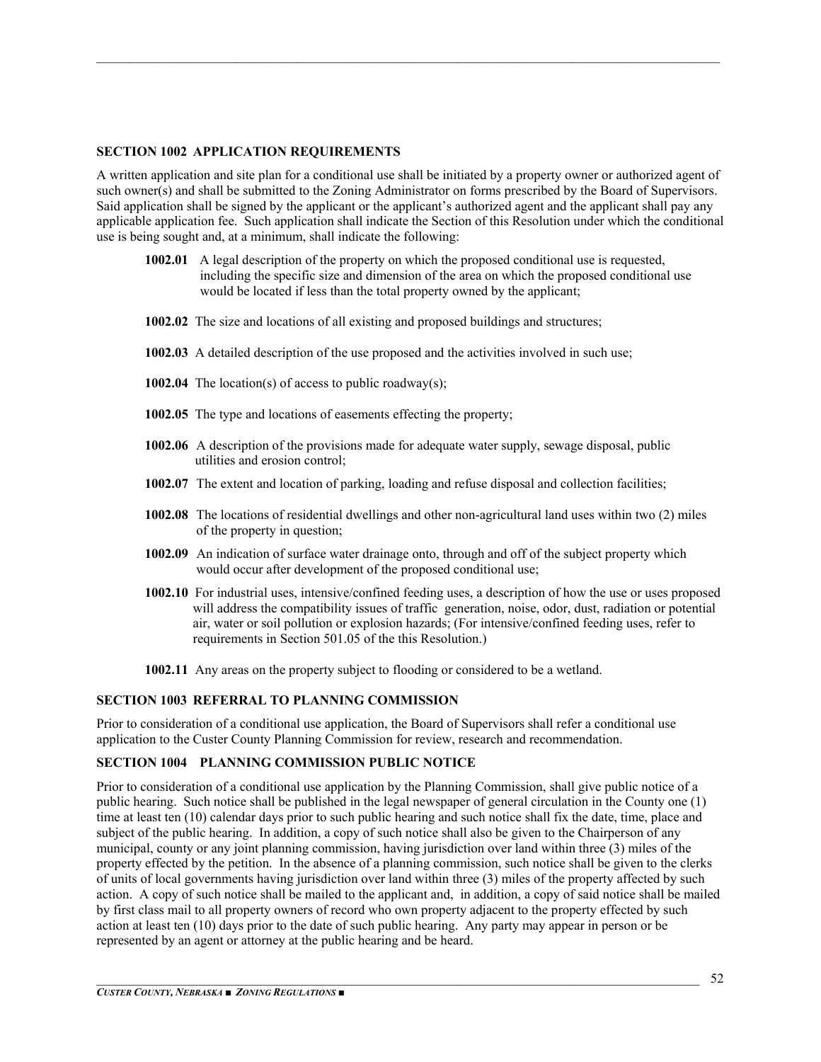**SECTION 1002 APPLICATION REQUIREMENTS**

A written application and site plan for a conditional use shall be initiated by a property owner or authorized agent of such owner(s) and shall be submitted to the Zoning Administrator on forms prescribed by the Board of Supervisors. Said application shall be signed by the applicant or the applicant's authorized agent and the applicant shall pay any applicable application fee. Such application shall indicate the Section of this Resolution under which the conditional use is being sought and, at a minimum, shall indicate the following:

**1002.01** A legal description of the property on which the proposed conditional use is requested, including the specific size and dimension of the area on which the proposed conditional use would be located if less than the total property owned by the applicant;

**1002.02** The size and locations of all existing and proposed buildings and structures;

**1002.03** A detailed description of the use proposed and the activities involved in such use;

**1002.04** The location(s) of access to public roadway(s);

**1002.05** The type and locations of easements effecting the property;

**1002.06** A description of the provisions made for adequate water supply, sewage disposal, public utilities and erosion control;

**1002.07** The extent and location of parking, loading and refuse disposal and collection facilities;

**1002.08** The locations of residential dwellings and other non-agricultural land uses within two (2) miles of the property in question;

**1002.09** An indication of surface water drainage onto, through and off of the subject property which would occur after development of the proposed conditional use;

**1002.10** For industrial uses, intensive/confined feeding uses, a description of how the use or uses proposed will address the compatibility issues of traffic generation, noise, odor, dust, radiation or potential air, water or soil pollution or explosion hazards; (For intensive/confined feeding uses, refer to requirements in Section 501.05 of the this Resolution.)

**1002.11** Any areas on the property subject to flooding or considered to be a wetland.

**SECTION 1003 REFERRAL TO PLANNING COMMISSION**

Prior to consideration of a conditional use application, the Board of Supervisors shall refer a conditional use application to the Custer County Planning Commission for review, research and recommendation.

**SECTION 1004 PLANNING COMMISSION PUBLIC NOTICE**

Prior to consideration of a conditional use application by the Planning Commission, shall give public notice of a public hearing. Such notice shall be published in the legal newspaper of general circulation in the County one (1) time at least ten (10) calendar days prior to such public hearing and such notice shall fix the date, time, place and subject of the public hearing. In addition, a copy of such notice shall also be given to the Chairperson of any municipal, county or any joint planning commission, having jurisdiction over land within three (3) miles of the property effected by the petition. In the absence of a planning commission, such notice shall be given to the clerks of units of local governments having jurisdiction over land within three (3) miles of the property affected by such action. A copy of such notice shall be mailed to the applicant and, in addition, a copy of said notice shall be mailed by first class mail to all property owners of record who own property adjacent to the property effected by such action at least ten (10) days prior to the date of such public hearing. Any party may appear in person or be represented by an agent or attorney at the public hearing and be heard.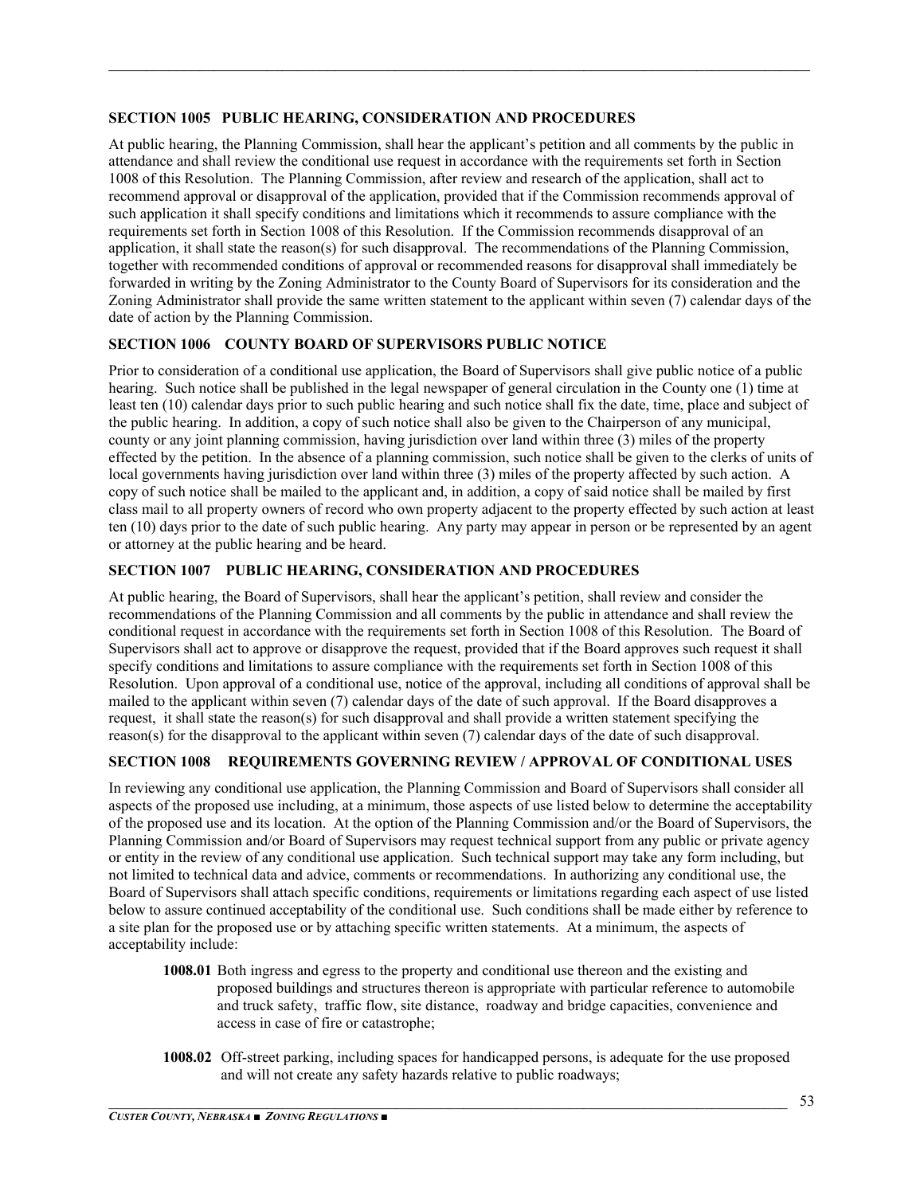### SECTION 1005 PUBLIC HEARING, CONSIDERATION AND PROCEDURES

At public hearing, the Planning Commission, shall hear the applicant's petition and all comments by the public in attendance and shall review the conditional use request in accordance with the requirements set forth in Section 1008 of this Resolution. The Planning Commission, after review and research of the application, shall act to recommend approval or disapproval of the application, provided that if the Commission recommends approval of such application it shall specify conditions and limitations which it recommends to assure compliance with the requirements set forth in Section 1008 of this Resolution. If the Commission recommends disapproval of an application, it shall state the reason(s) for such disapproval. The recommendations of the Planning Commission, together with recommended conditions of approval or recommended reasons for disapproval shall immediately be forwarded in writing by the Zoning Administrator to the County Board of Supervisors for its consideration and the Zoning Administrator shall provide the same written statement to the applicant within seven (7) calendar days of the date of action by the Planning Commission.

### SECTION 1006 COUNTY BOARD OF SUPERVISORS PUBLIC NOTICE

Prior to consideration of a conditional use application, the Board of Supervisors shall give public notice of a public hearing. Such notice shall be published in the legal newspaper of general circulation in the County one (1) time at least ten (10) calendar days prior to such public hearing and such notice shall fix the date, time, place and subject of the public hearing. In addition, a copy of such notice shall also be given to the Chairperson of any municipal, county or any joint planning commission, having jurisdiction over land within three (3) miles of the property effected by the petition. In the absence of a planning commission, such notice shall be given to the clerks of units of local governments having jurisdiction over land within three (3) miles of the property affected by such action. A copy of such notice shall be mailed to the applicant and, in addition, a copy of said notice shall be mailed by first class mail to all property owners of record who own property adjacent to the property effected by such action at least ten (10) days prior to the date of such public hearing. Any party may appear in person or be represented by an agent or attorney at the public hearing and be heard.

### SECTION 1007 PUBLIC HEARING, CONSIDERATION AND PROCEDURES

At public hearing, the Board of Supervisors, shall hear the applicant's petition, shall review and consider the recommendations of the Planning Commission and all comments by the public in attendance and shall review the conditional request in accordance with the requirements set forth in Section 1008 of this Resolution. The Board of Supervisors shall act to approve or disapprove the request, provided that if the Board approves such request it shall specify conditions and limitations to assure compliance with the requirements set forth in Section 1008 of this Resolution. Upon approval of a conditional use, notice of the approval, including all conditions of approval shall be mailed to the applicant within seven (7) calendar days of the date of such approval. If the Board disapproves a request, it shall state the reason(s) for such disapproval and shall provide a written statement specifying the reason(s) for the disapproval to the applicant within seven (7) calendar days of the date of such disapproval.

### SECTION 1008 REQUIREMENTS GOVERNING REVIEW / APPROVAL OF CONDITIONAL USES

In reviewing any conditional use application, the Planning Commission and Board of Supervisors shall consider all aspects of the proposed use including, at a minimum, those aspects of use listed below to determine the acceptability of the proposed use and its location. At the option of the Planning Commission and/or the Board of Supervisors, the Planning Commission and/or Board of Supervisors may request technical support from any public or private agency or entity in the review of any conditional use application. Such technical support may take any form including, but not limited to technical data and advice, comments or recommendations. In authorizing any conditional use, the Board of Supervisors shall attach specific conditions, requirements or limitations regarding each aspect of use listed below to assure continued acceptability of the conditional use. Such conditions shall be made either by reference to a site plan for the proposed use or by attaching specific written statements. At a minimum, the aspects of acceptability include:

**1008.01** Both ingress and egress to the property and conditional use thereon and the existing and proposed buildings and structures thereon is appropriate with particular reference to automobile and truck safety, traffic flow, site distance, roadway and bridge capacities, convenience and access in case of fire or catastrophe;

**1008.02** Off-street parking, including spaces for handicapped persons, is adequate for the use proposed and will not create any safety hazards relative to public roadways;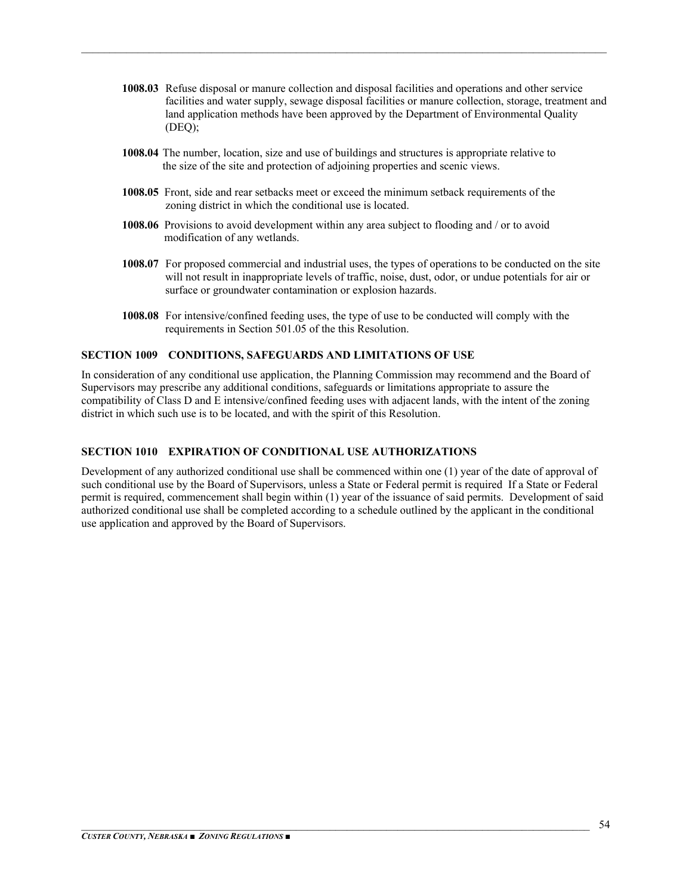**1008.03** Refuse disposal or manure collection and disposal facilities and operations and other service facilities and water supply, sewage disposal facilities or manure collection, storage, treatment and land application methods have been approved by the Department of Environmental Quality (DEQ);

**1008.04** The number, location, size and use of buildings and structures is appropriate relative to the size of the site and protection of adjoining properties and scenic views.

**1008.05** Front, side and rear setbacks meet or exceed the minimum setback requirements of the zoning district in which the conditional use is located.

**1008.06** Provisions to avoid development within any area subject to flooding and / or to avoid modification of any wetlands.

**1008.07** For proposed commercial and industrial uses, the types of operations to be conducted on the site will not result in inappropriate levels of traffic, noise, dust, odor, or undue potentials for air or surface or groundwater contamination or explosion hazards.

**1008.08** For intensive/confined feeding uses, the type of use to be conducted will comply with the requirements in Section 501.05 of the this Resolution.

### SECTION 1009 CONDITIONS, SAFEGUARDS AND LIMITATIONS OF USE

In consideration of any conditional use application, the Planning Commission may recommend and the Board of Supervisors may prescribe any additional conditions, safeguards or limitations appropriate to assure the compatibility of Class D and E intensive/confined feeding uses with adjacent lands, with the intent of the zoning district in which such use is to be located, and with the spirit of this Resolution.

### SECTION 1010 EXPIRATION OF CONDITIONAL USE AUTHORIZATIONS

Development of any authorized conditional use shall be commenced within one (1) year of the date of approval of such conditional use by the Board of Supervisors, unless a State or Federal permit is required If a State or Federal permit is required, commencement shall begin within (1) year of the issuance of said permits. Development of said authorized conditional use shall be completed according to a schedule outlined by the applicant in the conditional use application and approved by the Board of Supervisors.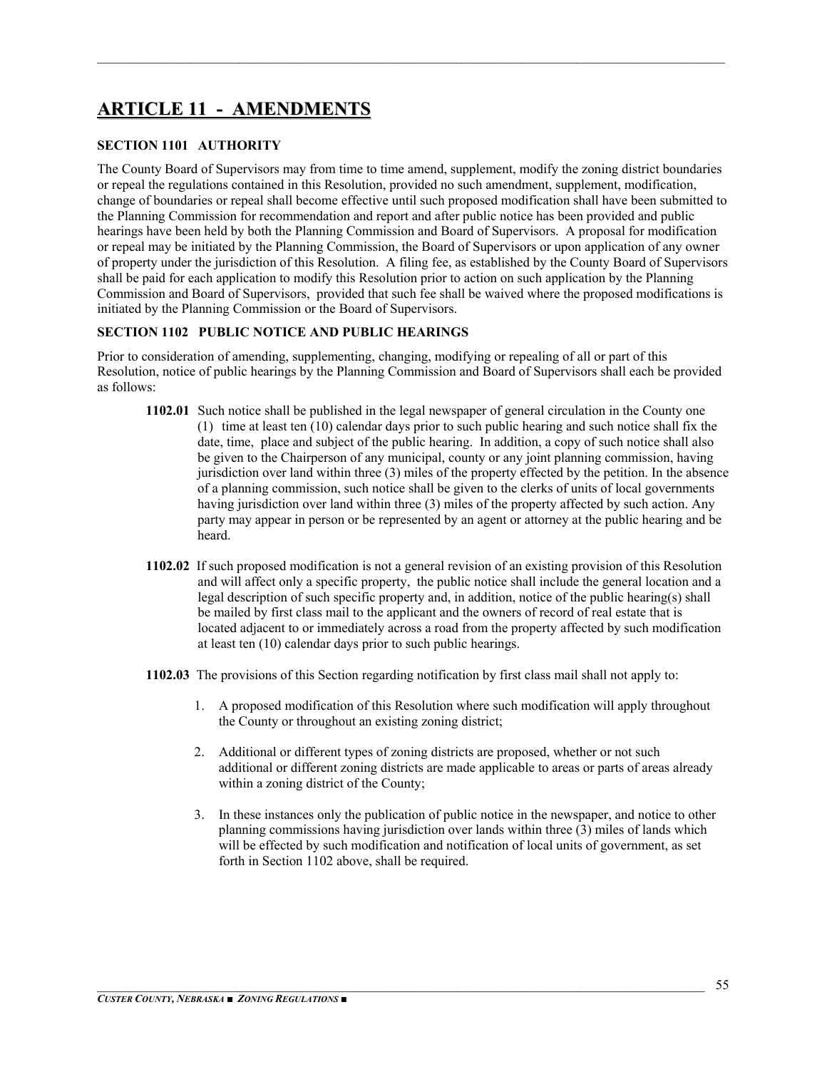# ARTICLE 11 - AMENDMENTS

### SECTION 1101 AUTHORITY

The County Board of Supervisors may from time to time amend, supplement, modify the zoning district boundaries or repeal the regulations contained in this Resolution, provided no such amendment, supplement, modification, change of boundaries or repeal shall become effective until such proposed modification shall have been submitted to the Planning Commission for recommendation and report and after public notice has been provided and public hearings have been held by both the Planning Commission and Board of Supervisors. A proposal for modification or repeal may be initiated by the Planning Commission, the Board of Supervisors or upon application of any owner of property under the jurisdiction of this Resolution. A filing fee, as established by the County Board of Supervisors shall be paid for each application to modify this Resolution prior to action on such application by the Planning Commission and Board of Supervisors, provided that such fee shall be waived where the proposed modifications is initiated by the Planning Commission or the Board of Supervisors.

### SECTION 1102 PUBLIC NOTICE AND PUBLIC HEARINGS

Prior to consideration of amending, supplementing, changing, modifying or repealing of all or part of this Resolution, notice of public hearings by the Planning Commission and Board of Supervisors shall each be provided as follows:

**1102.01** Such notice shall be published in the legal newspaper of general circulation in the County one (1) time at least ten (10) calendar days prior to such public hearing and such notice shall fix the date, time, place and subject of the public hearing. In addition, a copy of such notice shall also be given to the Chairperson of any municipal, county or any joint planning commission, having jurisdiction over land within three (3) miles of the property effected by the petition. In the absence of a planning commission, such notice shall be given to the clerks of units of local governments having jurisdiction over land within three (3) miles of the property affected by such action. Any party may appear in person or be represented by an agent or attorney at the public hearing and be heard.

**1102.02** If such proposed modification is not a general revision of an existing provision of this Resolution and will affect only a specific property, the public notice shall include the general location and a legal description of such specific property and, in addition, notice of the public hearing(s) shall be mailed by first class mail to the applicant and the owners of record of real estate that is located adjacent to or immediately across a road from the property affected by such modification at least ten (10) calendar days prior to such public hearings.

**1102.03** The provisions of this Section regarding notification by first class mail shall not apply to:

1. A proposed modification of this Resolution where such modification will apply throughout the County or throughout an existing zoning district;
2. Additional or different types of zoning districts are proposed, whether or not such additional or different zoning districts are made applicable to areas or parts of areas already within a zoning district of the County;
3. In these instances only the publication of public notice in the newspaper, and notice to other planning commissions having jurisdiction over lands within three (3) miles of lands which will be effected by such modification and notification of local units of government, as set forth in Section 1102 above, shall be required.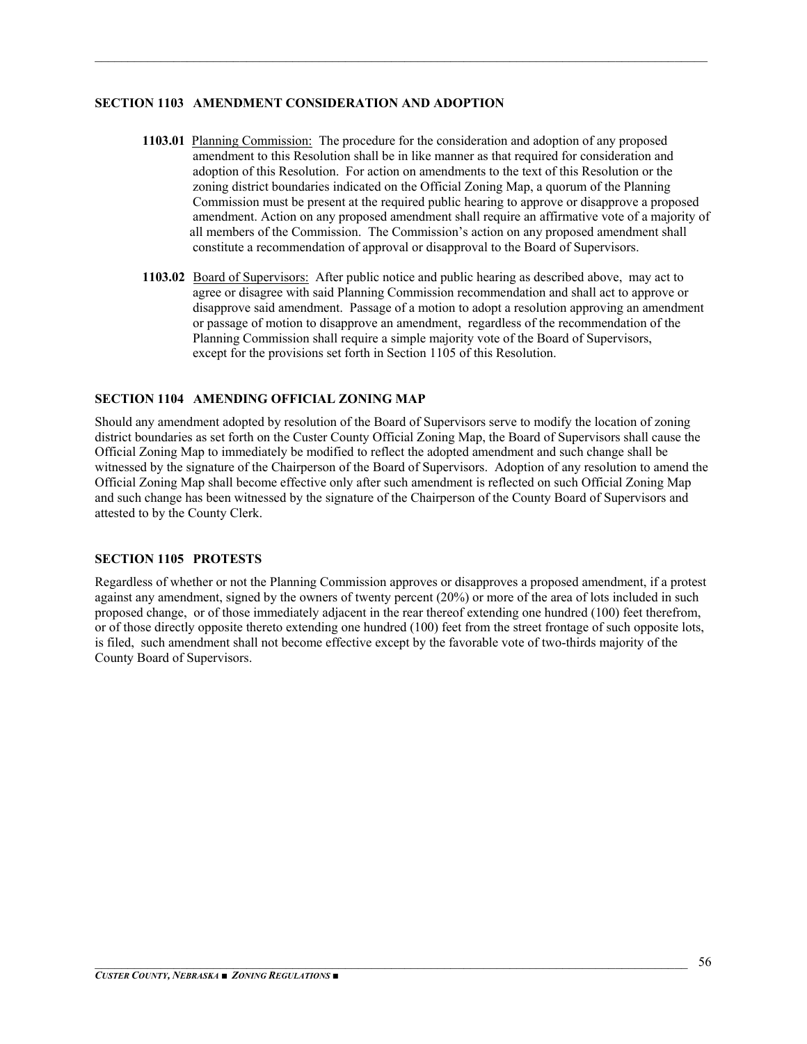## SECTION 1103 AMENDMENT CONSIDERATION AND ADOPTION

**1103.01** Planning Commission: The procedure for the consideration and adoption of any proposed amendment to this Resolution shall be in like manner as that required for consideration and adoption of this Resolution. For action on amendments to the text of this Resolution or the zoning district boundaries indicated on the Official Zoning Map, a quorum of the Planning Commission must be present at the required public hearing to approve or disapprove a proposed amendment. Action on any proposed amendment shall require an affirmative vote of a majority of all members of the Commission. The Commission's action on any proposed amendment shall constitute a recommendation of approval or disapproval to the Board of Supervisors.

**1103.02** Board of Supervisors: After public notice and public hearing as described above, may act to agree or disagree with said Planning Commission recommendation and shall act to approve or disapprove said amendment. Passage of a motion to adopt a resolution approving an amendment or passage of motion to disapprove an amendment, regardless of the recommendation of the Planning Commission shall require a simple majority vote of the Board of Supervisors, except for the provisions set forth in Section 1105 of this Resolution.

## SECTION 1104 AMENDING OFFICIAL ZONING MAP

Should any amendment adopted by resolution of the Board of Supervisors serve to modify the location of zoning district boundaries as set forth on the Custer County Official Zoning Map, the Board of Supervisors shall cause the Official Zoning Map to immediately be modified to reflect the adopted amendment and such change shall be witnessed by the signature of the Chairperson of the Board of Supervisors. Adoption of any resolution to amend the Official Zoning Map shall become effective only after such amendment is reflected on such Official Zoning Map and such change has been witnessed by the signature of the Chairperson of the County Board of Supervisors and attested to by the County Clerk.

## SECTION 1105 PROTESTS

Regardless of whether or not the Planning Commission approves or disapproves a proposed amendment, if a protest against any amendment, signed by the owners of twenty percent (20%) or more of the area of lots included in such proposed change, or of those immediately adjacent in the rear thereof extending one hundred (100) feet therefrom, or of those directly opposite thereto extending one hundred (100) feet from the street frontage of such opposite lots, is filed, such amendment shall not become effective except by the favorable vote of two-thirds majority of the County Board of Supervisors.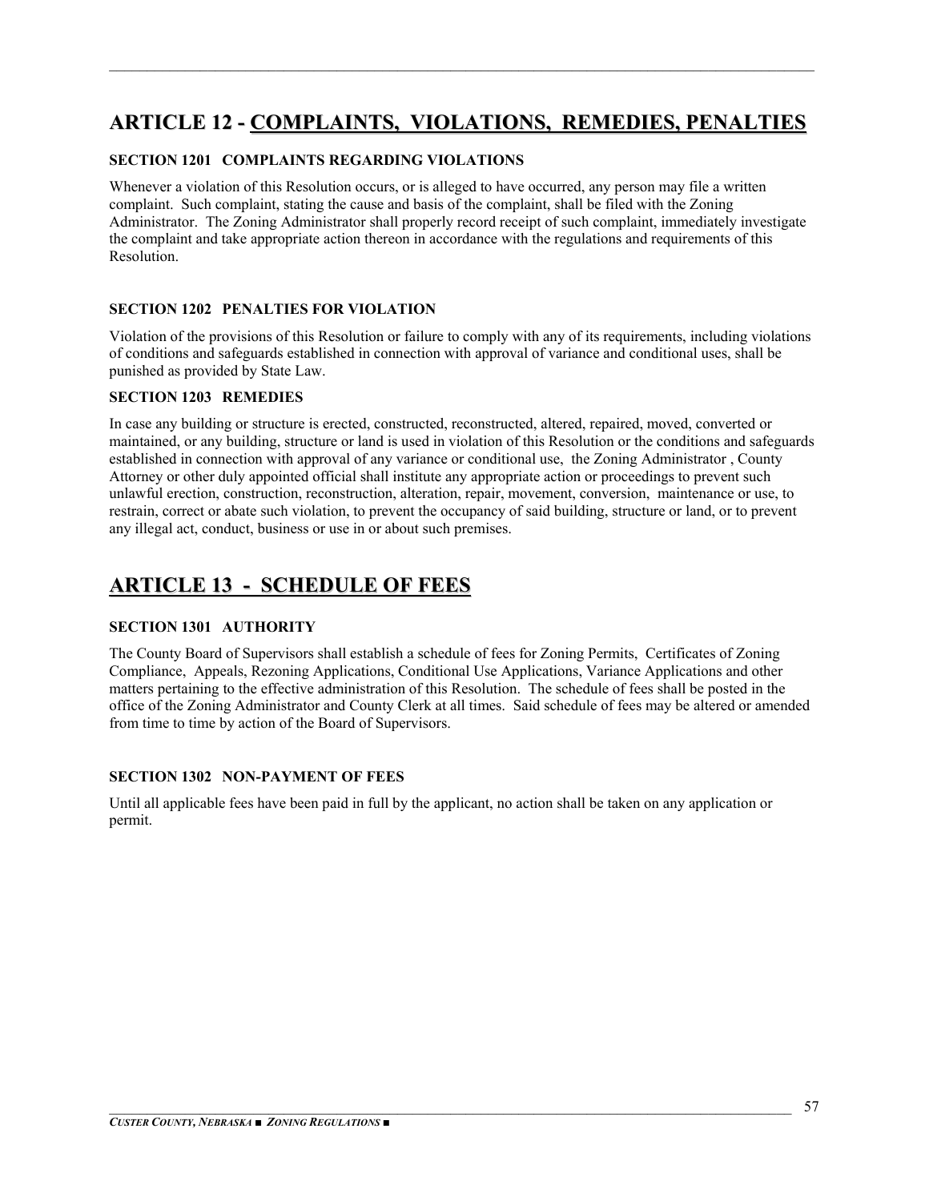## ARTICLE 12 - COMPLAINTS, VIOLATIONS, REMEDIES, PENALTIES

### SECTION 1201 COMPLAINTS REGARDING VIOLATIONS

Whenever a violation of this Resolution occurs, or is alleged to have occurred, any person may file a written complaint. Such complaint, stating the cause and basis of the complaint, shall be filed with the Zoning Administrator. The Zoning Administrator shall properly record receipt of such complaint, immediately investigate the complaint and take appropriate action thereon in accordance with the regulations and requirements of this Resolution.

### SECTION 1202 PENALTIES FOR VIOLATION

Violation of the provisions of this Resolution or failure to comply with any of its requirements, including violations of conditions and safeguards established in connection with approval of variance and conditional uses, shall be punished as provided by State Law.

### SECTION 1203 REMEDIES

In case any building or structure is erected, constructed, reconstructed, altered, repaired, moved, converted or maintained, or any building, structure or land is used in violation of this Resolution or the conditions and safeguards established in connection with approval of any variance or conditional use, the Zoning Administrator , County Attorney or other duly appointed official shall institute any appropriate action or proceedings to prevent such unlawful erection, construction, reconstruction, alteration, repair, movement, conversion, maintenance or use, to restrain, correct or abate such violation, to prevent the occupancy of said building, structure or land, or to prevent any illegal act, conduct, business or use in or about such premises.

## ARTICLE 13 - SCHEDULE OF FEES

### SECTION 1301 AUTHORITY

The County Board of Supervisors shall establish a schedule of fees for Zoning Permits, Certificates of Zoning Compliance, Appeals, Rezoning Applications, Conditional Use Applications, Variance Applications and other matters pertaining to the effective administration of this Resolution. The schedule of fees shall be posted in the office of the Zoning Administrator and County Clerk at all times. Said schedule of fees may be altered or amended from time to time by action of the Board of Supervisors.

### SECTION 1302 NON-PAYMENT OF FEES

Until all applicable fees have been paid in full by the applicant, no action shall be taken on any application or permit.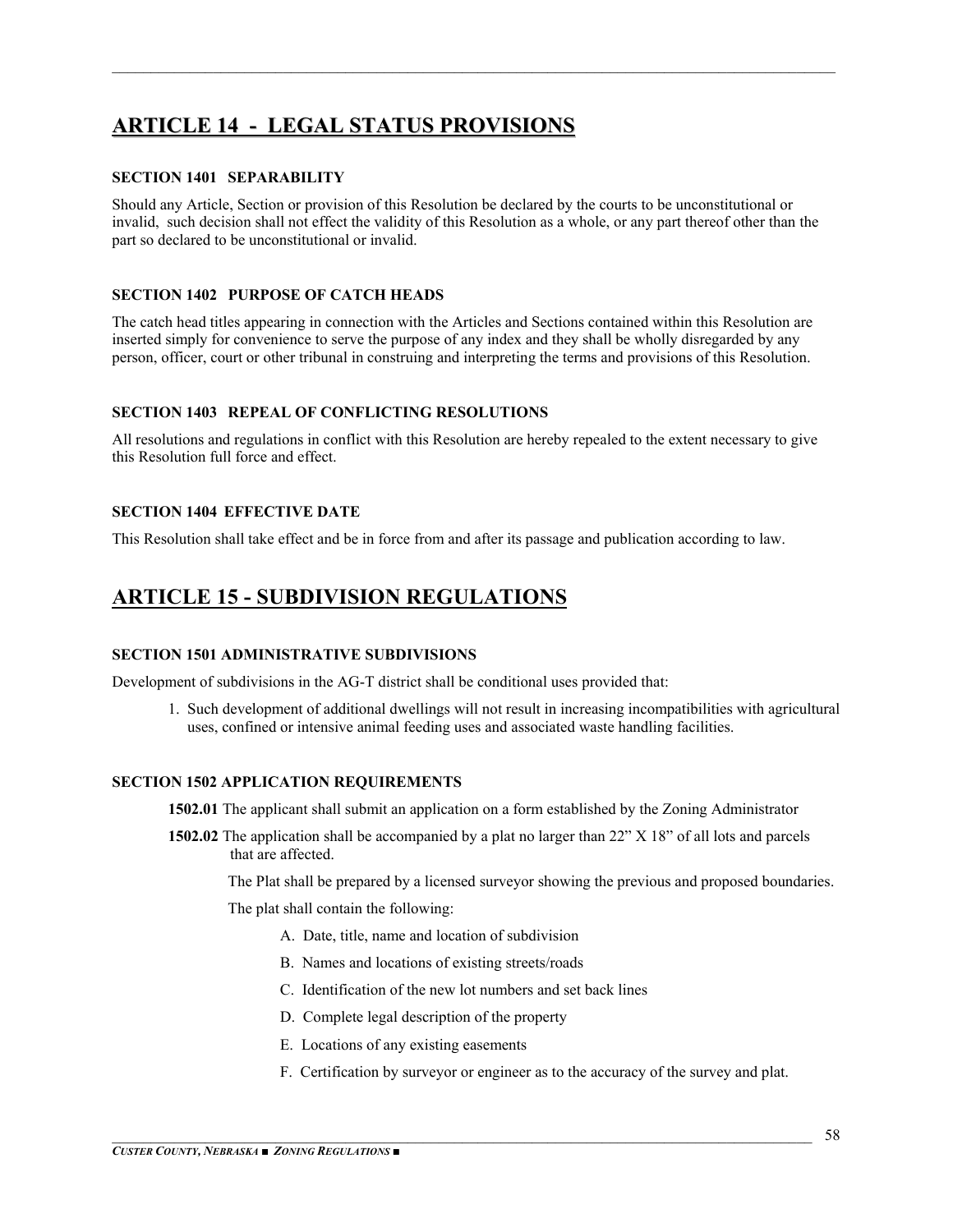# ARTICLE 14 - LEGAL STATUS PROVISIONS

### SECTION 1401 SEPARABILITY

Should any Article, Section or provision of this Resolution be declared by the courts to be unconstitutional or invalid, such decision shall not effect the validity of this Resolution as a whole, or any part thereof other than the part so declared to be unconstitutional or invalid.

### SECTION 1402 PURPOSE OF CATCH HEADS

The catch head titles appearing in connection with the Articles and Sections contained within this Resolution are inserted simply for convenience to serve the purpose of any index and they shall be wholly disregarded by any person, officer, court or other tribunal in construing and interpreting the terms and provisions of this Resolution.

### SECTION 1403 REPEAL OF CONFLICTING RESOLUTIONS

All resolutions and regulations in conflict with this Resolution are hereby repealed to the extent necessary to give this Resolution full force and effect.

### SECTION 1404 EFFECTIVE DATE

This Resolution shall take effect and be in force from and after its passage and publication according to law.

# ARTICLE 15 - SUBDIVISION REGULATIONS

### SECTION 1501 ADMINISTRATIVE SUBDIVISIONS

Development of subdivisions in the AG-T district shall be conditional uses provided that:

1. Such development of additional dwellings will not result in increasing incompatibilities with agricultural uses, confined or intensive animal feeding uses and associated waste handling facilities.

### SECTION 1502 APPLICATION REQUIREMENTS

**1502.01** The applicant shall submit an application on a form established by the Zoning Administrator

**1502.02** The application shall be accompanied by a plat no larger than 22" X 18" of all lots and parcels that are affected.

The Plat shall be prepared by a licensed surveyor showing the previous and proposed boundaries.

The plat shall contain the following:

A. Date, title, name and location of subdivision

B. Names and locations of existing streets/roads

C. Identification of the new lot numbers and set back lines

D. Complete legal description of the property

E. Locations of any existing easements

F. Certification by surveyor or engineer as to the accuracy of the survey and plat.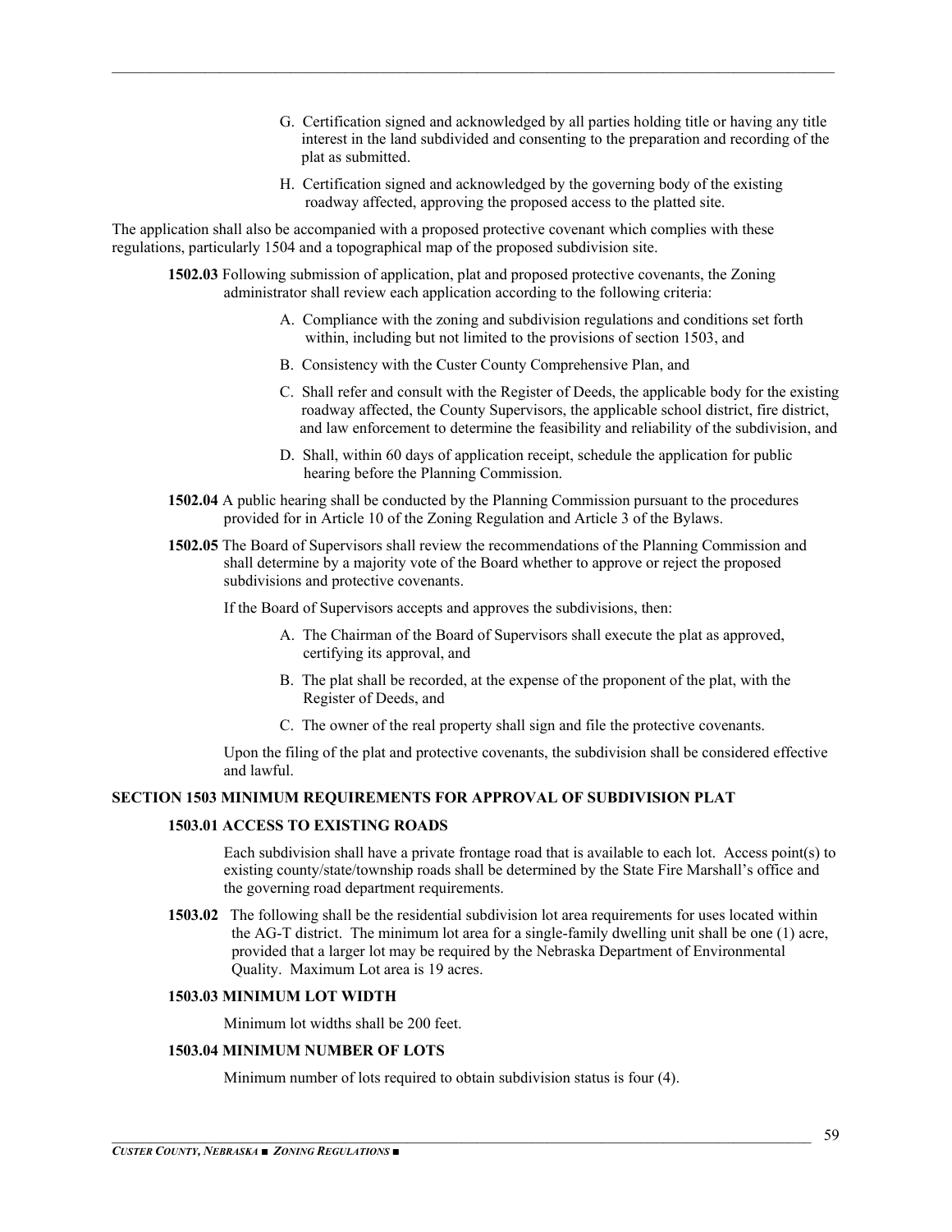G. Certification signed and acknowledged by all parties holding title or having any title interest in the land subdivided and consenting to the preparation and recording of the plat as submitted.

H. Certification signed and acknowledged by the governing body of the existing roadway affected, approving the proposed access to the platted site.

The application shall also be accompanied with a proposed protective covenant which complies with these regulations, particularly 1504 and a topographical map of the proposed subdivision site.

**1502.03** Following submission of application, plat and proposed protective covenants, the Zoning administrator shall review each application according to the following criteria:

A. Compliance with the zoning and subdivision regulations and conditions set forth within, including but not limited to the provisions of section 1503, and

B. Consistency with the Custer County Comprehensive Plan, and

C. Shall refer and consult with the Register of Deeds, the applicable body for the existing roadway affected, the County Supervisors, the applicable school district, fire district, and law enforcement to determine the feasibility and reliability of the subdivision, and

D. Shall, within 60 days of application receipt, schedule the application for public hearing before the Planning Commission.

**1502.04** A public hearing shall be conducted by the Planning Commission pursuant to the procedures provided for in Article 10 of the Zoning Regulation and Article 3 of the Bylaws.

**1502.05** The Board of Supervisors shall review the recommendations of the Planning Commission and shall determine by a majority vote of the Board whether to approve or reject the proposed subdivisions and protective covenants.

If the Board of Supervisors accepts and approves the subdivisions, then:

A. The Chairman of the Board of Supervisors shall execute the plat as approved, certifying its approval, and

B. The plat shall be recorded, at the expense of the proponent of the plat, with the Register of Deeds, and

C. The owner of the real property shall sign and file the protective covenants.

Upon the filing of the plat and protective covenants, the subdivision shall be considered effective and lawful.

## SECTION 1503 MINIMUM REQUIREMENTS FOR APPROVAL OF SUBDIVISION PLAT

### 1503.01 ACCESS TO EXISTING ROADS

Each subdivision shall have a private frontage road that is available to each lot. Access point(s) to existing county/state/township roads shall be determined by the State Fire Marshall's office and the governing road department requirements.

**1503.02** The following shall be the residential subdivision lot area requirements for uses located within the AG-T district. The minimum lot area for a single-family dwelling unit shall be one (1) acre, provided that a larger lot may be required by the Nebraska Department of Environmental Quality. Maximum Lot area is 19 acres.

### 1503.03 MINIMUM LOT WIDTH

Minimum lot widths shall be 200 feet.

### 1503.04 MINIMUM NUMBER OF LOTS

Minimum number of lots required to obtain subdivision status is four (4).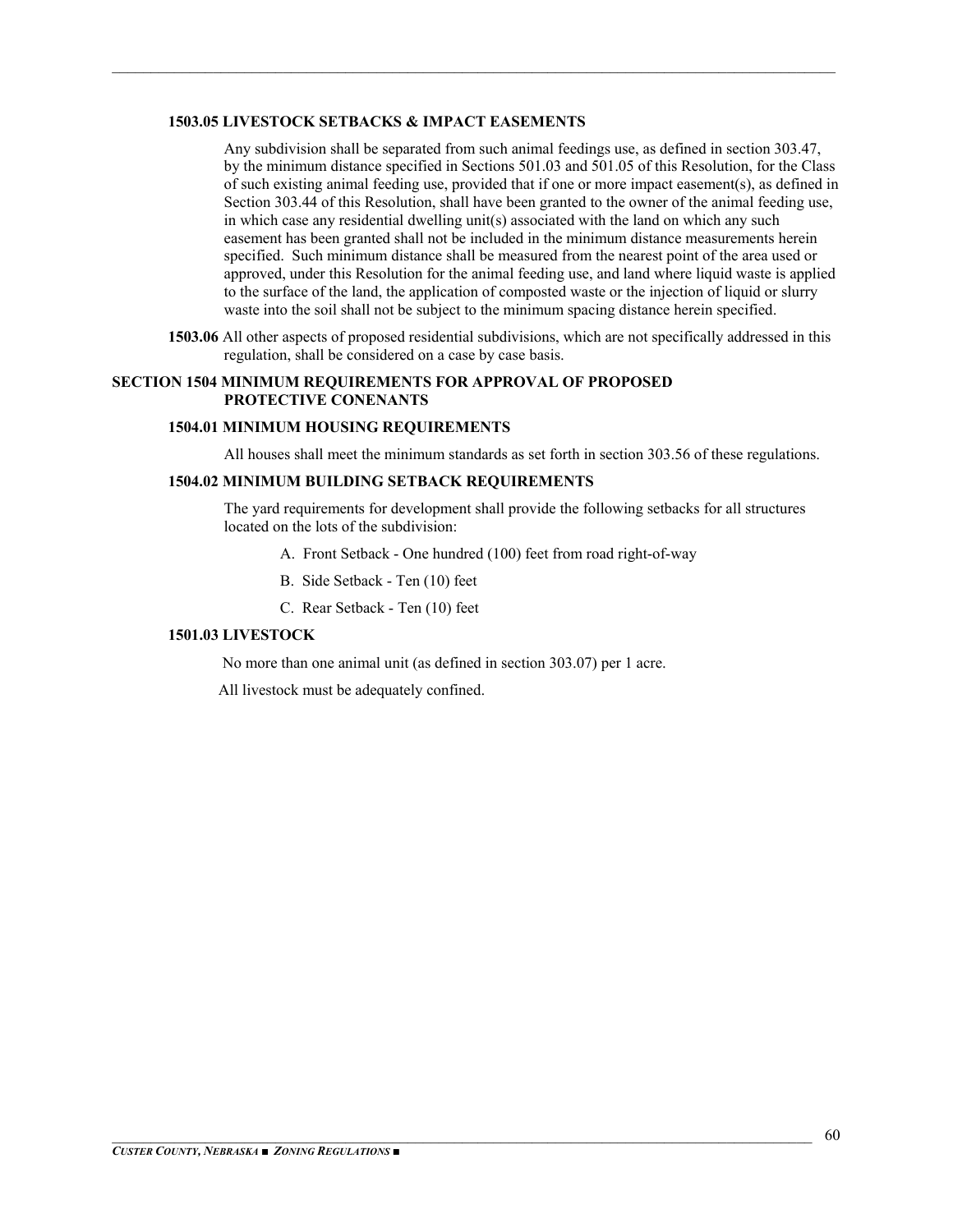### 1503.05 LIVESTOCK SETBACKS & IMPACT EASEMENTS

Any subdivision shall be separated from such animal feedings use, as defined in section 303.47, by the minimum distance specified in Sections 501.03 and 501.05 of this Resolution, for the Class of such existing animal feeding use, provided that if one or more impact easement(s), as defined in Section 303.44 of this Resolution, shall have been granted to the owner of the animal feeding use, in which case any residential dwelling unit(s) associated with the land on which any such easement has been granted shall not be included in the minimum distance measurements herein specified. Such minimum distance shall be measured from the nearest point of the area used or approved, under this Resolution for the animal feeding use, and land where liquid waste is applied to the surface of the land, the application of composted waste or the injection of liquid or slurry waste into the soil shall not be subject to the minimum spacing distance herein specified.

**1503.06** All other aspects of proposed residential subdivisions, which are not specifically addressed in this regulation, shall be considered on a case by case basis.

## SECTION 1504 MINIMUM REQUIREMENTS FOR APPROVAL OF PROPOSED PROTECTIVE CONENANTS

### 1504.01 MINIMUM HOUSING REQUIREMENTS

All houses shall meet the minimum standards as set forth in section 303.56 of these regulations.

### 1504.02 MINIMUM BUILDING SETBACK REQUIREMENTS

The yard requirements for development shall provide the following setbacks for all structures located on the lots of the subdivision:

A. Front Setback - One hundred (100) feet from road right-of-way

B. Side Setback - Ten (10) feet

C. Rear Setback - Ten (10) feet

### 1501.03 LIVESTOCK

No more than one animal unit (as defined in section 303.07) per 1 acre.

All livestock must be adequately confined.